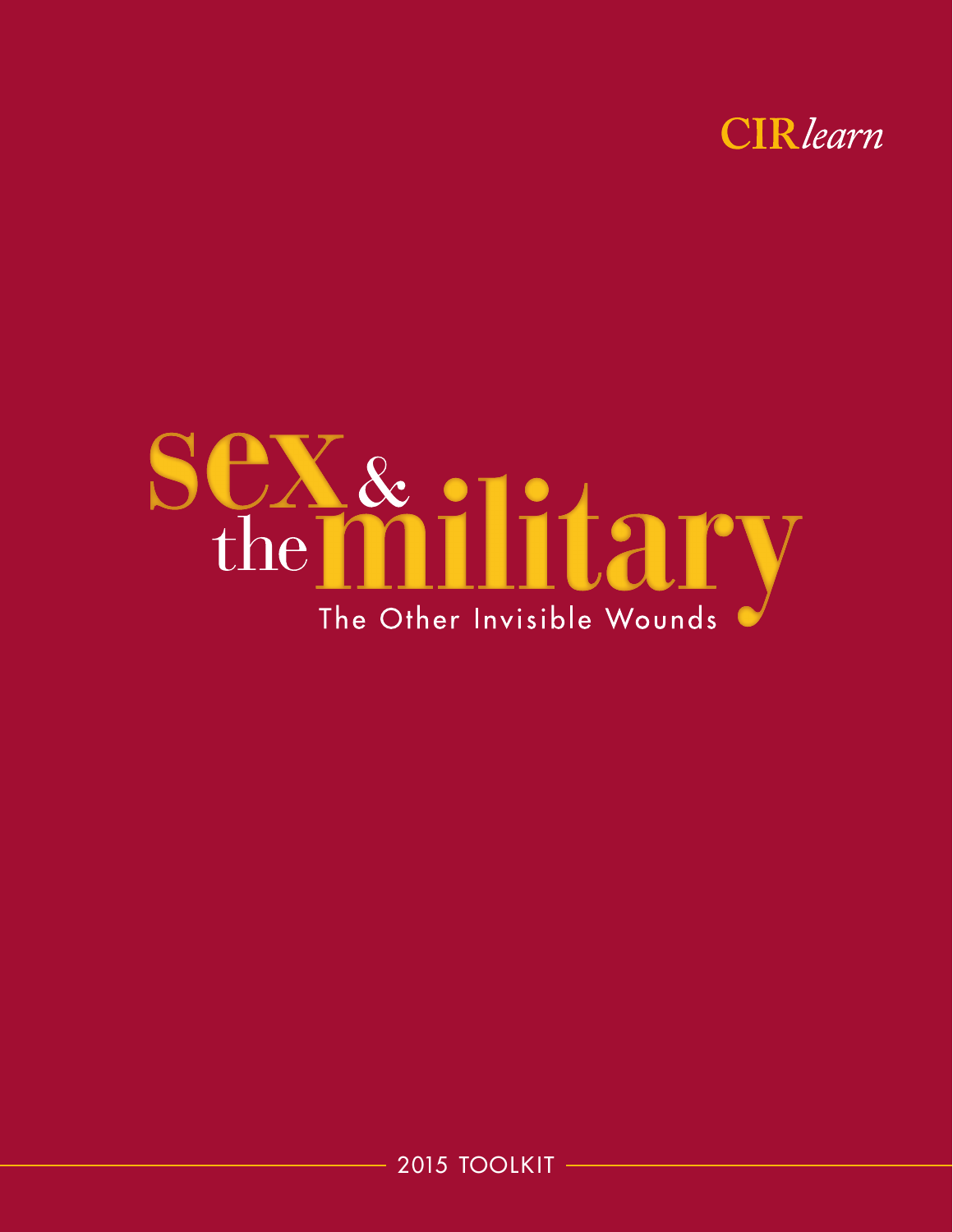CIR*learn*

# sex & the military

## The Other Invisible Wounds

2015 TOOLKIT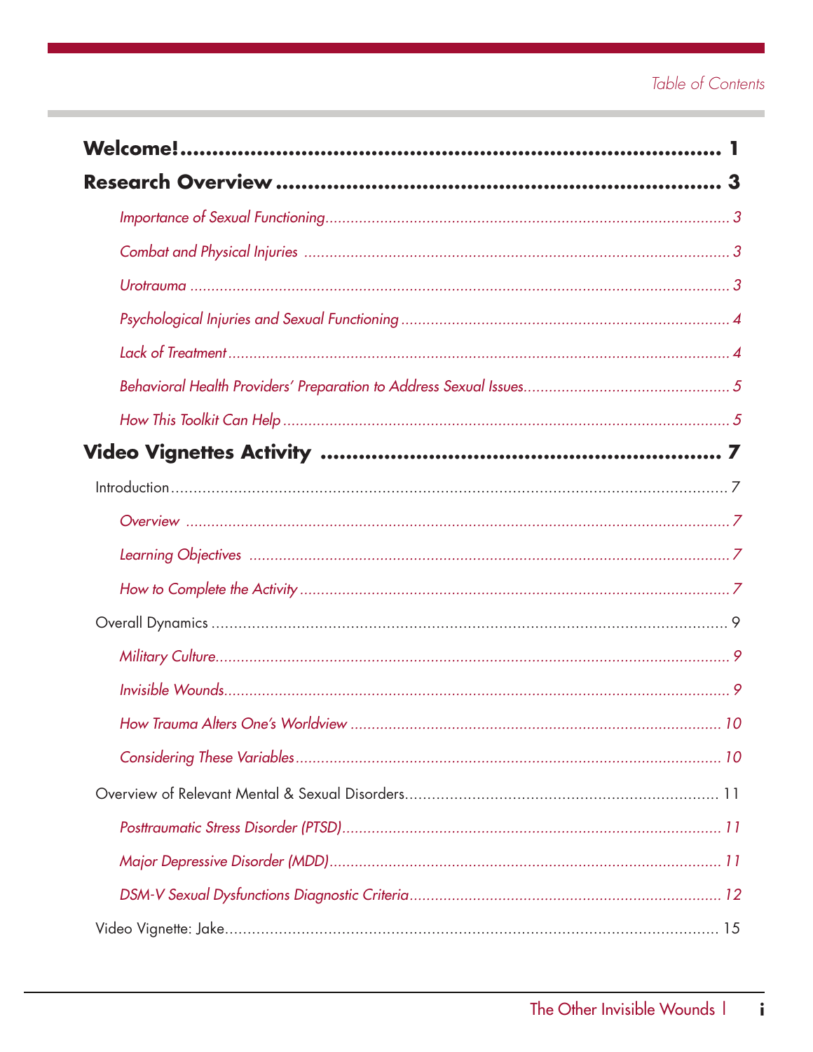Table of Contents

**Welcome!** ........................................................................ 1

**Research Overview** ........................................................ 3

- *Importance of Sexual Functioning* ........................................ 3
- *Combat and Physical Injuries* ............................................ 3
- *Urotrauma* ............................................................ 3
- *Psychological Injuries and Sexual Functioning* ................................ 4
- *Lack of Treatment* ...................................................... 4
- *Behavioral Health Providers' Preparation to Address Sexual Issues* ................ 5
- *How This Toolkit Can Help* ............................................... 5

**Video Vignettes Activity** .................................................. 7

Introduction ............................................................... 7

- *Overview* ............................................................. 7
- *Learning Objectives* .................................................... 7
- *How to Complete the Activity* ............................................ 7

Overall Dynamics ........................................................... 9

- *Military Culture* ........................................................ 9
- *Invisible Wounds* ....................................................... 9
- *How Trauma Alters One's Worldview* ....................................... 10
- *Considering These Variables* ............................................ 10

Overview of Relevant Mental & Sexual Disorders ................................ 11

- *Posttraumatic Stress Disorder (PTSD)* ..................................... 11
- *Major Depressive Disorder (MDD)* ......................................... 11
- *DSM-V Sexual Dysfunctions Diagnostic Criteria* .............................. 12

Video Vignette: Jake ........................................................ 15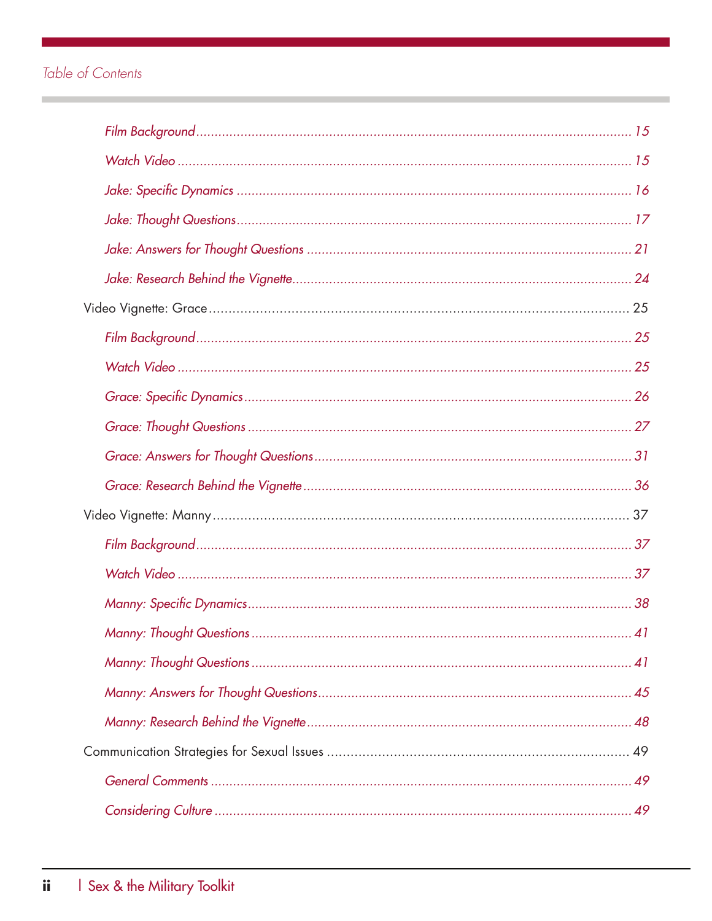*Table of Contents*

- *Film Background* ........ 15
- *Watch Video* ........ 15
- *Jake: Specific Dynamics* ........ 16
- *Jake: Thought Questions* ........ 17
- *Jake: Answers for Thought Questions* ........ 21
- *Jake: Research Behind the Vignette* ........ 24

Video Vignette: Grace ........ 25

- *Film Background* ........ 25
- *Watch Video* ........ 25
- *Grace: Specific Dynamics* ........ 26
- *Grace: Thought Questions* ........ 27
- *Grace: Answers for Thought Questions* ........ 31
- *Grace: Research Behind the Vignette* ........ 36

Video Vignette: Manny ........ 37

- *Film Background* ........ 37
- *Watch Video* ........ 37
- *Manny: Specific Dynamics* ........ 38
- *Manny: Thought Questions* ........ 41
- *Manny: Thought Questions* ........ 41
- *Manny: Answers for Thought Questions* ........ 45
- *Manny: Research Behind the Vignette* ........ 48

Communication Strategies for Sexual Issues ........ 49

- *General Comments* ........ 49
- *Considering Culture* ........ 49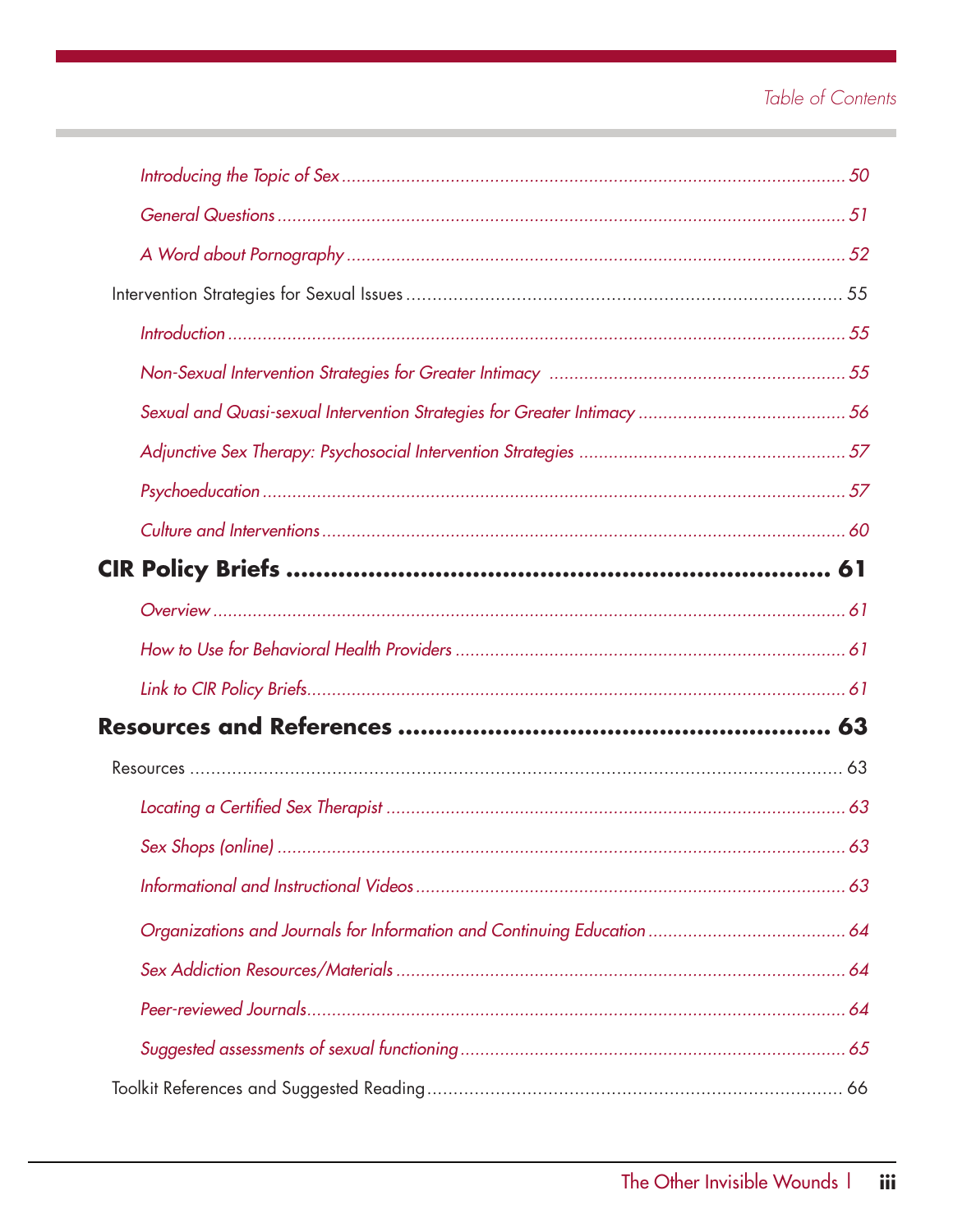*Introducing the Topic of Sex* ..... 50

*General Questions* ..... 51

*A Word about Pornography* ..... 52

Intervention Strategies for Sexual Issues ..... 55

*Introduction* ..... 55

*Non-Sexual Intervention Strategies for Greater Intimacy* ..... 55

*Sexual and Quasi-sexual Intervention Strategies for Greater Intimacy* ..... 56

*Adjunctive Sex Therapy: Psychosocial Intervention Strategies* ..... 57

*Psychoeducation* ..... 57

*Culture and Interventions* ..... 60

**CIR Policy Briefs ..... 61**

*Overview* ..... 61

*How to Use for Behavioral Health Providers* ..... 61

*Link to CIR Policy Briefs* ..... 61

**Resources and References ..... 63**

Resources ..... 63

*Locating a Certified Sex Therapist* ..... 63

*Sex Shops (online)* ..... 63

*Informational and Instructional Videos* ..... 63

*Organizations and Journals for Information and Continuing Education* ..... 64

*Sex Addiction Resources/Materials* ..... 64

*Peer-reviewed Journals* ..... 64

*Suggested assessments of sexual functioning* ..... 65

Toolkit References and Suggested Reading ..... 66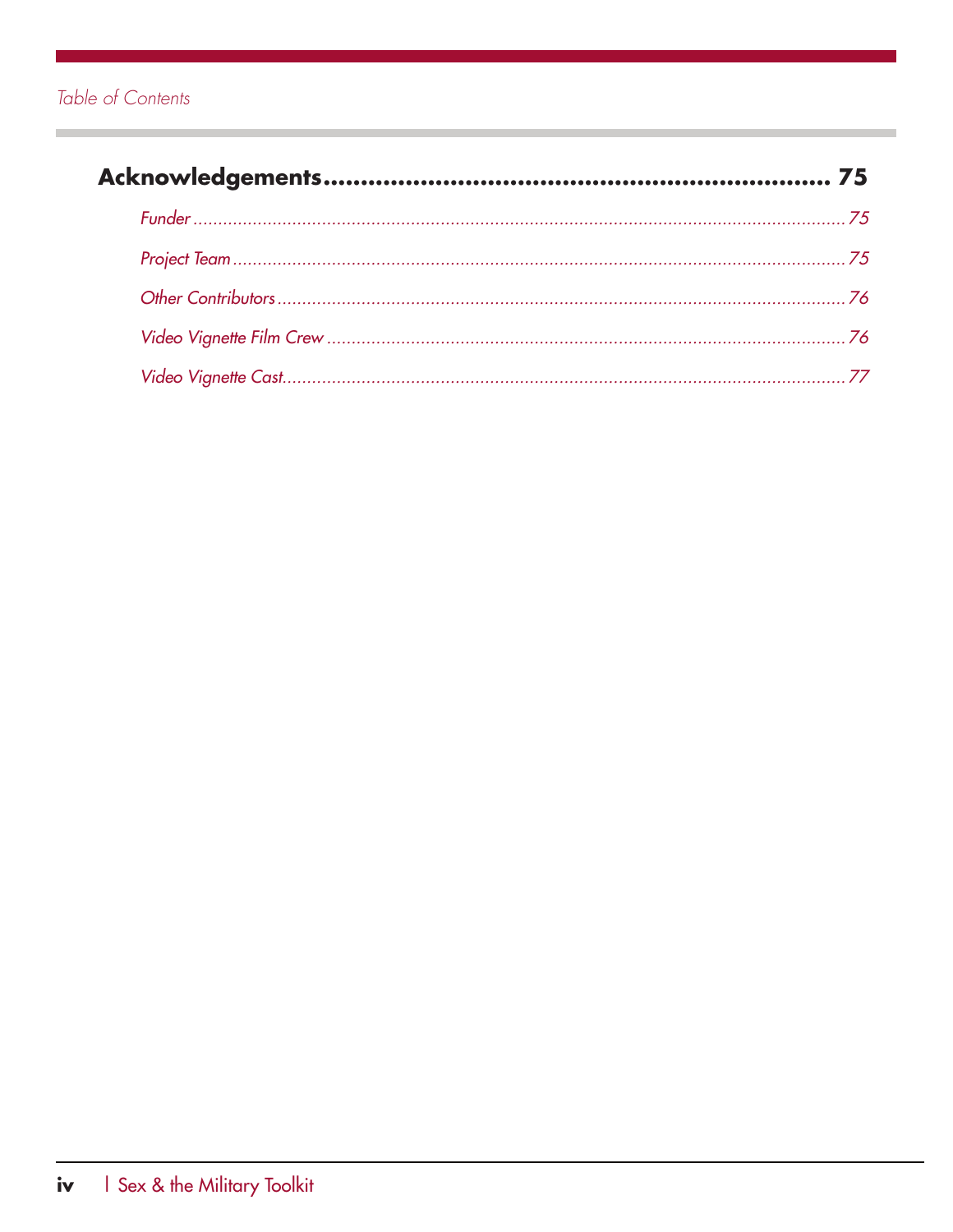**Acknowledgements** .......................................................... 75

*Funder* .......................................................... 75

*Project Team* .......................................................... 75

*Other Contributors* .......................................................... 76

*Video Vignette Film Crew* .......................................................... 76

*Video Vignette Cast* .......................................................... 77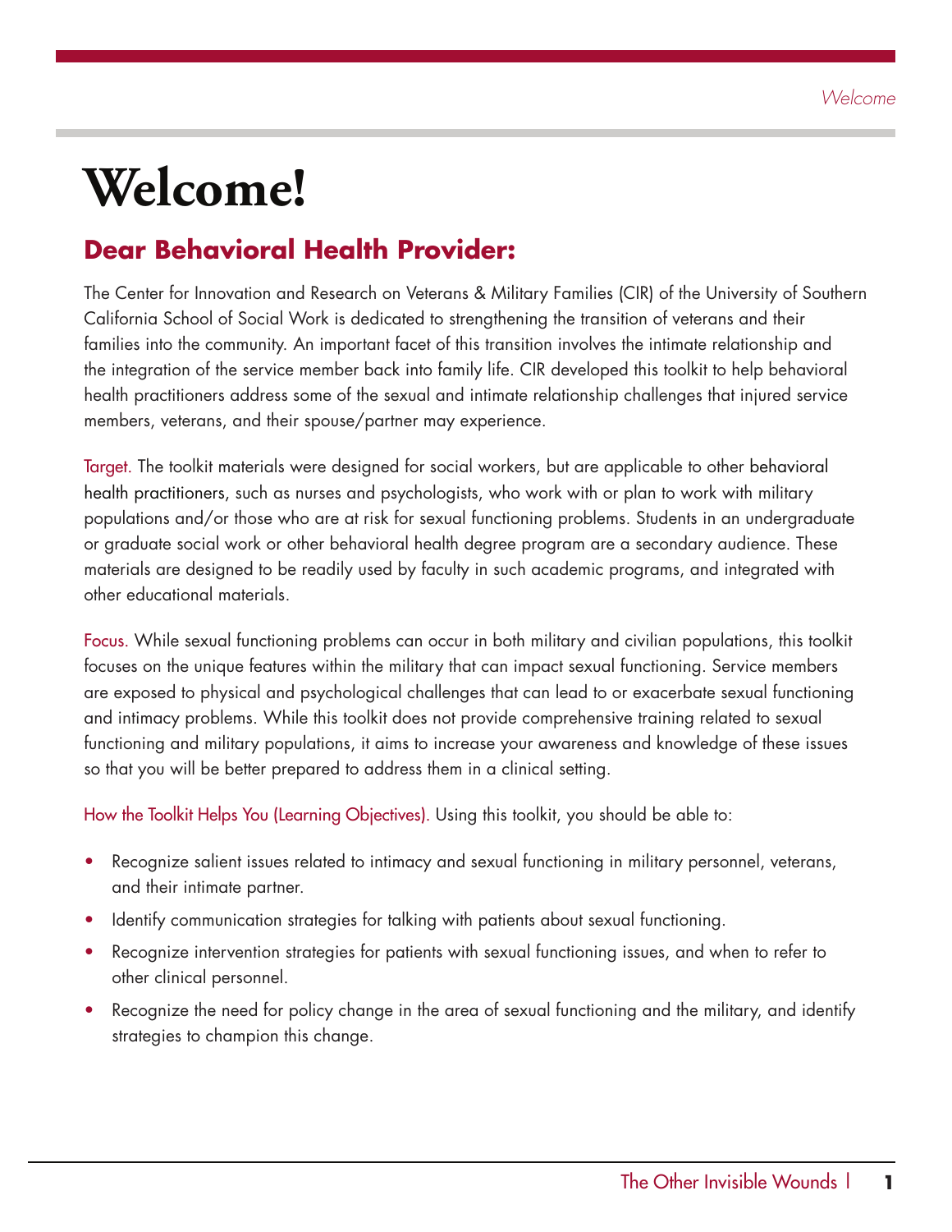# Welcome!

## Dear Behavioral Health Provider:

The Center for Innovation and Research on Veterans & Military Families (CIR) of the University of Southern California School of Social Work is dedicated to strengthening the transition of veterans and their families into the community. An important facet of this transition involves the intimate relationship and the integration of the service member back into family life. CIR developed this toolkit to help behavioral health practitioners address some of the sexual and intimate relationship challenges that injured service members, veterans, and their spouse/partner may experience.

Target. The toolkit materials were designed for social workers, but are applicable to other behavioral health practitioners, such as nurses and psychologists, who work with or plan to work with military populations and/or those who are at risk for sexual functioning problems. Students in an undergraduate or graduate social work or other behavioral health degree program are a secondary audience. These materials are designed to be readily used by faculty in such academic programs, and integrated with other educational materials.

Focus. While sexual functioning problems can occur in both military and civilian populations, this toolkit focuses on the unique features within the military that can impact sexual functioning. Service members are exposed to physical and psychological challenges that can lead to or exacerbate sexual functioning and intimacy problems. While this toolkit does not provide comprehensive training related to sexual functioning and military populations, it aims to increase your awareness and knowledge of these issues so that you will be better prepared to address them in a clinical setting.

How the Toolkit Helps You (Learning Objectives). Using this toolkit, you should be able to:

- Recognize salient issues related to intimacy and sexual functioning in military personnel, veterans, and their intimate partner.
- Identify communication strategies for talking with patients about sexual functioning.
- Recognize intervention strategies for patients with sexual functioning issues, and when to refer to other clinical personnel.
- Recognize the need for policy change in the area of sexual functioning and the military, and identify strategies to champion this change.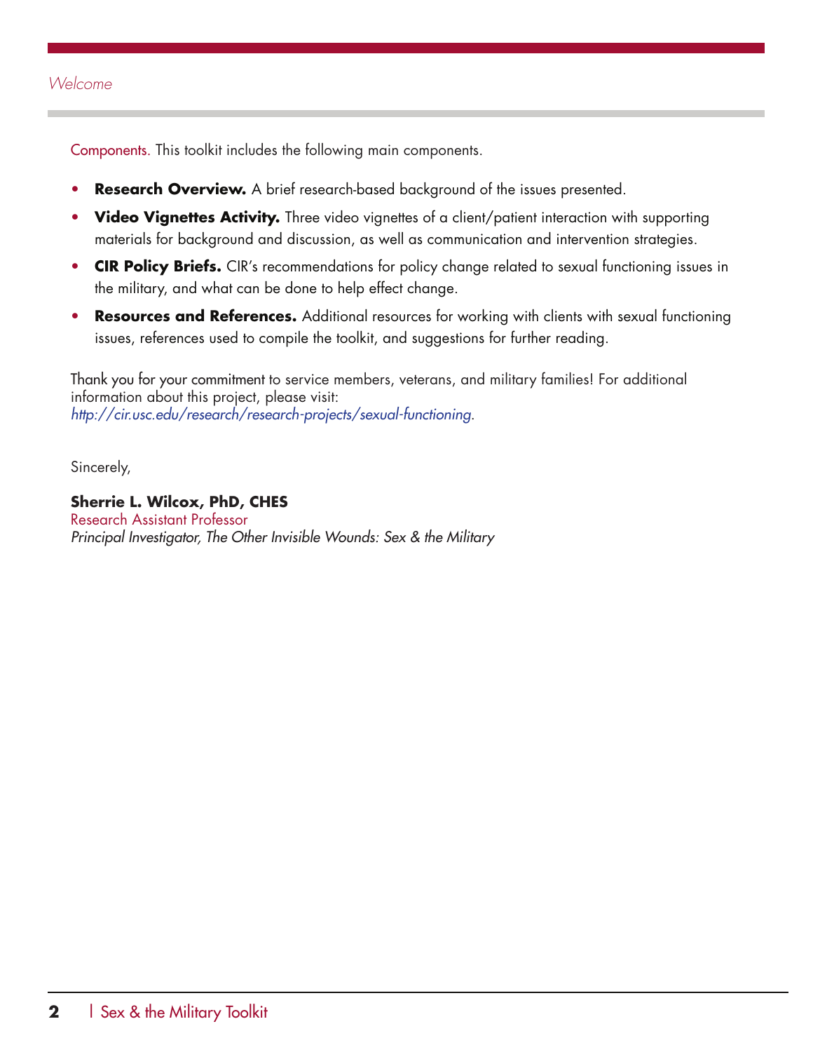Components. This toolkit includes the following main components.

- **Research Overview.** A brief research-based background of the issues presented.
- **Video Vignettes Activity.** Three video vignettes of a client/patient interaction with supporting materials for background and discussion, as well as communication and intervention strategies.
- **CIR Policy Briefs.** CIR's recommendations for policy change related to sexual functioning issues in the military, and what can be done to help effect change.
- **Resources and References.** Additional resources for working with clients with sexual functioning issues, references used to compile the toolkit, and suggestions for further reading.

Thank you for your commitment to service members, veterans, and military families! For additional information about this project, please visit: *http://cir.usc.edu/research/research-projects/sexual-functioning*.

Sincerely,

**Sherrie L. Wilcox, PhD, CHES**
Research Assistant Professor
*Principal Investigator, The Other Invisible Wounds: Sex & the Military*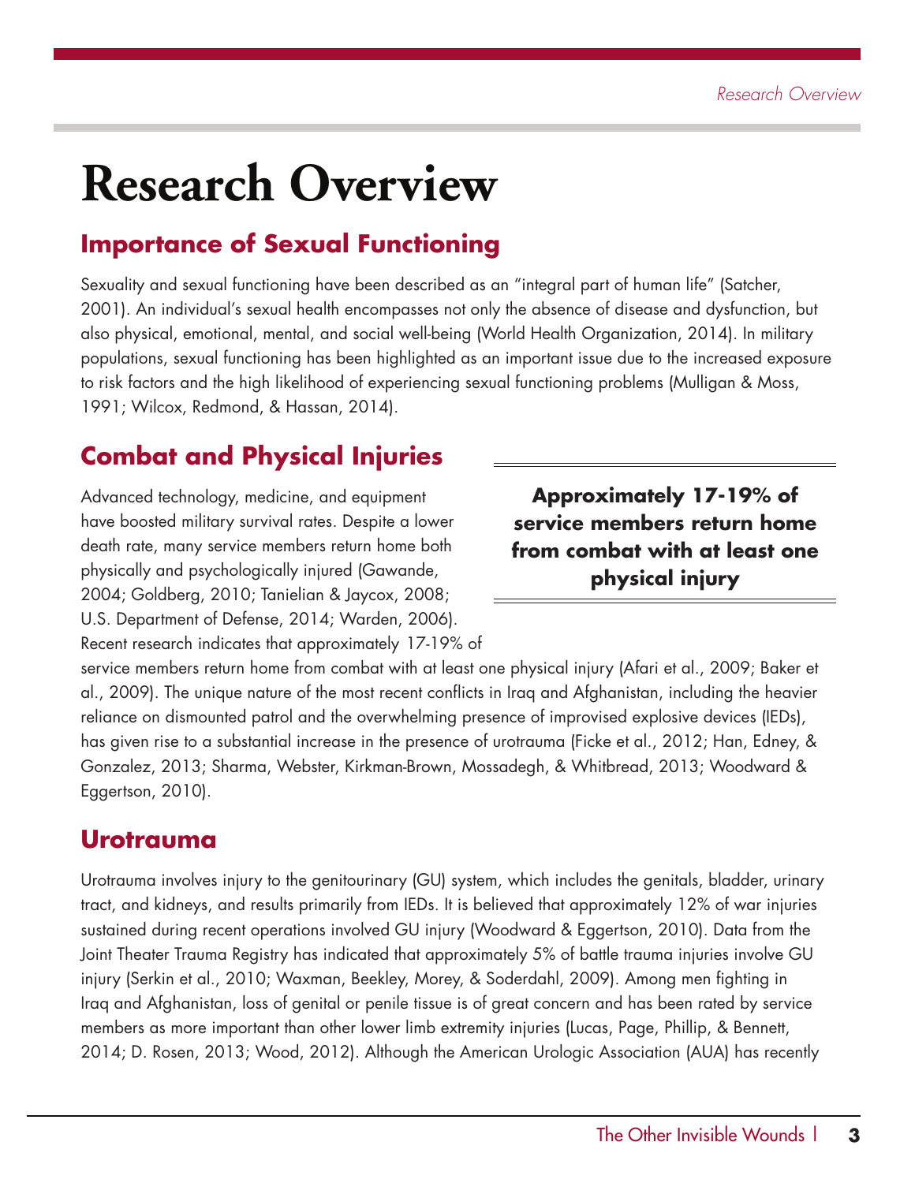# Research Overview

## Importance of Sexual Functioning

Sexuality and sexual functioning have been described as an "integral part of human life" (Satcher, 2001). An individual's sexual health encompasses not only the absence of disease and dysfunction, but also physical, emotional, mental, and social well-being (World Health Organization, 2014). In military populations, sexual functioning has been highlighted as an important issue due to the increased exposure to risk factors and the high likelihood of experiencing sexual functioning problems (Mulligan & Moss, 1991; Wilcox, Redmond, & Hassan, 2014).

## Combat and Physical Injuries

**Approximately 17-19% of service members return home from combat with at least one physical injury**

Advanced technology, medicine, and equipment have boosted military survival rates. Despite a lower death rate, many service members return home both physically and psychologically injured (Gawande, 2004; Goldberg, 2010; Tanielian & Jaycox, 2008; U.S. Department of Defense, 2014; Warden, 2006). Recent research indicates that approximately 17-19% of service members return home from combat with at least one physical injury (Afari et al., 2009; Baker et al., 2009). The unique nature of the most recent conflicts in Iraq and Afghanistan, including the heavier reliance on dismounted patrol and the overwhelming presence of improvised explosive devices (IEDs), has given rise to a substantial increase in the presence of urotrauma (Ficke et al., 2012; Han, Edney, & Gonzalez, 2013; Sharma, Webster, Kirkman-Brown, Mossadegh, & Whitbread, 2013; Woodward & Eggertson, 2010).

## Urotrauma

Urotrauma involves injury to the genitourinary (GU) system, which includes the genitals, bladder, urinary tract, and kidneys, and results primarily from IEDs. It is believed that approximately 12% of war injuries sustained during recent operations involved GU injury (Woodward & Eggertson, 2010). Data from the Joint Theater Trauma Registry has indicated that approximately 5% of battle trauma injuries involve GU injury (Serkin et al., 2010; Waxman, Beekley, Morey, & Soderdahl, 2009). Among men fighting in Iraq and Afghanistan, loss of genital or penile tissue is of great concern and has been rated by service members as more important than other lower limb extremity injuries (Lucas, Page, Phillip, & Bennett, 2014; D. Rosen, 2013; Wood, 2012). Although the American Urologic Association (AUA) has recently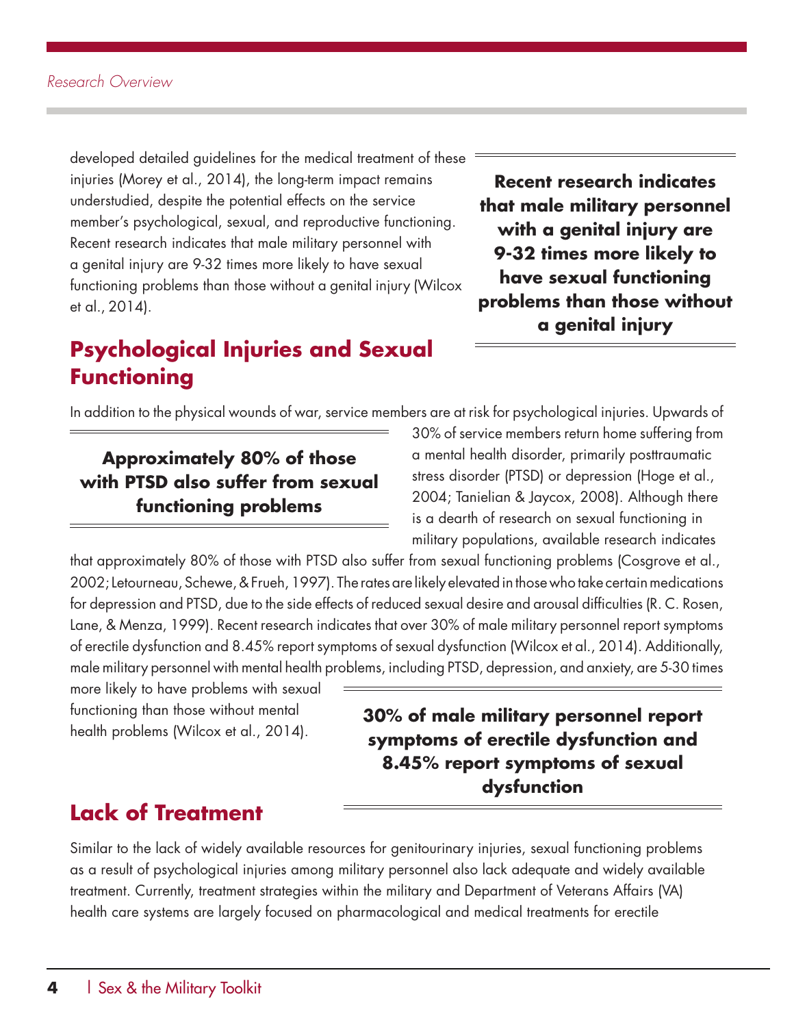developed detailed guidelines for the medical treatment of these injuries (Morey et al., 2014), the long-term impact remains understudied, despite the potential effects on the service member's psychological, sexual, and reproductive functioning. Recent research indicates that male military personnel with a genital injury are 9-32 times more likely to have sexual functioning problems than those without a genital injury (Wilcox et al., 2014).

> **Recent research indicates that male military personnel with a genital injury are 9-32 times more likely to have sexual functioning problems than those without a genital injury**

## Psychological Injuries and Sexual Functioning

In addition to the physical wounds of war, service members are at risk for psychological injuries. Upwards of 30% of service members return home suffering from a mental health disorder, primarily posttraumatic stress disorder (PTSD) or depression (Hoge et al., 2004; Tanielian & Jaycox, 2008). Although there is a dearth of research on sexual functioning in military populations, available research indicates that approximately 80% of those with PTSD also suffer from sexual functioning problems (Cosgrove et al., 2002; Letourneau, Schewe, & Frueh, 1997). The rates are likely elevated in those who take certain medications for depression and PTSD, due to the side effects of reduced sexual desire and arousal difficulties (R. C. Rosen, Lane, & Menza, 1999). Recent research indicates that over 30% of male military personnel report symptoms of erectile dysfunction and 8.45% report symptoms of sexual dysfunction (Wilcox et al., 2014). Additionally, male military personnel with mental health problems, including PTSD, depression, and anxiety, are 5-30 times more likely to have problems with sexual functioning than those without mental health problems (Wilcox et al., 2014).

> **Approximately 80% of those with PTSD also suffer from sexual functioning problems**

> **30% of male military personnel report symptoms of erectile dysfunction and 8.45% report symptoms of sexual dysfunction**

## Lack of Treatment

Similar to the lack of widely available resources for genitourinary injuries, sexual functioning problems as a result of psychological injuries among military personnel also lack adequate and widely available treatment. Currently, treatment strategies within the military and Department of Veterans Affairs (VA) health care systems are largely focused on pharmacological and medical treatments for erectile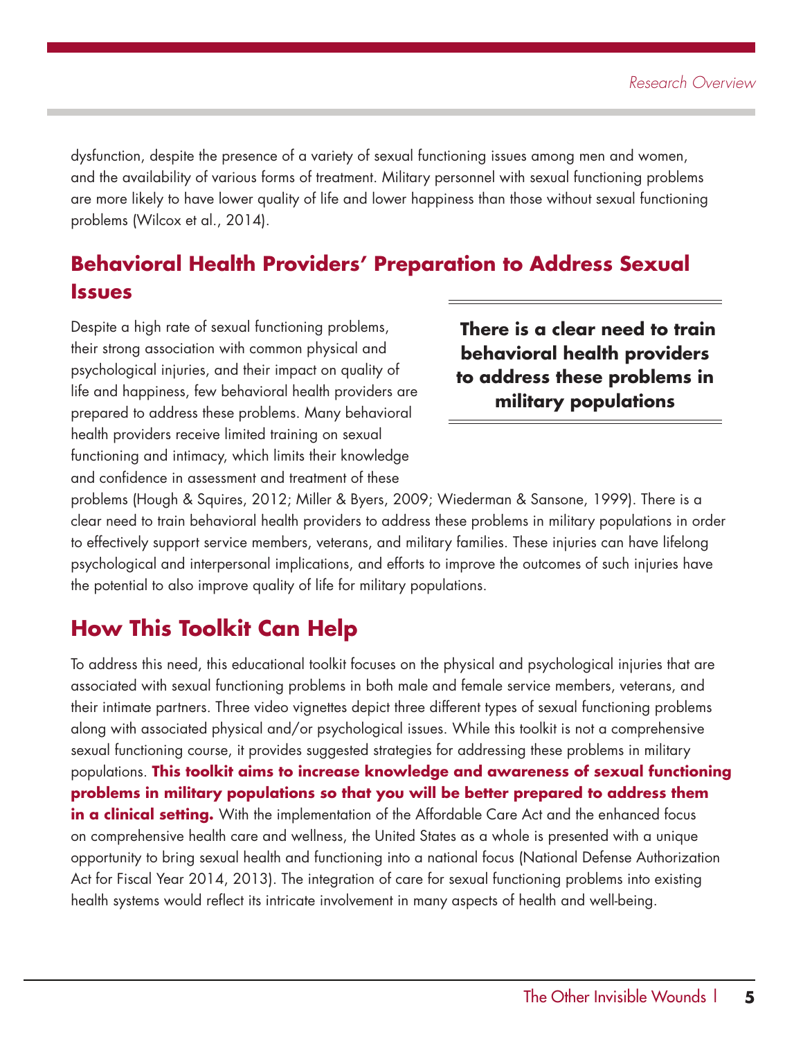dysfunction, despite the presence of a variety of sexual functioning issues among men and women, and the availability of various forms of treatment. Military personnel with sexual functioning problems are more likely to have lower quality of life and lower happiness than those without sexual functioning problems (Wilcox et al., 2014).

## Behavioral Health Providers' Preparation to Address Sexual Issues

Despite a high rate of sexual functioning problems, their strong association with common physical and psychological injuries, and their impact on quality of life and happiness, few behavioral health providers are prepared to address these problems. Many behavioral health providers receive limited training on sexual functioning and intimacy, which limits their knowledge and confidence in assessment and treatment of these problems (Hough & Squires, 2012; Miller & Byers, 2009; Wiederman & Sansone, 1999). There is a clear need to train behavioral health providers to address these problems in military populations in order to effectively support service members, veterans, and military families. These injuries can have lifelong psychological and interpersonal implications, and efforts to improve the outcomes of such injuries have the potential to also improve quality of life for military populations.

> **There is a clear need to train behavioral health providers to address these problems in military populations**

## How This Toolkit Can Help

To address this need, this educational toolkit focuses on the physical and psychological injuries that are associated with sexual functioning problems in both male and female service members, veterans, and their intimate partners. Three video vignettes depict three different types of sexual functioning problems along with associated physical and/or psychological issues. While this toolkit is not a comprehensive sexual functioning course, it provides suggested strategies for addressing these problems in military populations. **This toolkit aims to increase knowledge and awareness of sexual functioning problems in military populations so that you will be better prepared to address them in a clinical setting.** With the implementation of the Affordable Care Act and the enhanced focus on comprehensive health care and wellness, the United States as a whole is presented with a unique opportunity to bring sexual health and functioning into a national focus (National Defense Authorization Act for Fiscal Year 2014, 2013). The integration of care for sexual functioning problems into existing health systems would reflect its intricate involvement in many aspects of health and well-being.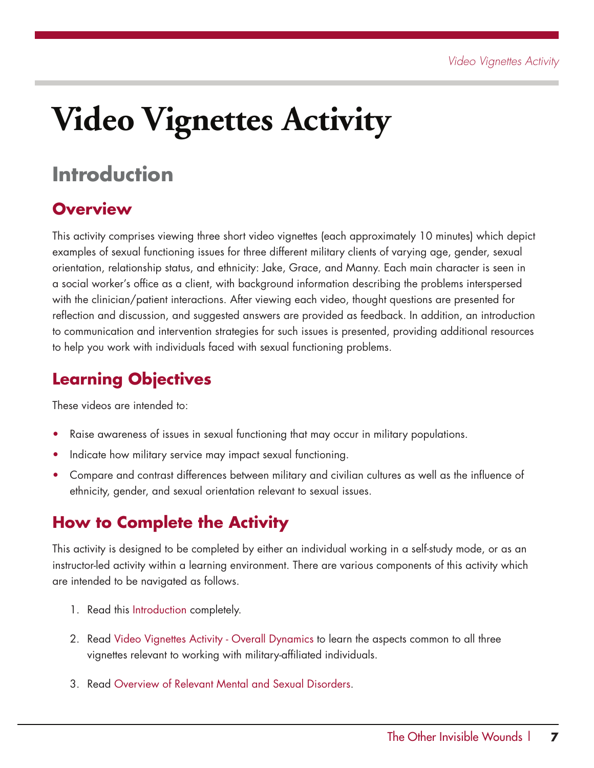# Video Vignettes Activity

## Introduction

### Overview

This activity comprises viewing three short video vignettes (each approximately 10 minutes) which depict examples of sexual functioning issues for three different military clients of varying age, gender, sexual orientation, relationship status, and ethnicity: Jake, Grace, and Manny. Each main character is seen in a social worker's office as a client, with background information describing the problems interspersed with the clinician/patient interactions. After viewing each video, thought questions are presented for reflection and discussion, and suggested answers are provided as feedback. In addition, an introduction to communication and intervention strategies for such issues is presented, providing additional resources to help you work with individuals faced with sexual functioning problems.

### Learning Objectives

These videos are intended to:

- Raise awareness of issues in sexual functioning that may occur in military populations.
- Indicate how military service may impact sexual functioning.
- Compare and contrast differences between military and civilian cultures as well as the influence of ethnicity, gender, and sexual orientation relevant to sexual issues.

### How to Complete the Activity

This activity is designed to be completed by either an individual working in a self-study mode, or as an instructor-led activity within a learning environment. There are various components of this activity which are intended to be navigated as follows.

1. Read this Introduction completely.
2. Read Video Vignettes Activity - Overall Dynamics to learn the aspects common to all three vignettes relevant to working with military-affiliated individuals.
3. Read Overview of Relevant Mental and Sexual Disorders.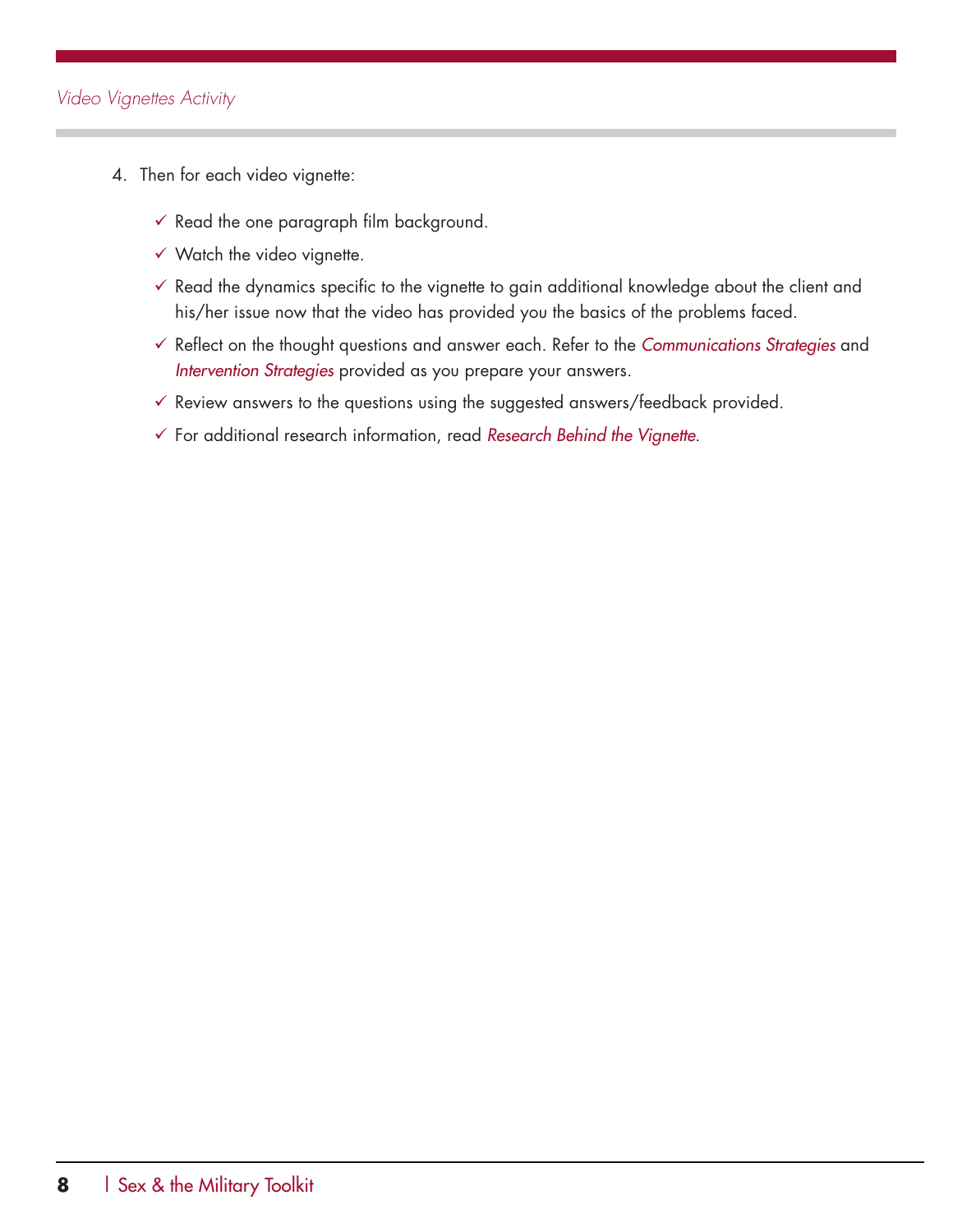4. Then for each video vignette:

   - ✓ Read the one paragraph film background.
   - ✓ Watch the video vignette.
   - ✓ Read the dynamics specific to the vignette to gain additional knowledge about the client and his/her issue now that the video has provided you the basics of the problems faced.
   - ✓ Reflect on the thought questions and answer each. Refer to the *Communications Strategies* and *Intervention Strategies* provided as you prepare your answers.
   - ✓ Review answers to the questions using the suggested answers/feedback provided.
   - ✓ For additional research information, read *Research Behind the Vignette*.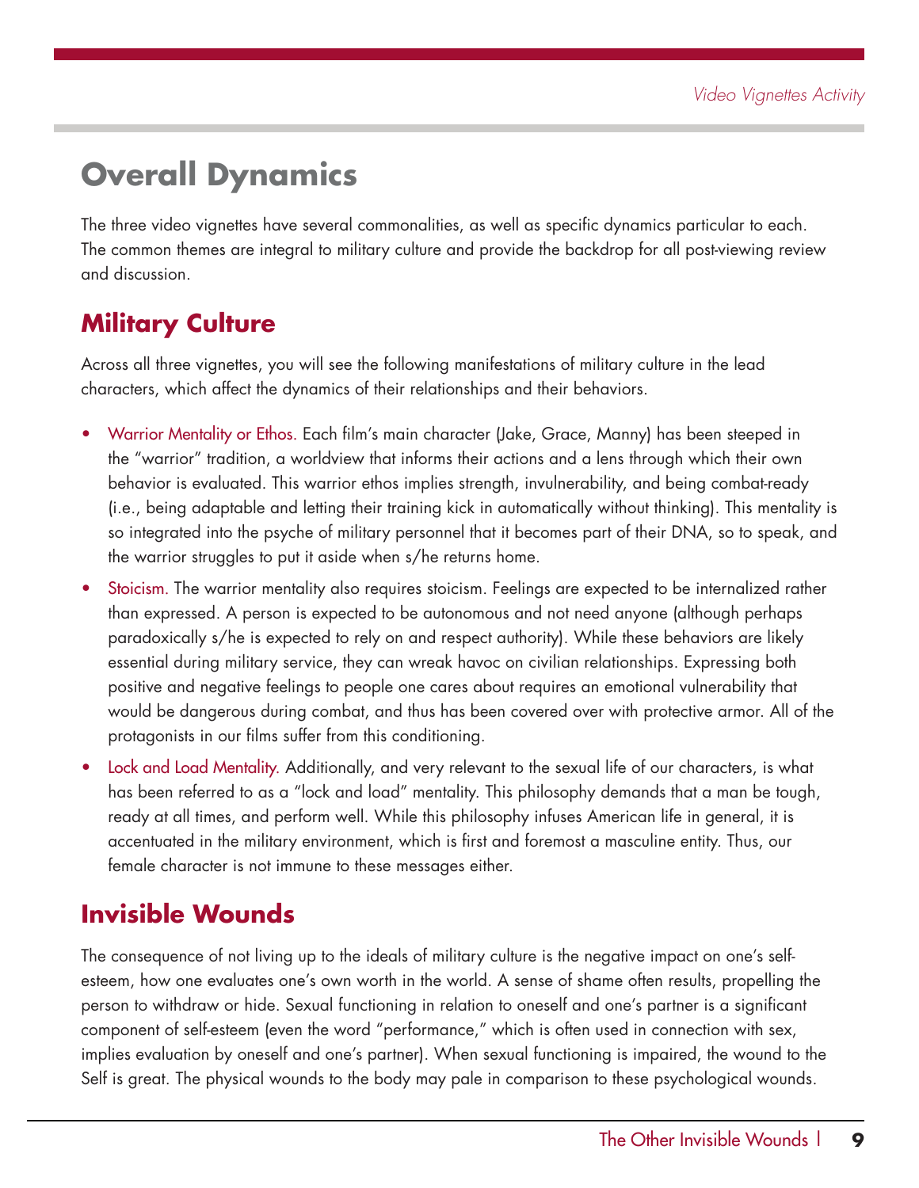# Overall Dynamics

The three video vignettes have several commonalities, as well as specific dynamics particular to each. The common themes are integral to military culture and provide the backdrop for all post-viewing review and discussion.

## Military Culture

Across all three vignettes, you will see the following manifestations of military culture in the lead characters, which affect the dynamics of their relationships and their behaviors.

- Warrior Mentality or Ethos. Each film's main character (Jake, Grace, Manny) has been steeped in the "warrior" tradition, a worldview that informs their actions and a lens through which their own behavior is evaluated. This warrior ethos implies strength, invulnerability, and being combat-ready (i.e., being adaptable and letting their training kick in automatically without thinking). This mentality is so integrated into the psyche of military personnel that it becomes part of their DNA, so to speak, and the warrior struggles to put it aside when s/he returns home.
- Stoicism. The warrior mentality also requires stoicism. Feelings are expected to be internalized rather than expressed. A person is expected to be autonomous and not need anyone (although perhaps paradoxically s/he is expected to rely on and respect authority). While these behaviors are likely essential during military service, they can wreak havoc on civilian relationships. Expressing both positive and negative feelings to people one cares about requires an emotional vulnerability that would be dangerous during combat, and thus has been covered over with protective armor. All of the protagonists in our films suffer from this conditioning.
- Lock and Load Mentality. Additionally, and very relevant to the sexual life of our characters, is what has been referred to as a "lock and load" mentality. This philosophy demands that a man be tough, ready at all times, and perform well. While this philosophy infuses American life in general, it is accentuated in the military environment, which is first and foremost a masculine entity. Thus, our female character is not immune to these messages either.

## Invisible Wounds

The consequence of not living up to the ideals of military culture is the negative impact on one's self-esteem, how one evaluates one's own worth in the world. A sense of shame often results, propelling the person to withdraw or hide. Sexual functioning in relation to oneself and one's partner is a significant component of self-esteem (even the word "performance," which is often used in connection with sex, implies evaluation by oneself and one's partner). When sexual functioning is impaired, the wound to the Self is great. The physical wounds to the body may pale in comparison to these psychological wounds.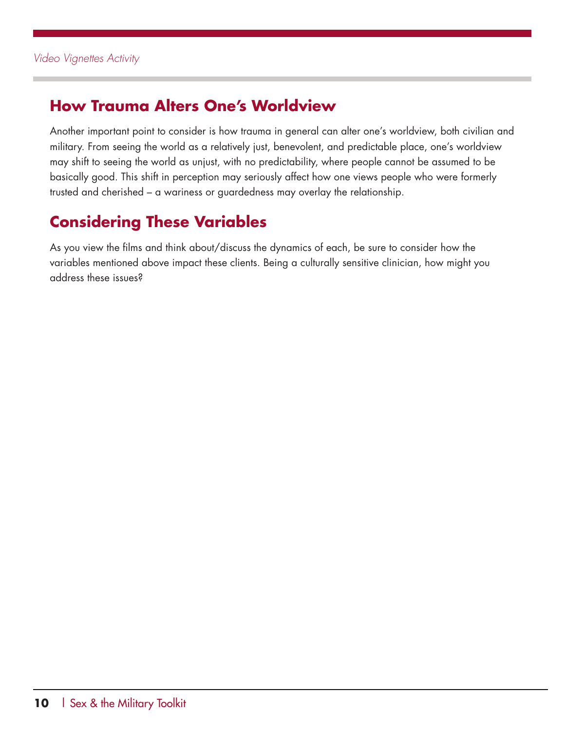## How Trauma Alters One's Worldview

Another important point to consider is how trauma in general can alter one's worldview, both civilian and military. From seeing the world as a relatively just, benevolent, and predictable place, one's worldview may shift to seeing the world as unjust, with no predictability, where people cannot be assumed to be basically good. This shift in perception may seriously affect how one views people who were formerly trusted and cherished – a wariness or guardedness may overlay the relationship.

## Considering These Variables

As you view the films and think about/discuss the dynamics of each, be sure to consider how the variables mentioned above impact these clients. Being a culturally sensitive clinician, how might you address these issues?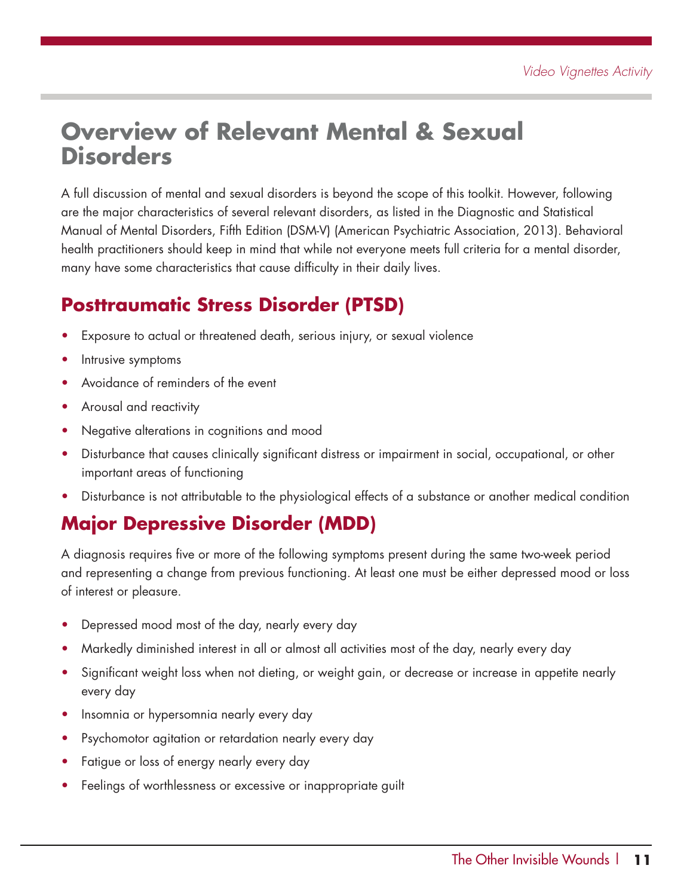# Overview of Relevant Mental & Sexual Disorders

A full discussion of mental and sexual disorders is beyond the scope of this toolkit. However, following are the major characteristics of several relevant disorders, as listed in the Diagnostic and Statistical Manual of Mental Disorders, Fifth Edition (DSM-V) (American Psychiatric Association, 2013). Behavioral health practitioners should keep in mind that while not everyone meets full criteria for a mental disorder, many have some characteristics that cause difficulty in their daily lives.

## Posttraumatic Stress Disorder (PTSD)

- Exposure to actual or threatened death, serious injury, or sexual violence
- Intrusive symptoms
- Avoidance of reminders of the event
- Arousal and reactivity
- Negative alterations in cognitions and mood
- Disturbance that causes clinically significant distress or impairment in social, occupational, or other important areas of functioning
- Disturbance is not attributable to the physiological effects of a substance or another medical condition

## Major Depressive Disorder (MDD)

A diagnosis requires five or more of the following symptoms present during the same two-week period and representing a change from previous functioning. At least one must be either depressed mood or loss of interest or pleasure.

- Depressed mood most of the day, nearly every day
- Markedly diminished interest in all or almost all activities most of the day, nearly every day
- Significant weight loss when not dieting, or weight gain, or decrease or increase in appetite nearly every day
- Insomnia or hypersomnia nearly every day
- Psychomotor agitation or retardation nearly every day
- Fatigue or loss of energy nearly every day
- Feelings of worthlessness or excessive or inappropriate guilt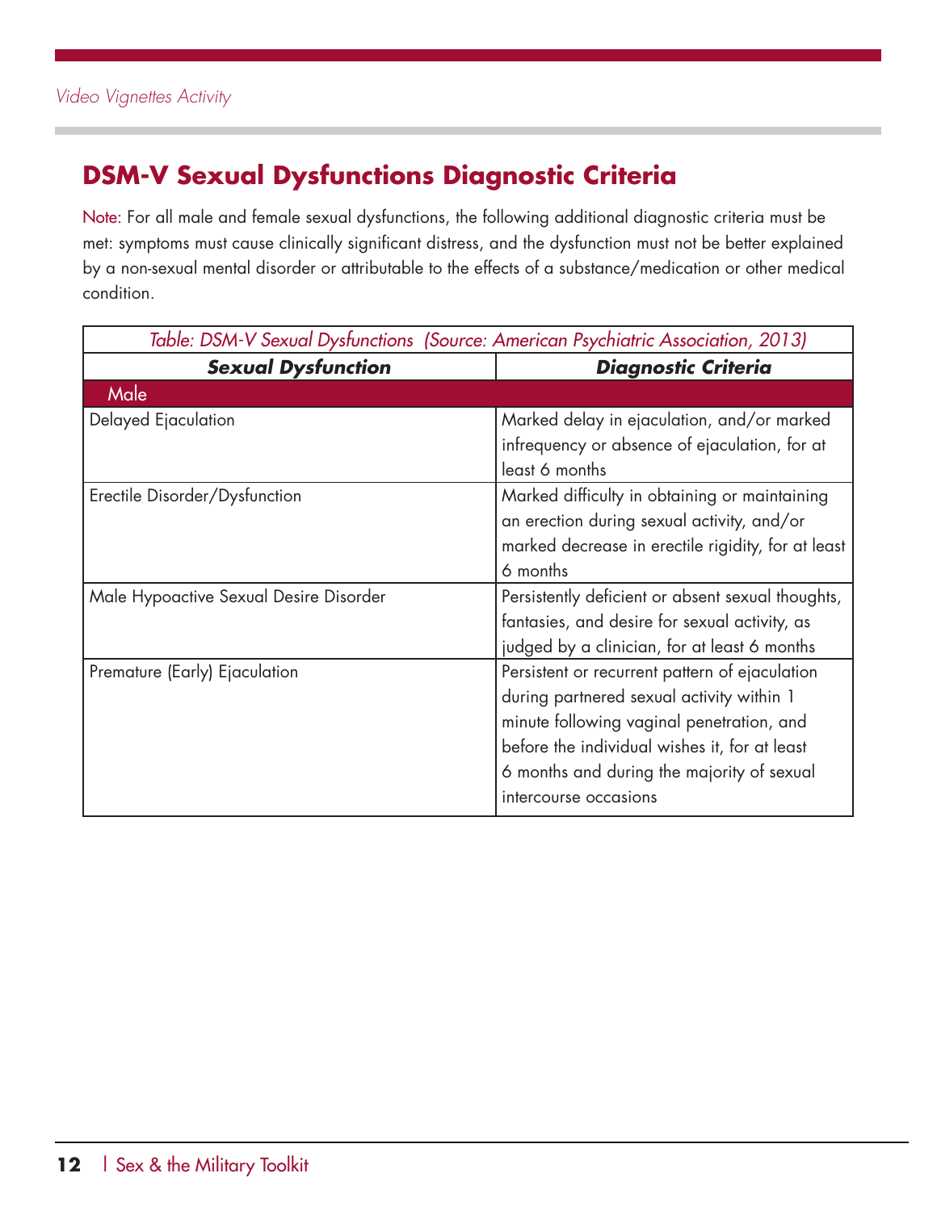## DSM-V Sexual Dysfunctions Diagnostic Criteria

Note: For all male and female sexual dysfunctions, the following additional diagnostic criteria must be met: symptoms must cause clinically significant distress, and the dysfunction must not be better explained by a non-sexual mental disorder or attributable to the effects of a substance/medication or other medical condition.

*Table: DSM-V Sexual Dysfunctions (Source: American Psychiatric Association, 2013)*

| ***Sexual Dysfunction*** | ***Diagnostic Criteria*** |
|---|---|
| Male | |
| Delayed Ejaculation | Marked delay in ejaculation, and/or marked infrequency or absence of ejaculation, for at least 6 months |
| Erectile Disorder/Dysfunction | Marked difficulty in obtaining or maintaining an erection during sexual activity, and/or marked decrease in erectile rigidity, for at least 6 months |
| Male Hypoactive Sexual Desire Disorder | Persistently deficient or absent sexual thoughts, fantasies, and desire for sexual activity, as judged by a clinician, for at least 6 months |
| Premature (Early) Ejaculation | Persistent or recurrent pattern of ejaculation during partnered sexual activity within 1 minute following vaginal penetration, and before the individual wishes it, for at least 6 months and during the majority of sexual intercourse occasions |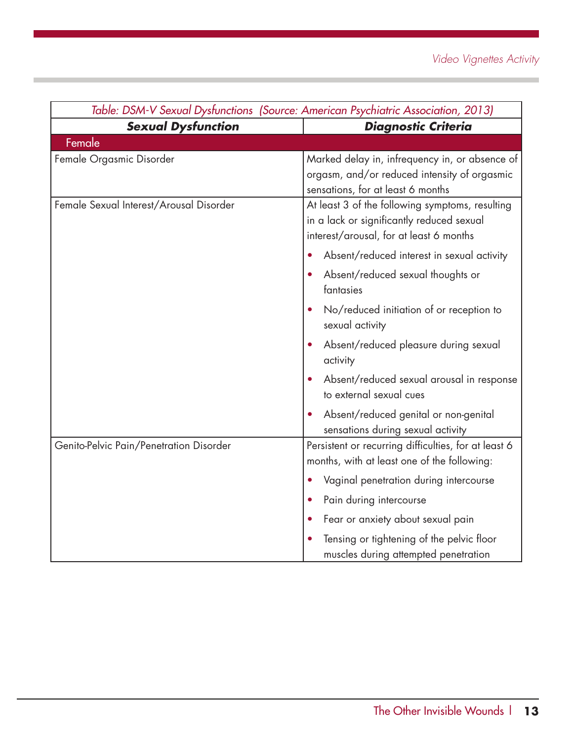| Table: DSM-V Sexual Dysfunctions (Source: American Psychiatric Association, 2013) | |
|---|---|
| ***Sexual Dysfunction*** | ***Diagnostic Criteria*** |
| **Female** | |
| Female Orgasmic Disorder | Marked delay in, infrequency in, or absence of orgasm, and/or reduced intensity of orgasmic sensations, for at least 6 months |
| Female Sexual Interest/Arousal Disorder | At least 3 of the following symptoms, resulting in a lack or significantly reduced sexual interest/arousal, for at least 6 months<br>• Absent/reduced interest in sexual activity<br>• Absent/reduced sexual thoughts or fantasies<br>• No/reduced initiation of or reception to sexual activity<br>• Absent/reduced pleasure during sexual activity<br>• Absent/reduced sexual arousal in response to external sexual cues<br>• Absent/reduced genital or non-genital sensations during sexual activity |
| Genito-Pelvic Pain/Penetration Disorder | Persistent or recurring difficulties, for at least 6 months, with at least one of the following:<br>• Vaginal penetration during intercourse<br>• Pain during intercourse<br>• Fear or anxiety about sexual pain<br>• Tensing or tightening of the pelvic floor muscles during attempted penetration |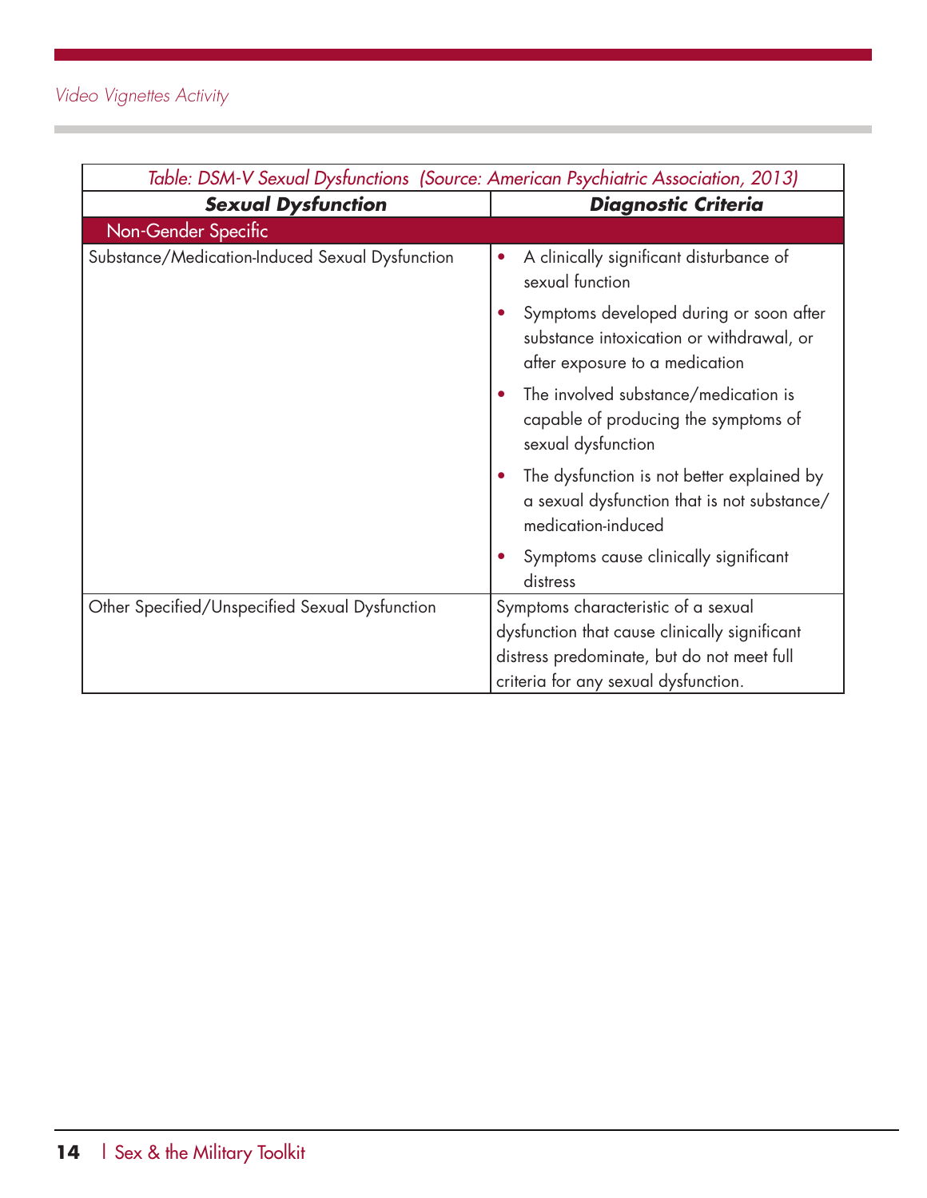| *Table: DSM-V Sexual Dysfunctions (Source: American Psychiatric Association, 2013)* | |
|---|---|
| ***Sexual Dysfunction*** | ***Diagnostic Criteria*** |
| Non-Gender Specific | |
| Substance/Medication-Induced Sexual Dysfunction | • A clinically significant disturbance of sexual function<br>• Symptoms developed during or soon after substance intoxication or withdrawal, or after exposure to a medication<br>• The involved substance/medication is capable of producing the symptoms of sexual dysfunction<br>• The dysfunction is not better explained by a sexual dysfunction that is not substance/medication-induced<br>• Symptoms cause clinically significant distress |
| Other Specified/Unspecified Sexual Dysfunction | Symptoms characteristic of a sexual dysfunction that cause clinically significant distress predominate, but do not meet full criteria for any sexual dysfunction. |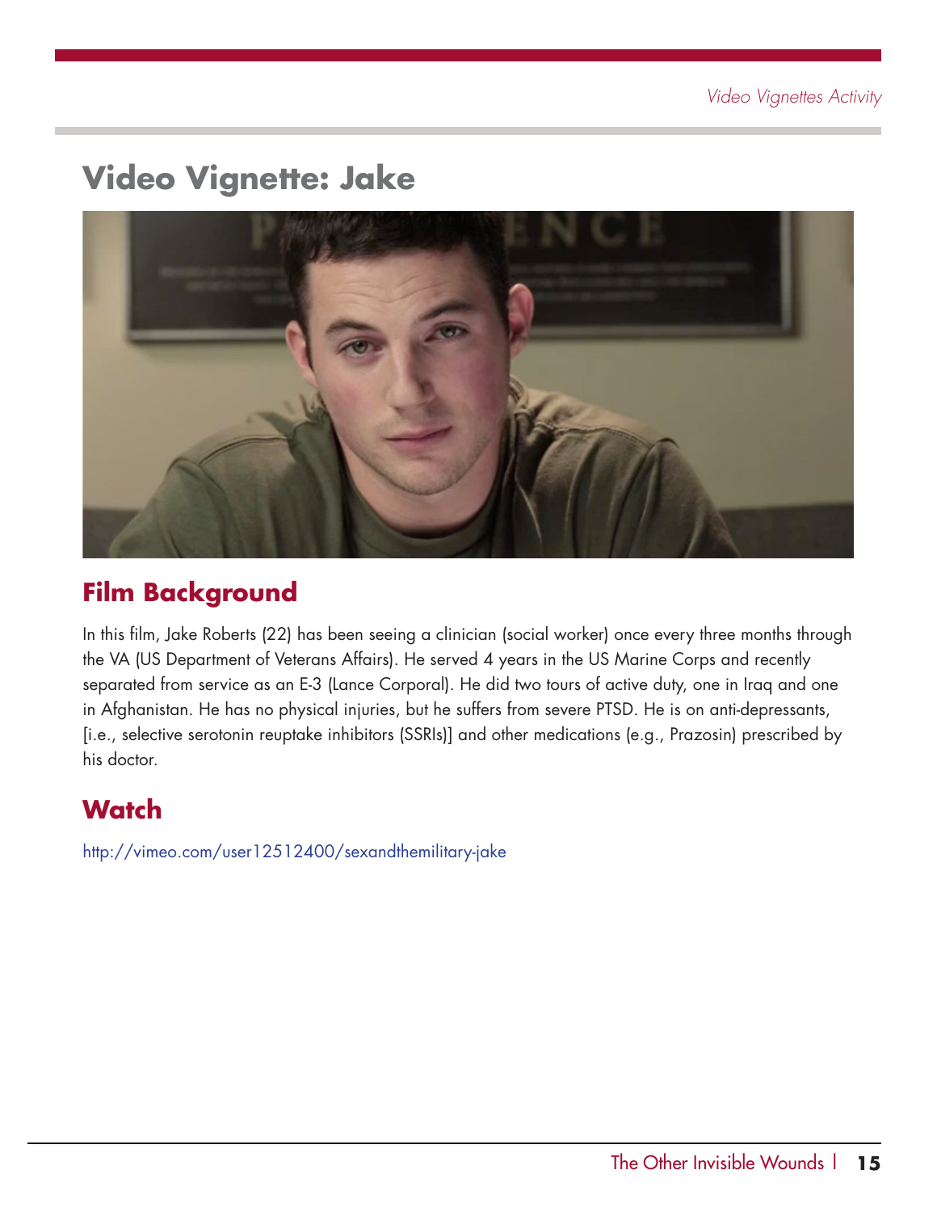# Video Vignette: Jake

## Film Background

In this film, Jake Roberts (22) has been seeing a clinician (social worker) once every three months through the VA (US Department of Veterans Affairs). He served 4 years in the US Marine Corps and recently separated from service as an E-3 (Lance Corporal). He did two tours of active duty, one in Iraq and one in Afghanistan. He has no physical injuries, but he suffers from severe PTSD. He is on anti-depressants, [i.e., selective serotonin reuptake inhibitors (SSRIs)] and other medications (e.g., Prazosin) prescribed by his doctor.

## Watch

http://vimeo.com/user12512400/sexandthemilitary-jake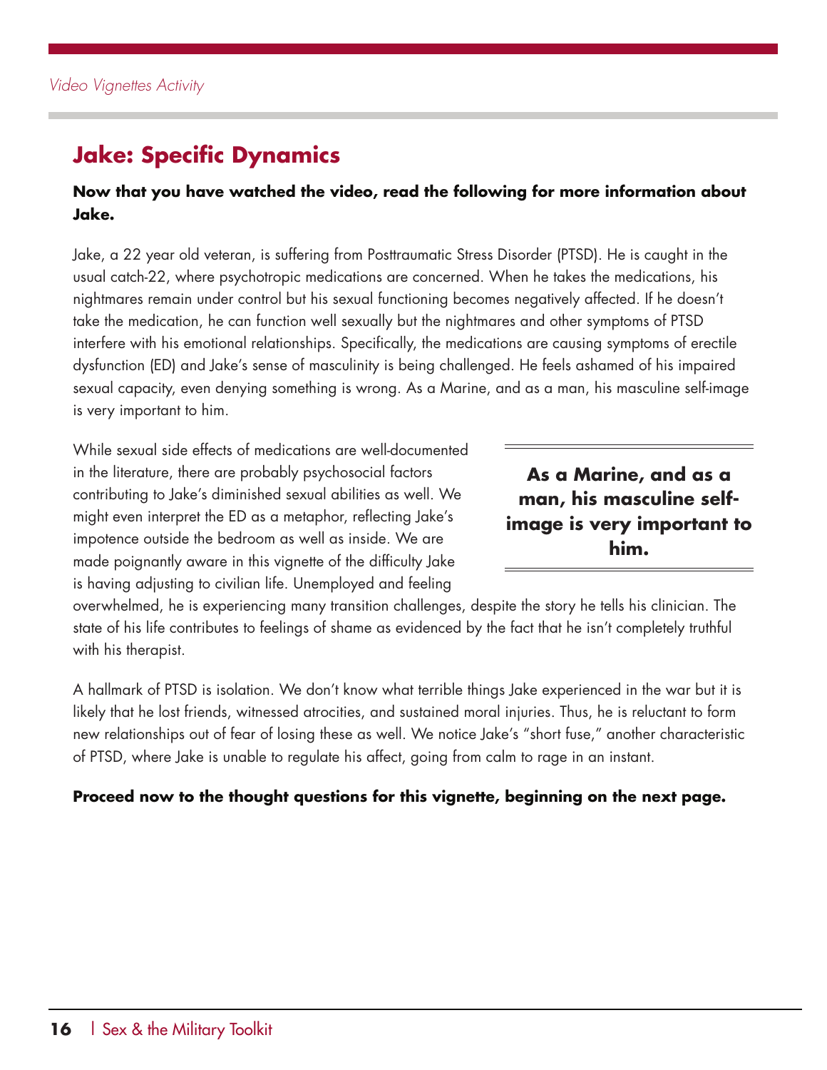## Jake: Specific Dynamics

**Now that you have watched the video, read the following for more information about Jake.**

Jake, a 22 year old veteran, is suffering from Posttraumatic Stress Disorder (PTSD). He is caught in the usual catch-22, where psychotropic medications are concerned. When he takes the medications, his nightmares remain under control but his sexual functioning becomes negatively affected. If he doesn't take the medication, he can function well sexually but the nightmares and other symptoms of PTSD interfere with his emotional relationships. Specifically, the medications are causing symptoms of erectile dysfunction (ED) and Jake's sense of masculinity is being challenged. He feels ashamed of his impaired sexual capacity, even denying something is wrong. As a Marine, and as a man, his masculine self-image is very important to him.

While sexual side effects of medications are well-documented in the literature, there are probably psychosocial factors contributing to Jake's diminished sexual abilities as well. We might even interpret the ED as a metaphor, reflecting Jake's impotence outside the bedroom as well as inside. We are made poignantly aware in this vignette of the difficulty Jake is having adjusting to civilian life. Unemployed and feeling overwhelmed, he is experiencing many transition challenges, despite the story he tells his clinician. The state of his life contributes to feelings of shame as evidenced by the fact that he isn't completely truthful with his therapist.

> **As a Marine, and as a man, his masculine self-image is very important to him.**

A hallmark of PTSD is isolation. We don't know what terrible things Jake experienced in the war but it is likely that he lost friends, witnessed atrocities, and sustained moral injuries. Thus, he is reluctant to form new relationships out of fear of losing these as well. We notice Jake's "short fuse," another characteristic of PTSD, where Jake is unable to regulate his affect, going from calm to rage in an instant.

**Proceed now to the thought questions for this vignette, beginning on the next page.**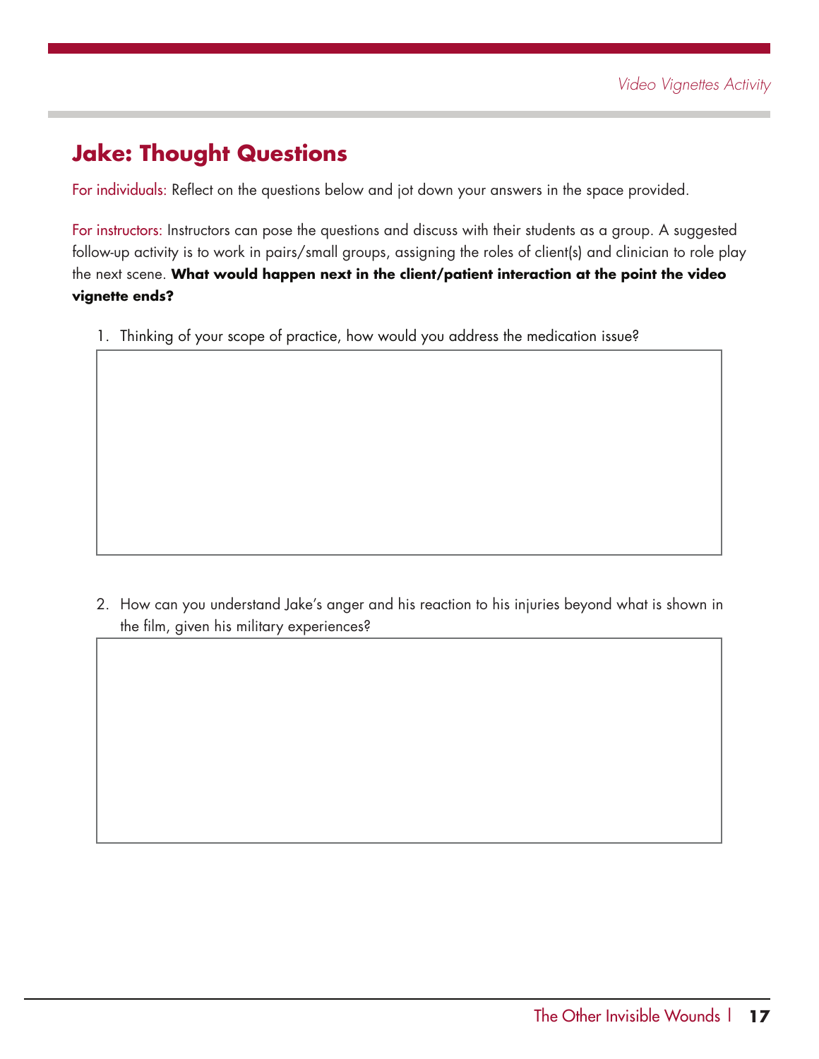## Jake: Thought Questions

For individuals: Reflect on the questions below and jot down your answers in the space provided.

For instructors: Instructors can pose the questions and discuss with their students as a group. A suggested follow-up activity is to work in pairs/small groups, assigning the roles of client(s) and clinician to role play the next scene. **What would happen next in the client/patient interaction at the point the video vignette ends?**

1. Thinking of your scope of practice, how would you address the medication issue?

2. How can you understand Jake's anger and his reaction to his injuries beyond what is shown in the film, given his military experiences?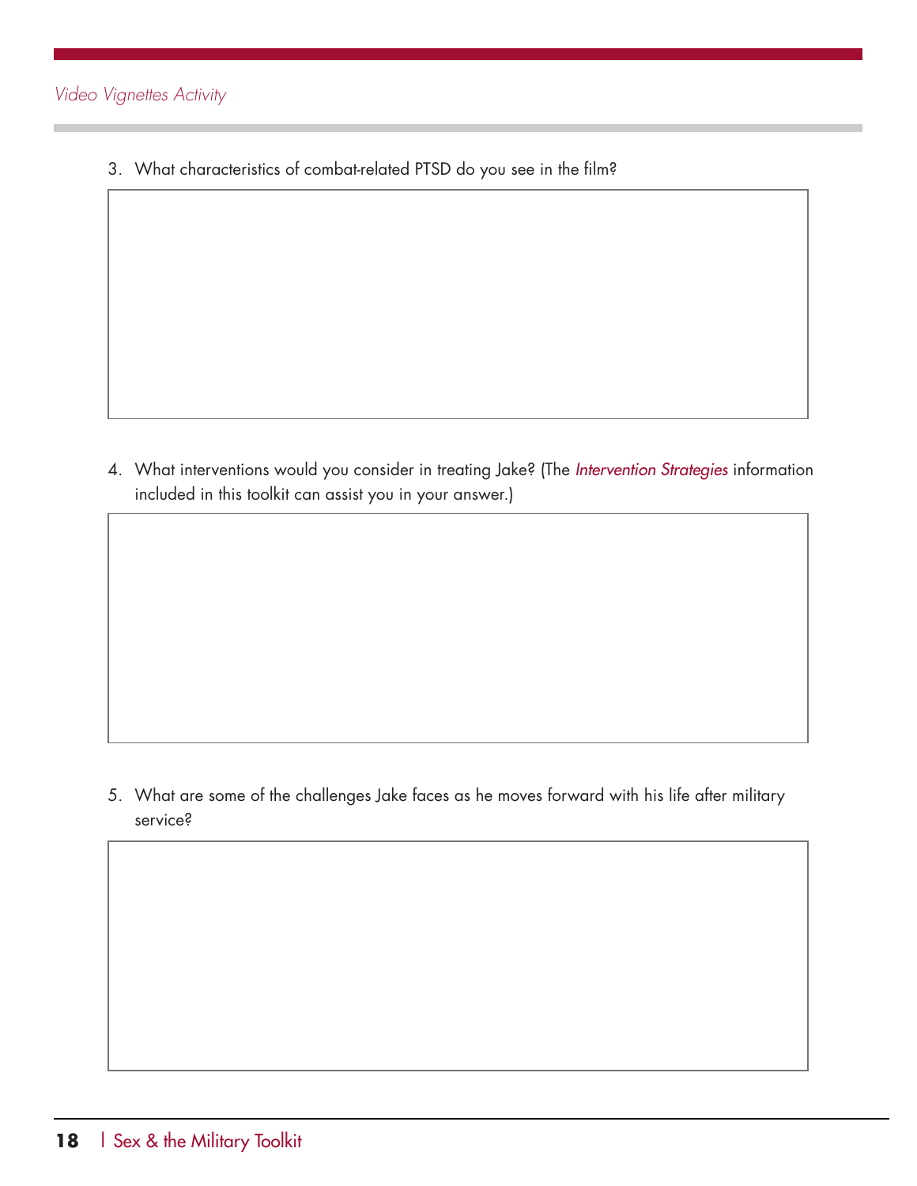3. What characteristics of combat-related PTSD do you see in the film?

4. What interventions would you consider in treating Jake? (The *Intervention Strategies* information included in this toolkit can assist you in your answer.)

5. What are some of the challenges Jake faces as he moves forward with his life after military service?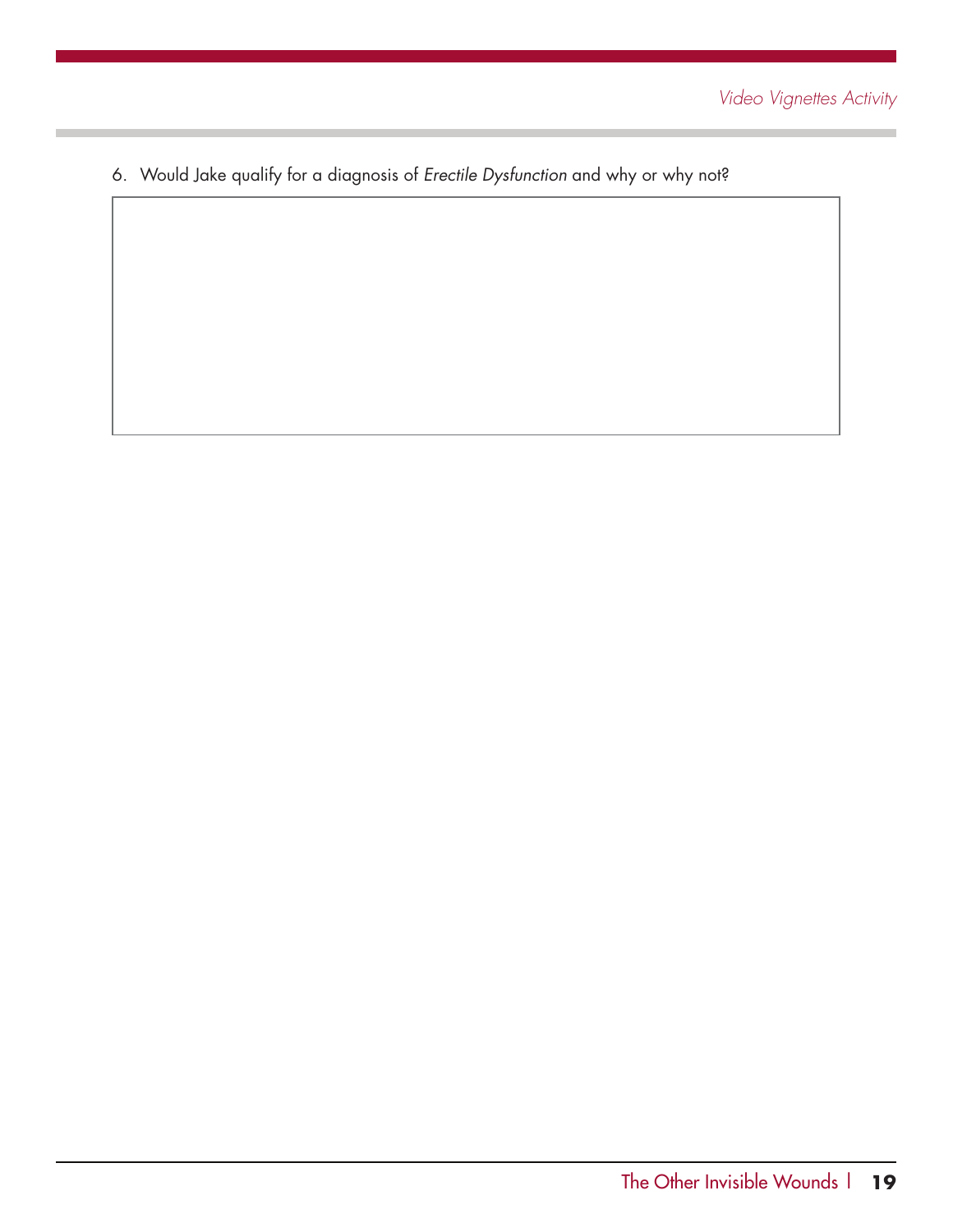6. Would Jake qualify for a diagnosis of *Erectile Dysfunction* and why or why not?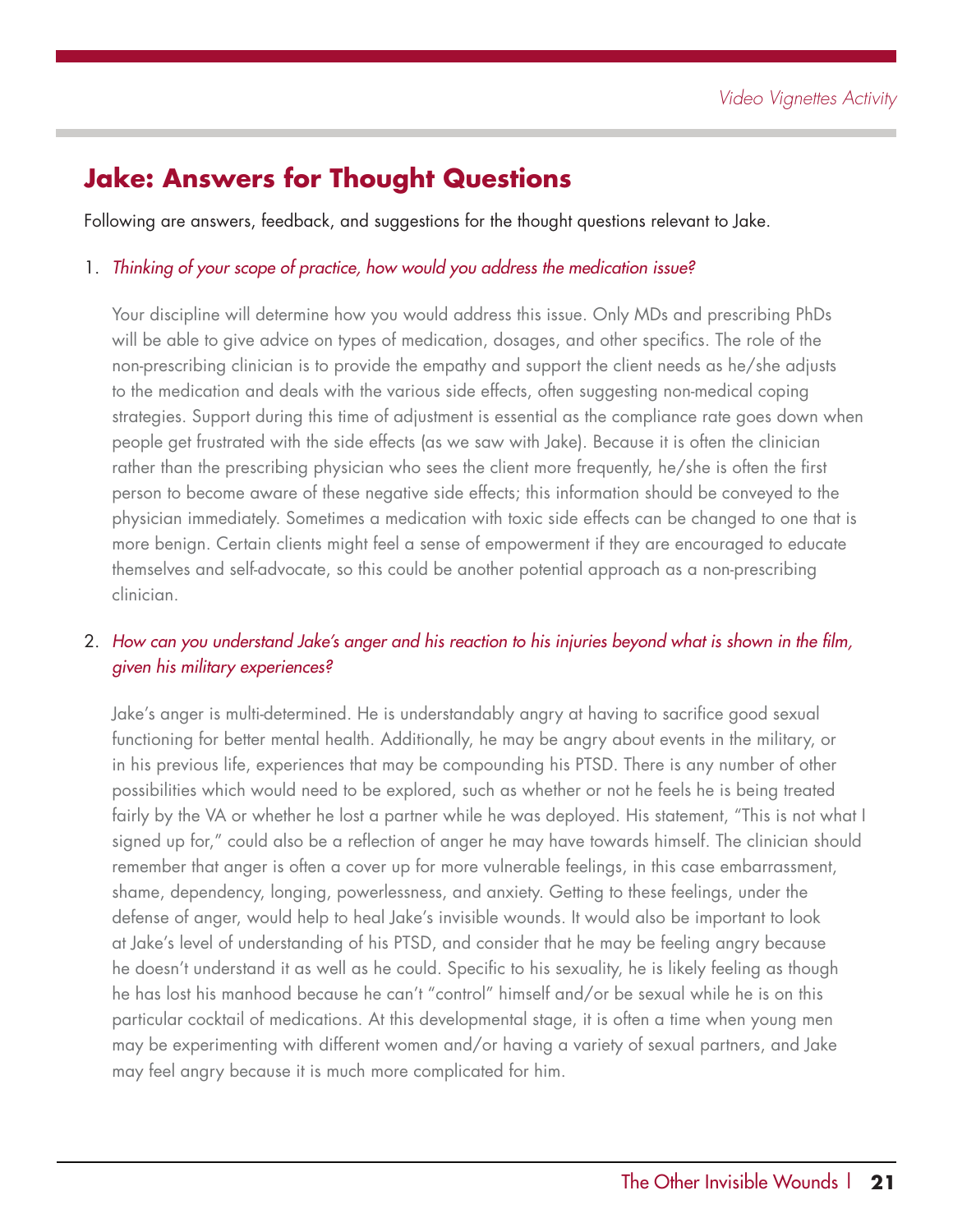## Jake: Answers for Thought Questions

Following are answers, feedback, and suggestions for the thought questions relevant to Jake.

1. *Thinking of your scope of practice, how would you address the medication issue?*

   Your discipline will determine how you would address this issue. Only MDs and prescribing PhDs will be able to give advice on types of medication, dosages, and other specifics. The role of the non-prescribing clinician is to provide the empathy and support the client needs as he/she adjusts to the medication and deals with the various side effects, often suggesting non-medical coping strategies. Support during this time of adjustment is essential as the compliance rate goes down when people get frustrated with the side effects (as we saw with Jake). Because it is often the clinician rather than the prescribing physician who sees the client more frequently, he/she is often the first person to become aware of these negative side effects; this information should be conveyed to the physician immediately. Sometimes a medication with toxic side effects can be changed to one that is more benign. Certain clients might feel a sense of empowerment if they are encouraged to educate themselves and self-advocate, so this could be another potential approach as a non-prescribing clinician.

2. *How can you understand Jake's anger and his reaction to his injuries beyond what is shown in the film, given his military experiences?*

   Jake's anger is multi-determined. He is understandably angry at having to sacrifice good sexual functioning for better mental health. Additionally, he may be angry about events in the military, or in his previous life, experiences that may be compounding his PTSD. There is any number of other possibilities which would need to be explored, such as whether or not he feels he is being treated fairly by the VA or whether he lost a partner while he was deployed. His statement, "This is not what I signed up for," could also be a reflection of anger he may have towards himself. The clinician should remember that anger is often a cover up for more vulnerable feelings, in this case embarrassment, shame, dependency, longing, powerlessness, and anxiety. Getting to these feelings, under the defense of anger, would help to heal Jake's invisible wounds. It would also be important to look at Jake's level of understanding of his PTSD, and consider that he may be feeling angry because he doesn't understand it as well as he could. Specific to his sexuality, he is likely feeling as though he has lost his manhood because he can't "control" himself and/or be sexual while he is on this particular cocktail of medications. At this developmental stage, it is often a time when young men may be experimenting with different women and/or having a variety of sexual partners, and Jake may feel angry because it is much more complicated for him.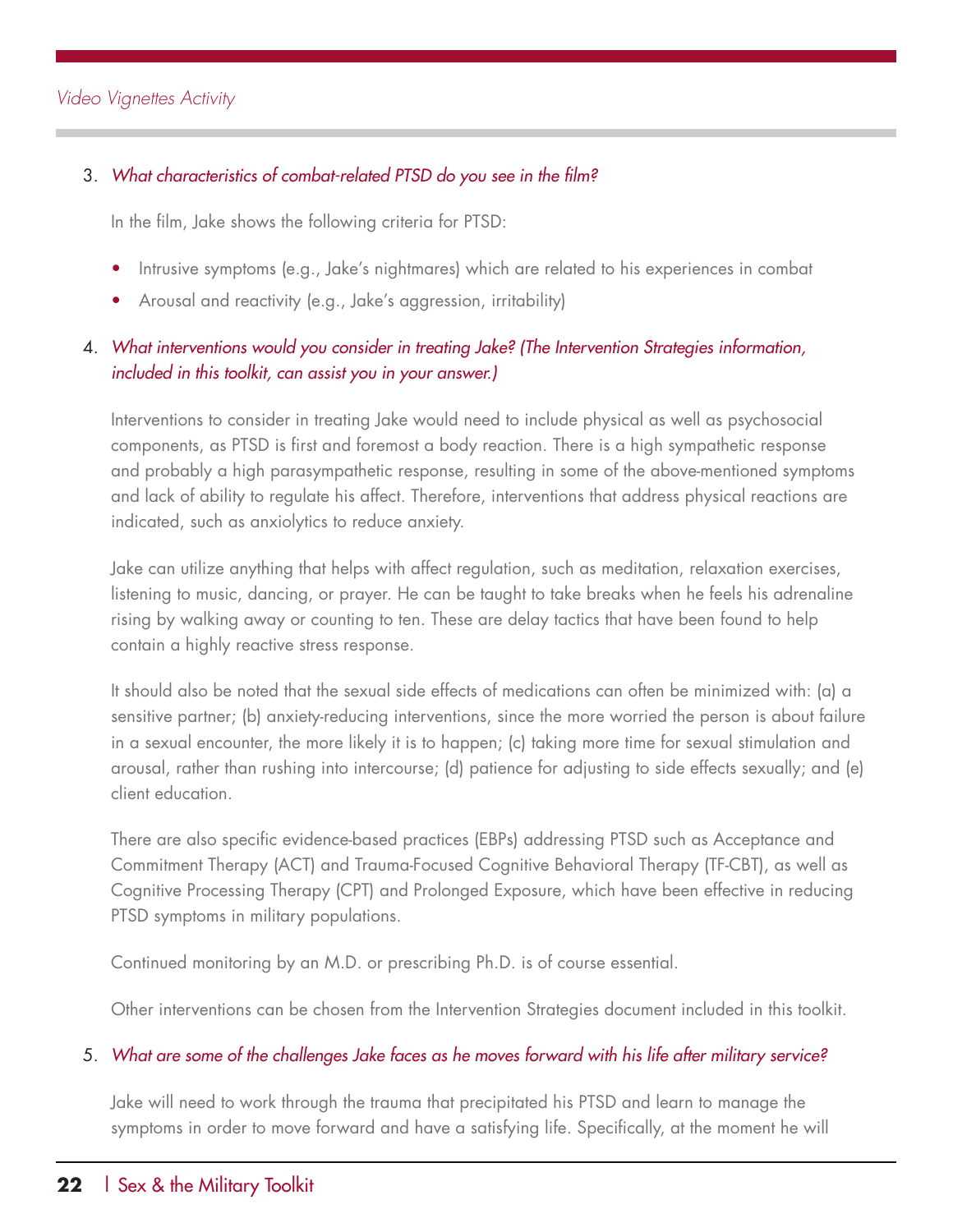3. *What characteristics of combat-related PTSD do you see in the film?*

   In the film, Jake shows the following criteria for PTSD:

   - Intrusive symptoms (e.g., Jake's nightmares) which are related to his experiences in combat
   - Arousal and reactivity (e.g., Jake's aggression, irritability)

4. *What interventions would you consider in treating Jake? (The Intervention Strategies information, included in this toolkit, can assist you in your answer.)*

   Interventions to consider in treating Jake would need to include physical as well as psychosocial components, as PTSD is first and foremost a body reaction. There is a high sympathetic response and probably a high parasympathetic response, resulting in some of the above-mentioned symptoms and lack of ability to regulate his affect. Therefore, interventions that address physical reactions are indicated, such as anxiolytics to reduce anxiety.

   Jake can utilize anything that helps with affect regulation, such as meditation, relaxation exercises, listening to music, dancing, or prayer. He can be taught to take breaks when he feels his adrenaline rising by walking away or counting to ten. These are delay tactics that have been found to help contain a highly reactive stress response.

   It should also be noted that the sexual side effects of medications can often be minimized with: (a) a sensitive partner; (b) anxiety-reducing interventions, since the more worried the person is about failure in a sexual encounter, the more likely it is to happen; (c) taking more time for sexual stimulation and arousal, rather than rushing into intercourse; (d) patience for adjusting to side effects sexually; and (e) client education.

   There are also specific evidence-based practices (EBPs) addressing PTSD such as Acceptance and Commitment Therapy (ACT) and Trauma-Focused Cognitive Behavioral Therapy (TF-CBT), as well as Cognitive Processing Therapy (CPT) and Prolonged Exposure, which have been effective in reducing PTSD symptoms in military populations.

   Continued monitoring by an M.D. or prescribing Ph.D. is of course essential.

   Other interventions can be chosen from the Intervention Strategies document included in this toolkit.

5. *What are some of the challenges Jake faces as he moves forward with his life after military service?*

   Jake will need to work through the trauma that precipitated his PTSD and learn to manage the symptoms in order to move forward and have a satisfying life. Specifically, at the moment he will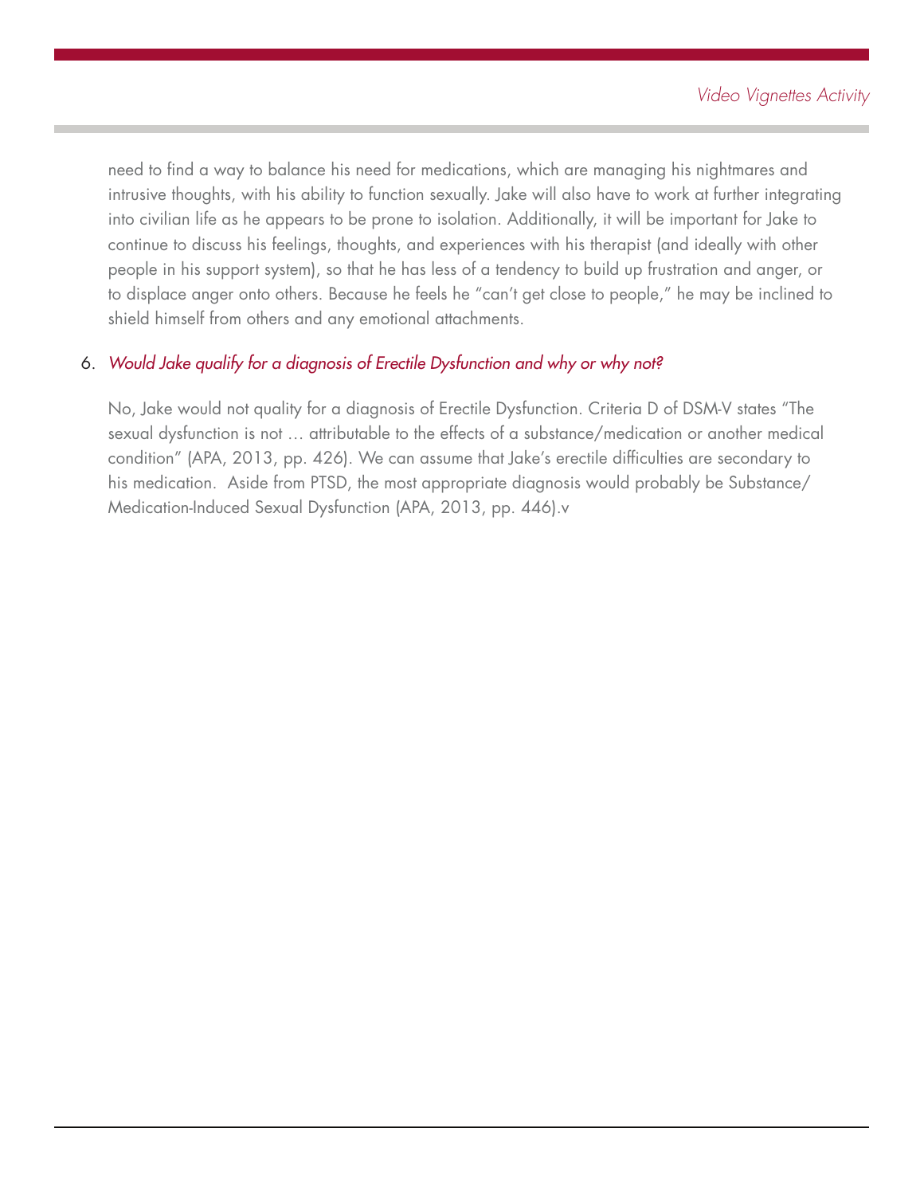need to find a way to balance his need for medications, which are managing his nightmares and intrusive thoughts, with his ability to function sexually. Jake will also have to work at further integrating into civilian life as he appears to be prone to isolation. Additionally, it will be important for Jake to continue to discuss his feelings, thoughts, and experiences with his therapist (and ideally with other people in his support system), so that he has less of a tendency to build up frustration and anger, or to displace anger onto others. Because he feels he "can't get close to people," he may be inclined to shield himself from others and any emotional attachments.

6. *Would Jake qualify for a diagnosis of Erectile Dysfunction and why or why not?*

   No, Jake would not quality for a diagnosis of Erectile Dysfunction. Criteria D of DSM-V states "The sexual dysfunction is not … attributable to the effects of a substance/medication or another medical condition" (APA, 2013, pp. 426). We can assume that Jake's erectile difficulties are secondary to his medication. Aside from PTSD, the most appropriate diagnosis would probably be Substance/Medication-Induced Sexual Dysfunction (APA, 2013, pp. 446).v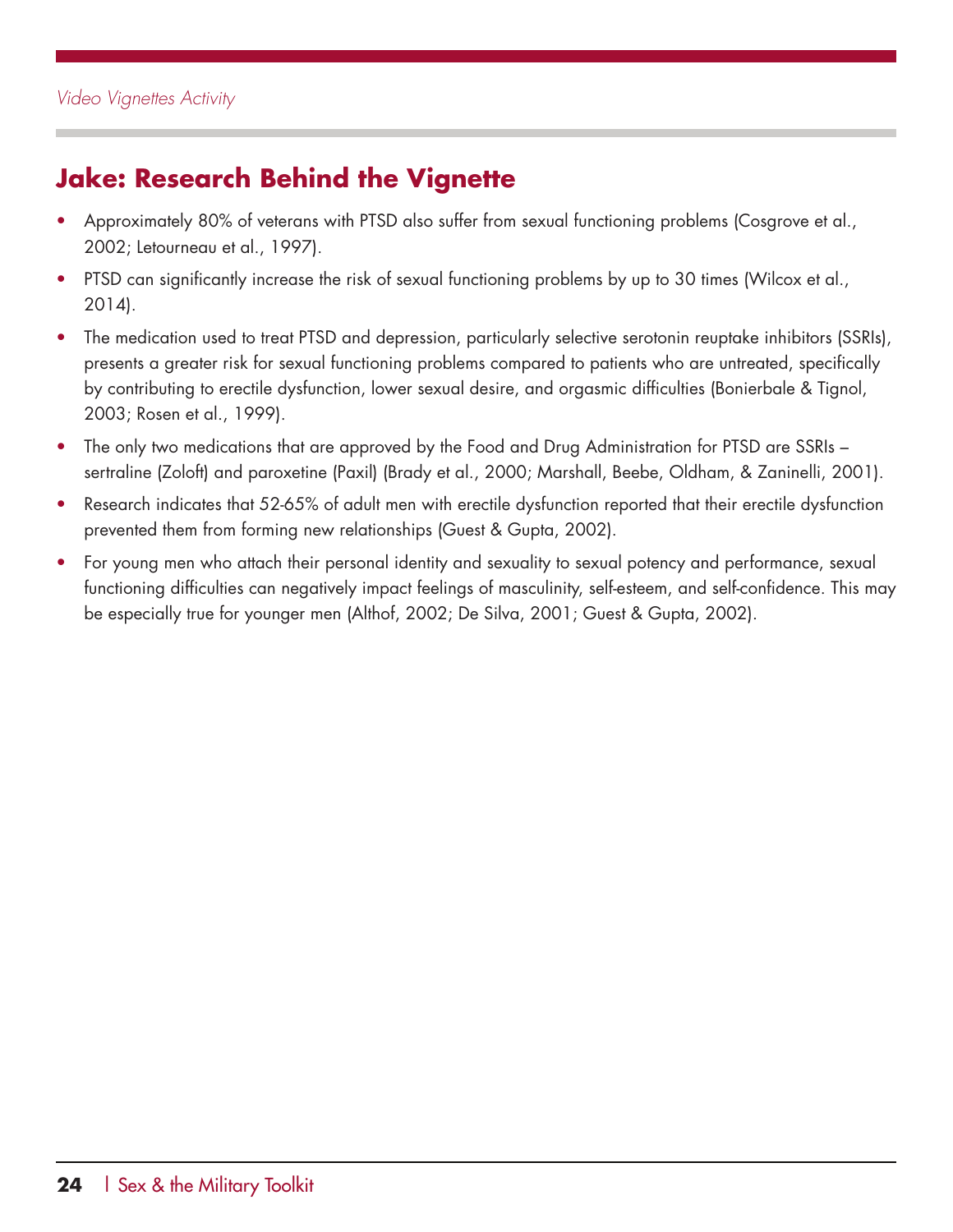## Jake: Research Behind the Vignette

- Approximately 80% of veterans with PTSD also suffer from sexual functioning problems (Cosgrove et al., 2002; Letourneau et al., 1997).
- PTSD can significantly increase the risk of sexual functioning problems by up to 30 times (Wilcox et al., 2014).
- The medication used to treat PTSD and depression, particularly selective serotonin reuptake inhibitors (SSRIs), presents a greater risk for sexual functioning problems compared to patients who are untreated, specifically by contributing to erectile dysfunction, lower sexual desire, and orgasmic difficulties (Bonierbale & Tignol, 2003; Rosen et al., 1999).
- The only two medications that are approved by the Food and Drug Administration for PTSD are SSRIs – sertraline (Zoloft) and paroxetine (Paxil) (Brady et al., 2000; Marshall, Beebe, Oldham, & Zaninelli, 2001).
- Research indicates that 52-65% of adult men with erectile dysfunction reported that their erectile dysfunction prevented them from forming new relationships (Guest & Gupta, 2002).
- For young men who attach their personal identity and sexuality to sexual potency and performance, sexual functioning difficulties can negatively impact feelings of masculinity, self-esteem, and self-confidence. This may be especially true for younger men (Althof, 2002; De Silva, 2001; Guest & Gupta, 2002).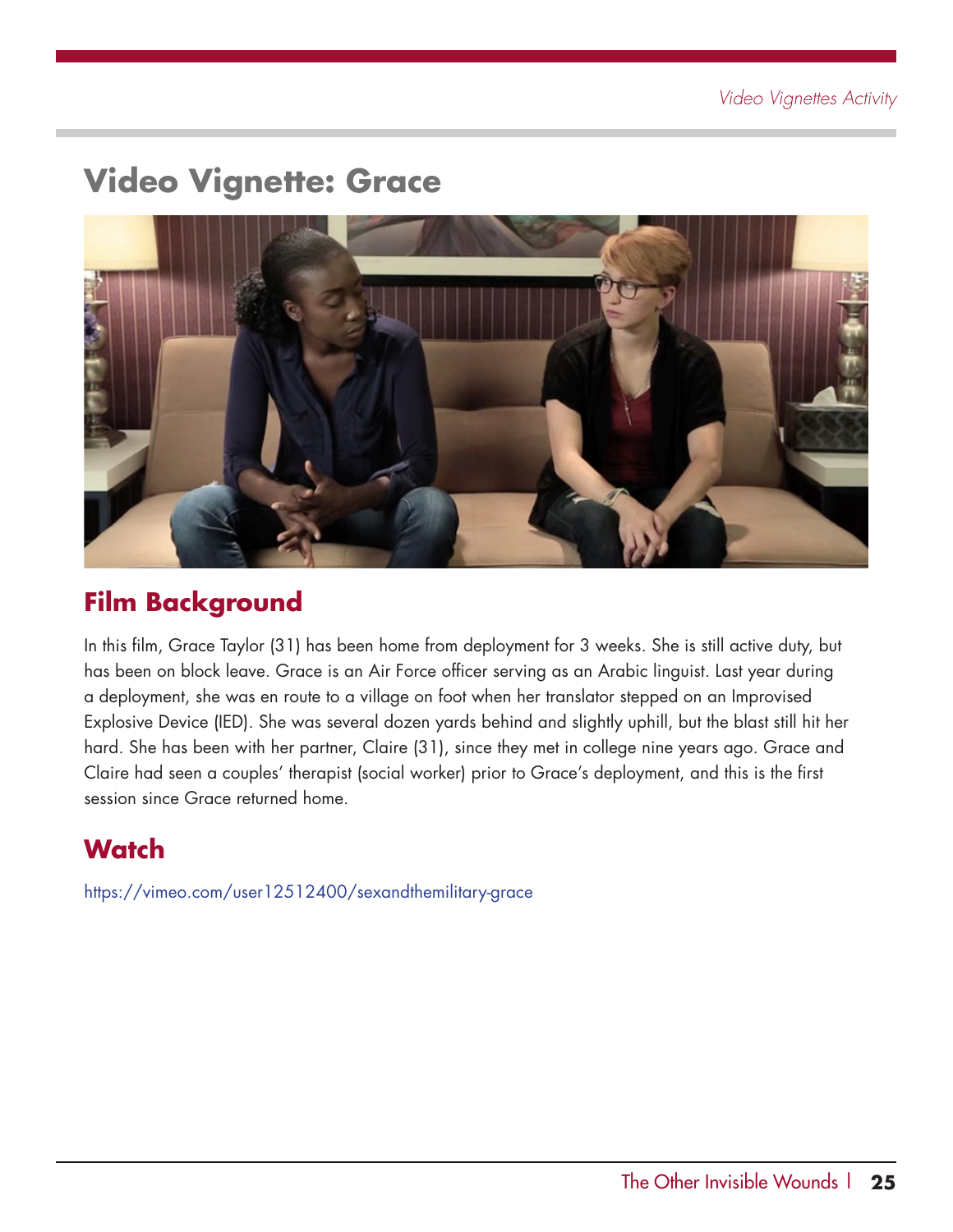# Video Vignette: Grace

## Film Background

In this film, Grace Taylor (31) has been home from deployment for 3 weeks. She is still active duty, but has been on block leave. Grace is an Air Force officer serving as an Arabic linguist. Last year during a deployment, she was en route to a village on foot when her translator stepped on an Improvised Explosive Device (IED). She was several dozen yards behind and slightly uphill, but the blast still hit her hard. She has been with her partner, Claire (31), since they met in college nine years ago. Grace and Claire had seen a couples' therapist (social worker) prior to Grace's deployment, and this is the first session since Grace returned home.

## Watch

https://vimeo.com/user12512400/sexandthemilitary-grace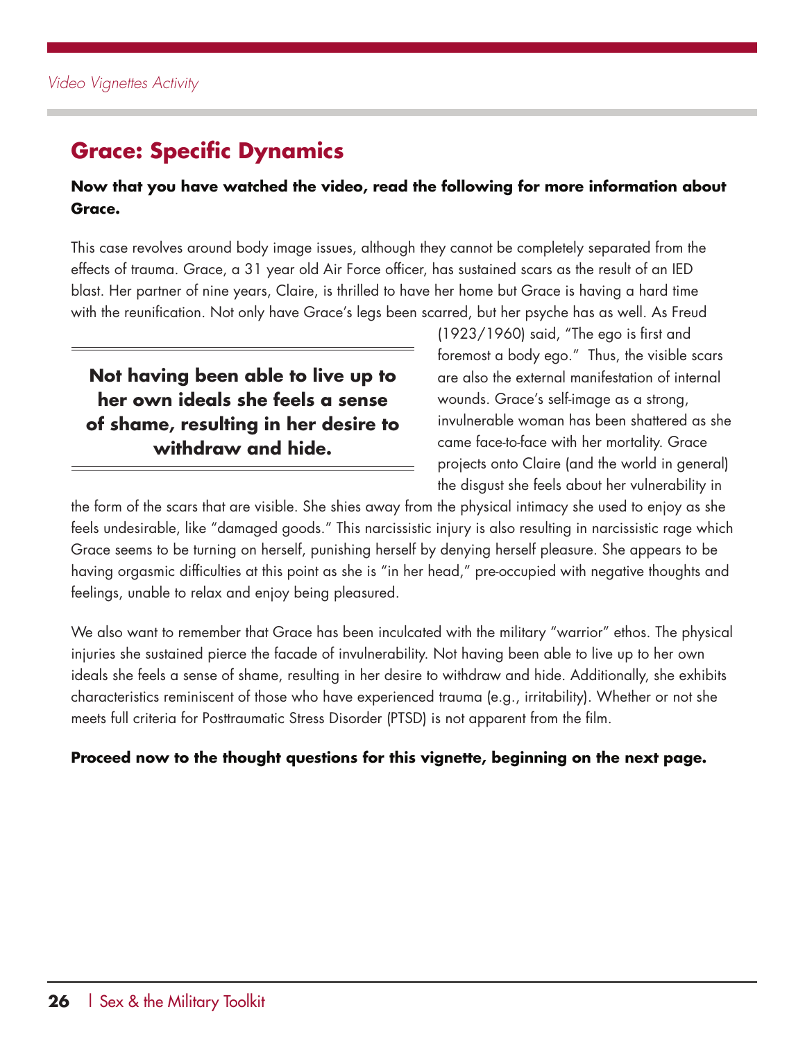*Video Vignettes Activity*

## Grace: Specific Dynamics

**Now that you have watched the video, read the following for more information about Grace.**

This case revolves around body image issues, although they cannot be completely separated from the effects of trauma. Grace, a 31 year old Air Force officer, has sustained scars as the result of an IED blast. Her partner of nine years, Claire, is thrilled to have her home but Grace is having a hard time with the reunification. Not only have Grace's legs been scarred, but her psyche has as well. As Freud (1923/1960) said, "The ego is first and foremost a body ego." Thus, the visible scars are also the external manifestation of internal wounds. Grace's self-image as a strong, invulnerable woman has been shattered as she came face-to-face with her mortality. Grace projects onto Claire (and the world in general) the disgust she feels about her vulnerability in the form of the scars that are visible. She shies away from the physical intimacy she used to enjoy as she feels undesirable, like "damaged goods." This narcissistic injury is also resulting in narcissistic rage which Grace seems to be turning on herself, punishing herself by denying herself pleasure. She appears to be having orgasmic difficulties at this point as she is "in her head," pre-occupied with negative thoughts and feelings, unable to relax and enjoy being pleasured.

> **Not having been able to live up to her own ideals she feels a sense of shame, resulting in her desire to withdraw and hide.**

We also want to remember that Grace has been inculcated with the military "warrior" ethos. The physical injuries she sustained pierce the facade of invulnerability. Not having been able to live up to her own ideals she feels a sense of shame, resulting in her desire to withdraw and hide. Additionally, she exhibits characteristics reminiscent of those who have experienced trauma (e.g., irritability). Whether or not she meets full criteria for Posttraumatic Stress Disorder (PTSD) is not apparent from the film.

**Proceed now to the thought questions for this vignette, beginning on the next page.**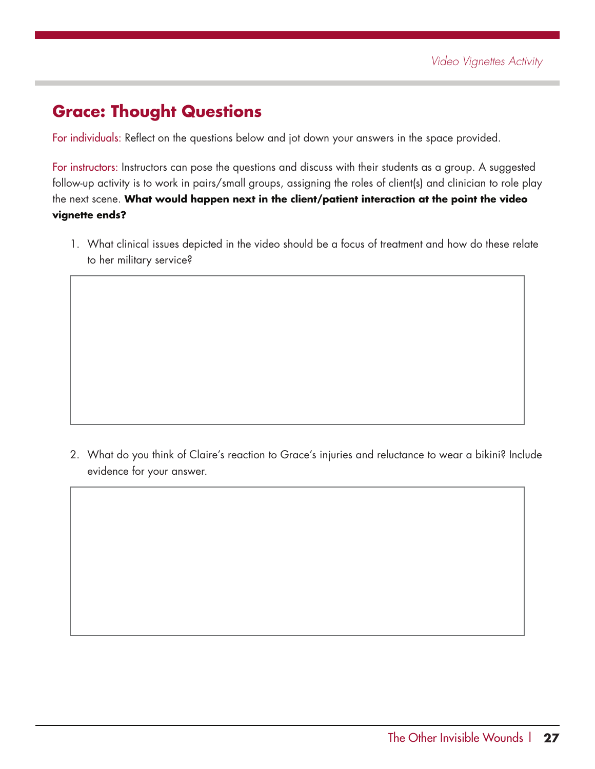## Grace: Thought Questions

For individuals: Reflect on the questions below and jot down your answers in the space provided.

For instructors: Instructors can pose the questions and discuss with their students as a group. A suggested follow-up activity is to work in pairs/small groups, assigning the roles of client(s) and clinician to role play the next scene. **What would happen next in the client/patient interaction at the point the video vignette ends?**

1. What clinical issues depicted in the video should be a focus of treatment and how do these relate to her military service?

2. What do you think of Claire's reaction to Grace's injuries and reluctance to wear a bikini? Include evidence for your answer.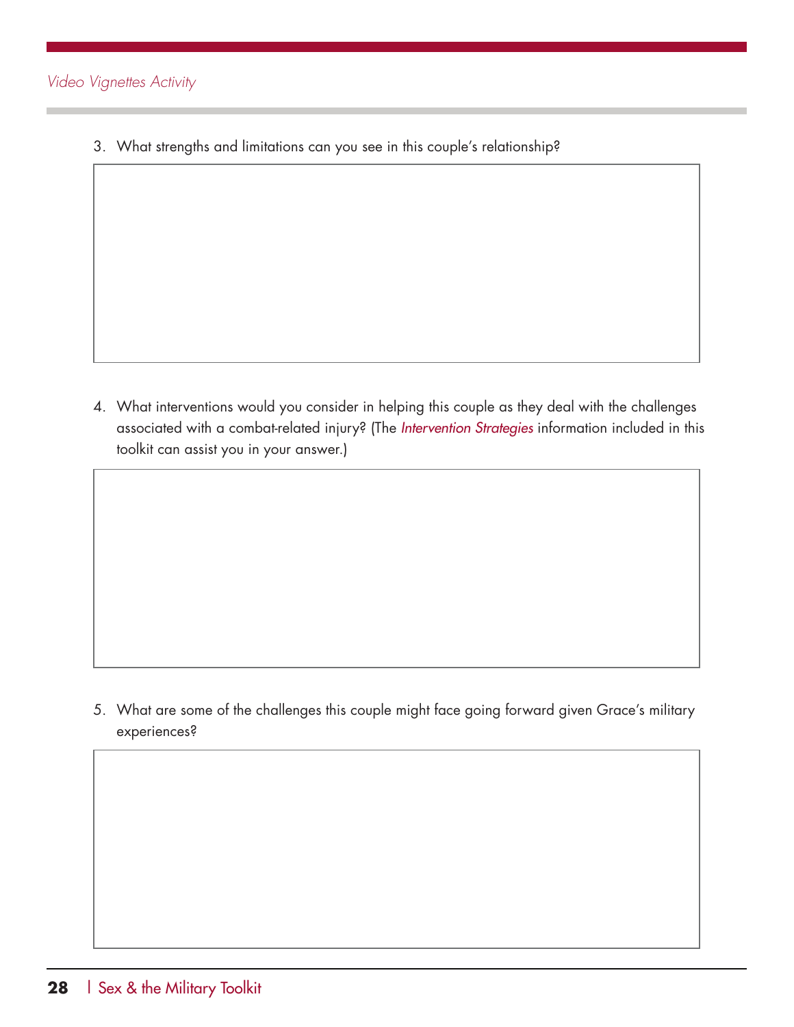3. What strengths and limitations can you see in this couple's relationship?

4. What interventions would you consider in helping this couple as they deal with the challenges associated with a combat-related injury? (The *Intervention Strategies* information included in this toolkit can assist you in your answer.)

5. What are some of the challenges this couple might face going forward given Grace's military experiences?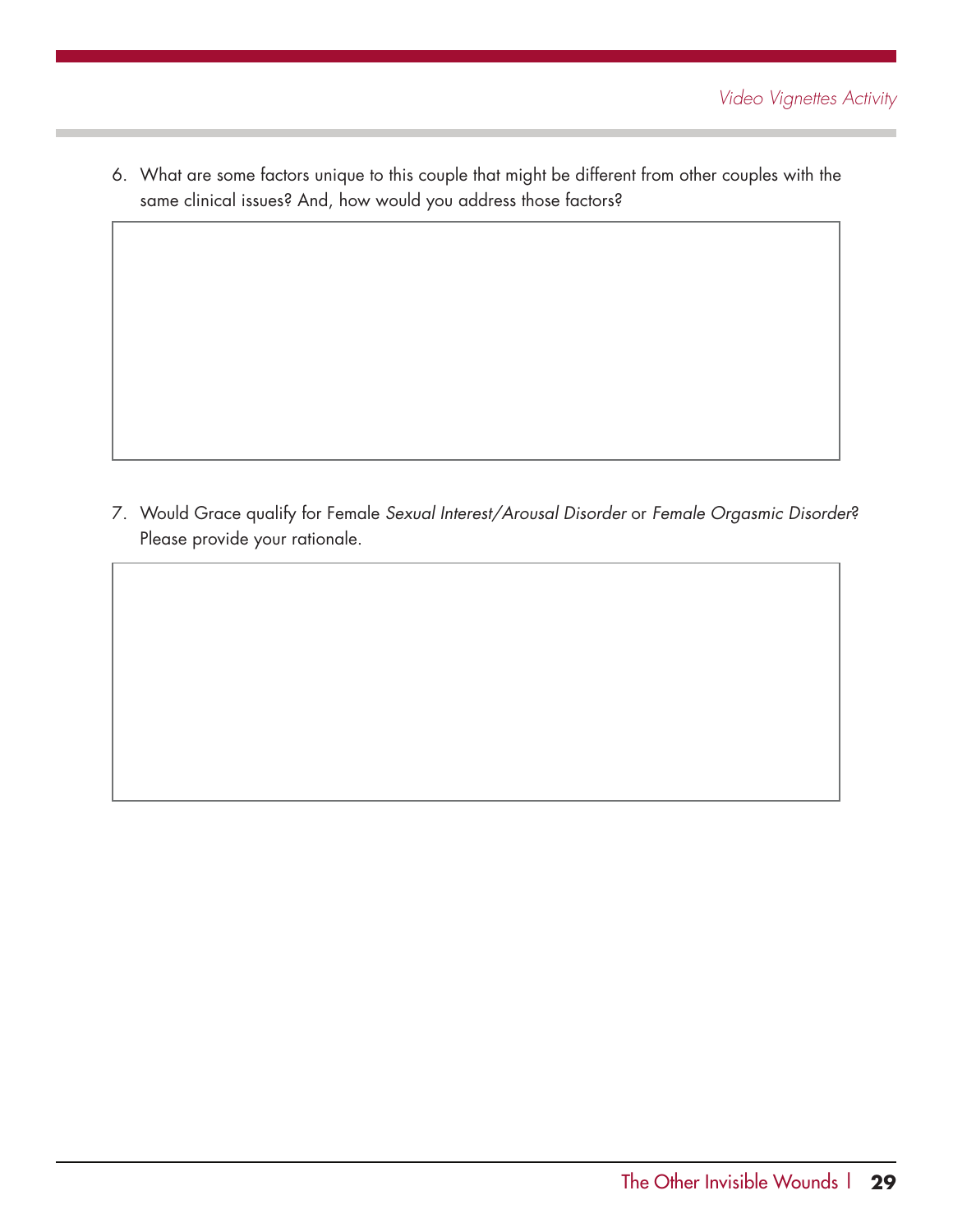6. What are some factors unique to this couple that might be different from other couples with the same clinical issues? And, how would you address those factors?

7. Would Grace qualify for Female *Sexual Interest/Arousal Disorder* or *Female Orgasmic Disorder*? Please provide your rationale.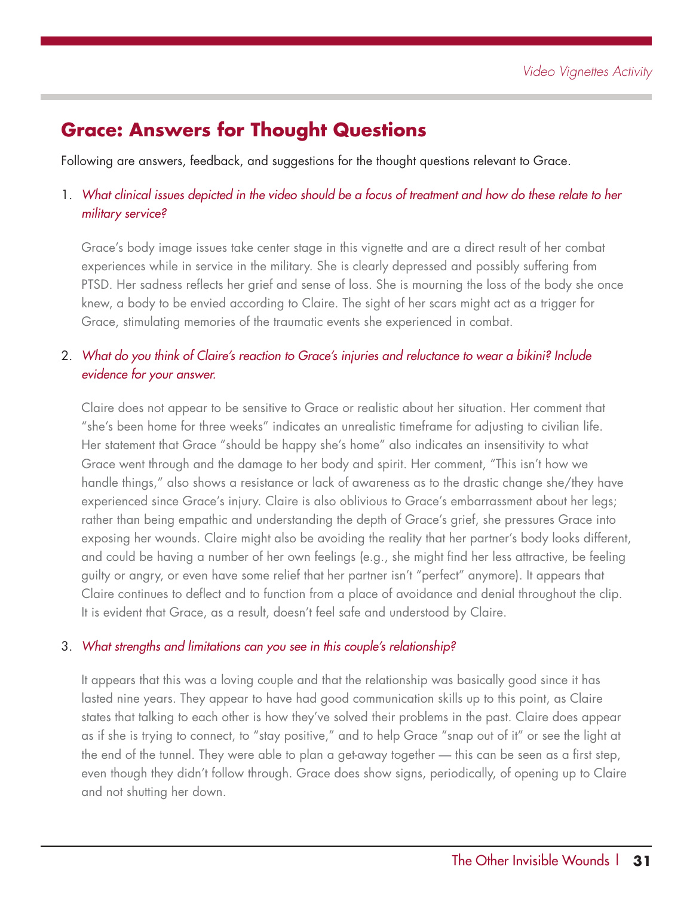## Grace: Answers for Thought Questions

Following are answers, feedback, and suggestions for the thought questions relevant to Grace.

1. *What clinical issues depicted in the video should be a focus of treatment and how do these relate to her military service?*

   Grace's body image issues take center stage in this vignette and are a direct result of her combat experiences while in service in the military. She is clearly depressed and possibly suffering from PTSD. Her sadness reflects her grief and sense of loss. She is mourning the loss of the body she once knew, a body to be envied according to Claire. The sight of her scars might act as a trigger for Grace, stimulating memories of the traumatic events she experienced in combat.

2. *What do you think of Claire's reaction to Grace's injuries and reluctance to wear a bikini? Include evidence for your answer.*

   Claire does not appear to be sensitive to Grace or realistic about her situation. Her comment that "she's been home for three weeks" indicates an unrealistic timeframe for adjusting to civilian life. Her statement that Grace "should be happy she's home" also indicates an insensitivity to what Grace went through and the damage to her body and spirit. Her comment, "This isn't how we handle things," also shows a resistance or lack of awareness as to the drastic change she/they have experienced since Grace's injury. Claire is also oblivious to Grace's embarrassment about her legs; rather than being empathic and understanding the depth of Grace's grief, she pressures Grace into exposing her wounds. Claire might also be avoiding the reality that her partner's body looks different, and could be having a number of her own feelings (e.g., she might find her less attractive, be feeling guilty or angry, or even have some relief that her partner isn't "perfect" anymore). It appears that Claire continues to deflect and to function from a place of avoidance and denial throughout the clip. It is evident that Grace, as a result, doesn't feel safe and understood by Claire.

3. *What strengths and limitations can you see in this couple's relationship?*

   It appears that this was a loving couple and that the relationship was basically good since it has lasted nine years. They appear to have had good communication skills up to this point, as Claire states that talking to each other is how they've solved their problems in the past. Claire does appear as if she is trying to connect, to "stay positive," and to help Grace "snap out of it" or see the light at the end of the tunnel. They were able to plan a get-away together — this can be seen as a first step, even though they didn't follow through. Grace does show signs, periodically, of opening up to Claire and not shutting her down.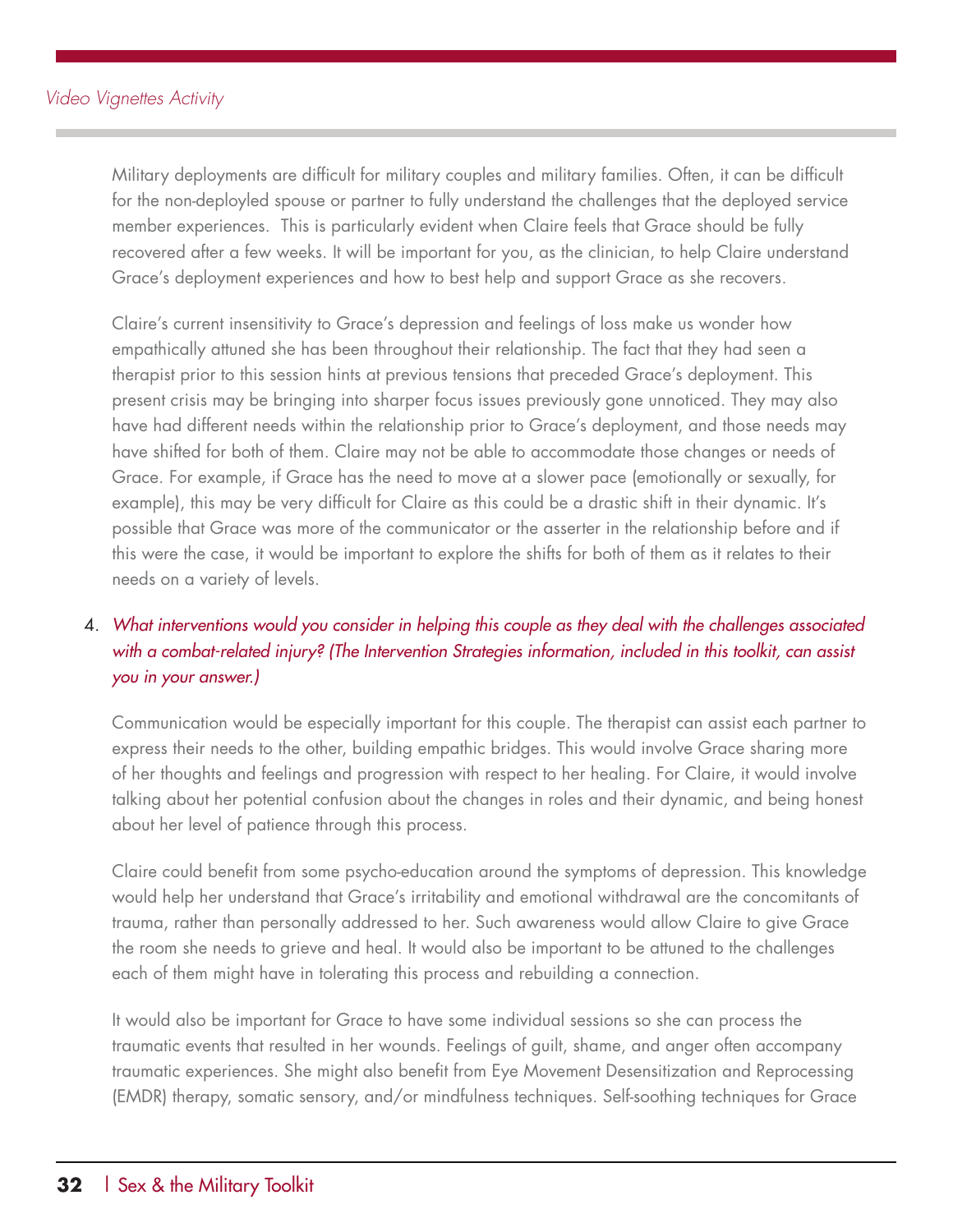Military deployments are difficult for military couples and military families. Often, it can be difficult for the non-deployled spouse or partner to fully understand the challenges that the deployed service member experiences. This is particularly evident when Claire feels that Grace should be fully recovered after a few weeks. It will be important for you, as the clinician, to help Claire understand Grace's deployment experiences and how to best help and support Grace as she recovers.

Claire's current insensitivity to Grace's depression and feelings of loss make us wonder how empathically attuned she has been throughout their relationship. The fact that they had seen a therapist prior to this session hints at previous tensions that preceded Grace's deployment. This present crisis may be bringing into sharper focus issues previously gone unnoticed. They may also have had different needs within the relationship prior to Grace's deployment, and those needs may have shifted for both of them. Claire may not be able to accommodate those changes or needs of Grace. For example, if Grace has the need to move at a slower pace (emotionally or sexually, for example), this may be very difficult for Claire as this could be a drastic shift in their dynamic. It's possible that Grace was more of the communicator or the asserter in the relationship before and if this were the case, it would be important to explore the shifts for both of them as it relates to their needs on a variety of levels.

4. *What interventions would you consider in helping this couple as they deal with the challenges associated with a combat-related injury? (The Intervention Strategies information, included in this toolkit, can assist you in your answer.)*

Communication would be especially important for this couple. The therapist can assist each partner to express their needs to the other, building empathic bridges. This would involve Grace sharing more of her thoughts and feelings and progression with respect to her healing. For Claire, it would involve talking about her potential confusion about the changes in roles and their dynamic, and being honest about her level of patience through this process.

Claire could benefit from some psycho-education around the symptoms of depression. This knowledge would help her understand that Grace's irritability and emotional withdrawal are the concomitants of trauma, rather than personally addressed to her. Such awareness would allow Claire to give Grace the room she needs to grieve and heal. It would also be important to be attuned to the challenges each of them might have in tolerating this process and rebuilding a connection.

It would also be important for Grace to have some individual sessions so she can process the traumatic events that resulted in her wounds. Feelings of guilt, shame, and anger often accompany traumatic experiences. She might also benefit from Eye Movement Desensitization and Reprocessing (EMDR) therapy, somatic sensory, and/or mindfulness techniques. Self-soothing techniques for Grace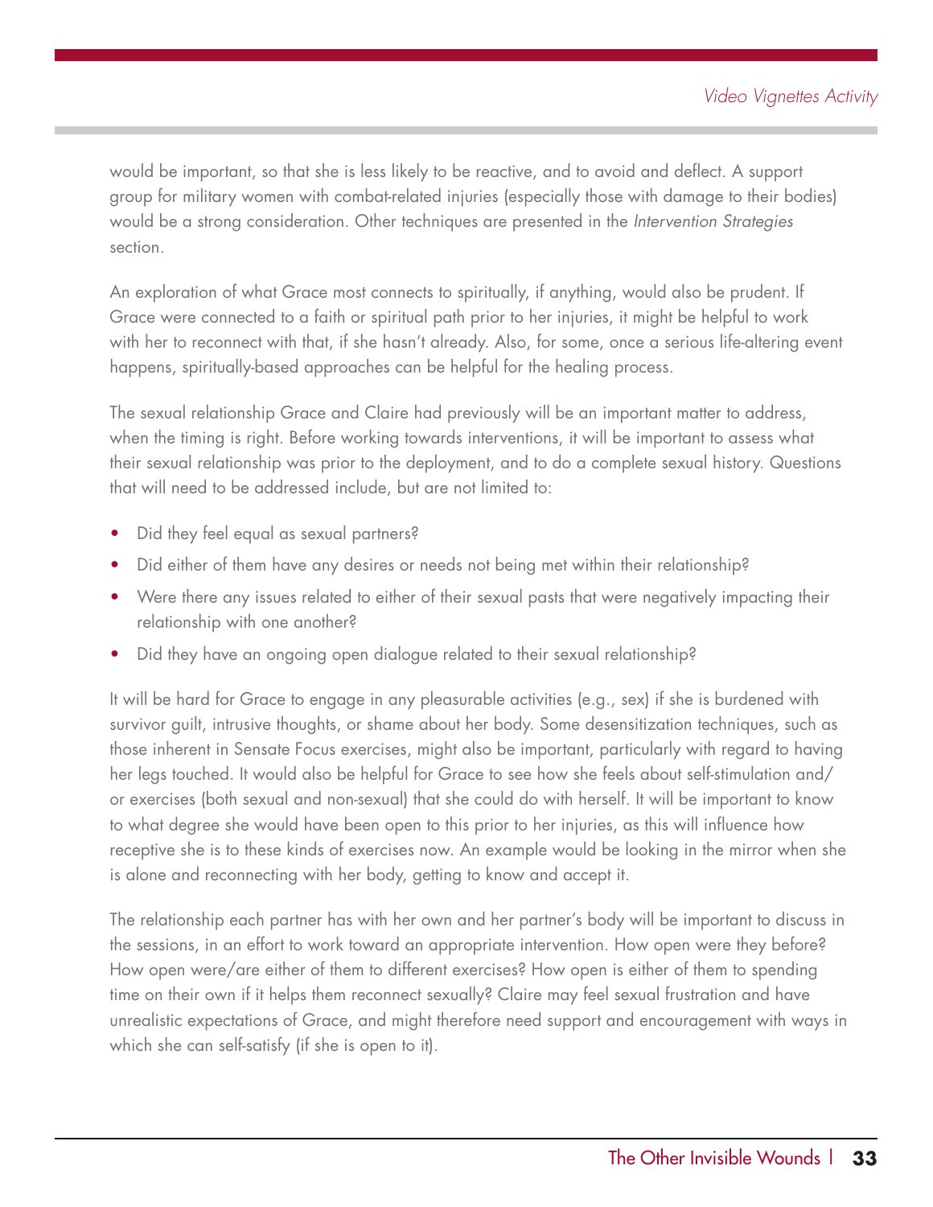would be important, so that she is less likely to be reactive, and to avoid and deflect. A support group for military women with combat-related injuries (especially those with damage to their bodies) would be a strong consideration. Other techniques are presented in the *Intervention Strategies* section.

An exploration of what Grace most connects to spiritually, if anything, would also be prudent. If Grace were connected to a faith or spiritual path prior to her injuries, it might be helpful to work with her to reconnect with that, if she hasn't already. Also, for some, once a serious life-altering event happens, spiritually-based approaches can be helpful for the healing process.

The sexual relationship Grace and Claire had previously will be an important matter to address, when the timing is right. Before working towards interventions, it will be important to assess what their sexual relationship was prior to the deployment, and to do a complete sexual history. Questions that will need to be addressed include, but are not limited to:

- Did they feel equal as sexual partners?
- Did either of them have any desires or needs not being met within their relationship?
- Were there any issues related to either of their sexual pasts that were negatively impacting their relationship with one another?
- Did they have an ongoing open dialogue related to their sexual relationship?

It will be hard for Grace to engage in any pleasurable activities (e.g., sex) if she is burdened with survivor guilt, intrusive thoughts, or shame about her body. Some desensitization techniques, such as those inherent in Sensate Focus exercises, might also be important, particularly with regard to having her legs touched. It would also be helpful for Grace to see how she feels about self-stimulation and/or exercises (both sexual and non-sexual) that she could do with herself. It will be important to know to what degree she would have been open to this prior to her injuries, as this will influence how receptive she is to these kinds of exercises now. An example would be looking in the mirror when she is alone and reconnecting with her body, getting to know and accept it.

The relationship each partner has with her own and her partner's body will be important to discuss in the sessions, in an effort to work toward an appropriate intervention. How open were they before? How open were/are either of them to different exercises? How open is either of them to spending time on their own if it helps them reconnect sexually? Claire may feel sexual frustration and have unrealistic expectations of Grace, and might therefore need support and encouragement with ways in which she can self-satisfy (if she is open to it).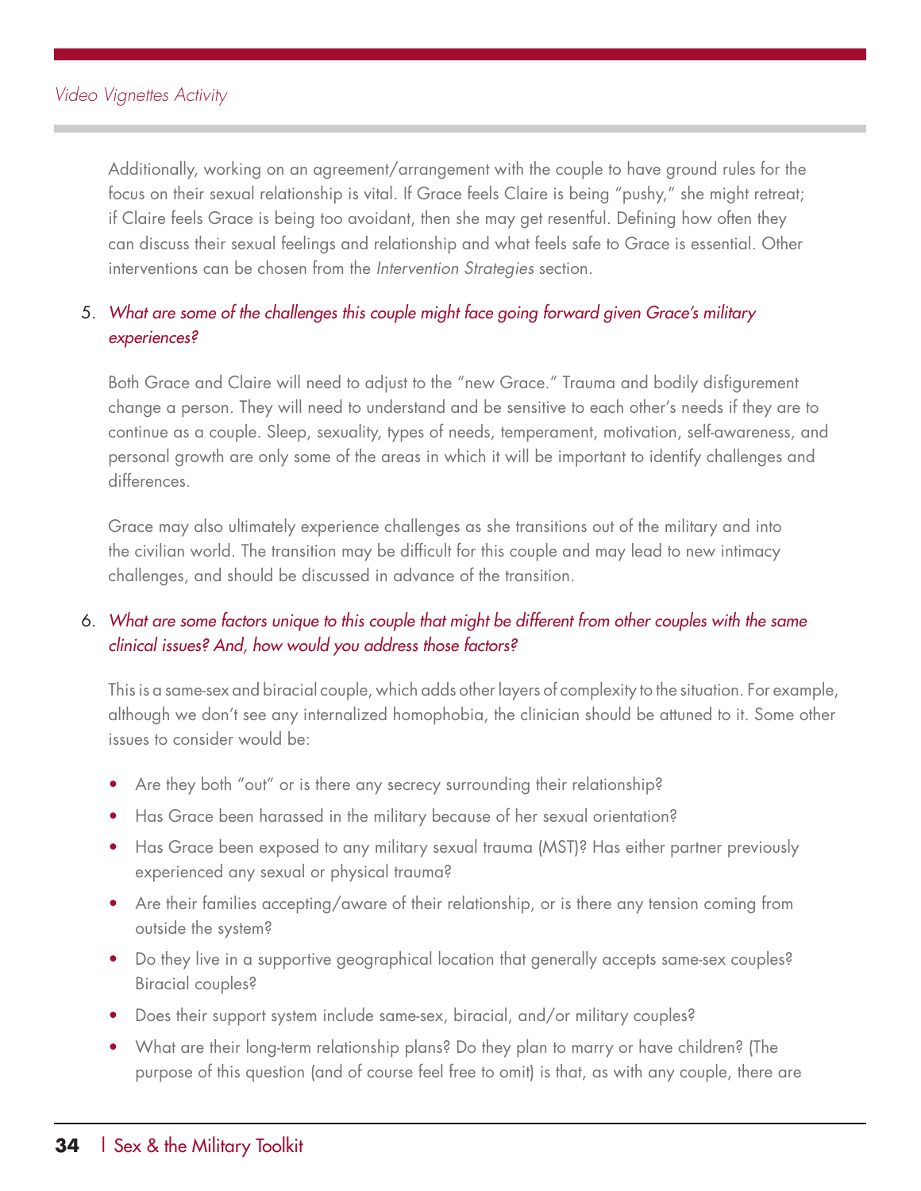Additionally, working on an agreement/arrangement with the couple to have ground rules for the focus on their sexual relationship is vital. If Grace feels Claire is being "pushy," she might retreat; if Claire feels Grace is being too avoidant, then she may get resentful. Defining how often they can discuss their sexual feelings and relationship and what feels safe to Grace is essential. Other interventions can be chosen from the *Intervention Strategies* section.

5. *What are some of the challenges this couple might face going forward given Grace's military experiences?*

   Both Grace and Claire will need to adjust to the "new Grace." Trauma and bodily disfigurement change a person. They will need to understand and be sensitive to each other's needs if they are to continue as a couple. Sleep, sexuality, types of needs, temperament, motivation, self-awareness, and personal growth are only some of the areas in which it will be important to identify challenges and differences.

   Grace may also ultimately experience challenges as she transitions out of the military and into the civilian world. The transition may be difficult for this couple and may lead to new intimacy challenges, and should be discussed in advance of the transition.

6. *What are some factors unique to this couple that might be different from other couples with the same clinical issues? And, how would you address those factors?*

   This is a same-sex and biracial couple, which adds other layers of complexity to the situation. For example, although we don't see any internalized homophobia, the clinician should be attuned to it. Some other issues to consider would be:

   - Are they both "out" or is there any secrecy surrounding their relationship?
   - Has Grace been harassed in the military because of her sexual orientation?
   - Has Grace been exposed to any military sexual trauma (MST)? Has either partner previously experienced any sexual or physical trauma?
   - Are their families accepting/aware of their relationship, or is there any tension coming from outside the system?
   - Do they live in a supportive geographical location that generally accepts same-sex couples? Biracial couples?
   - Does their support system include same-sex, biracial, and/or military couples?
   - What are their long-term relationship plans? Do they plan to marry or have children? (The purpose of this question (and of course feel free to omit) is that, as with any couple, there are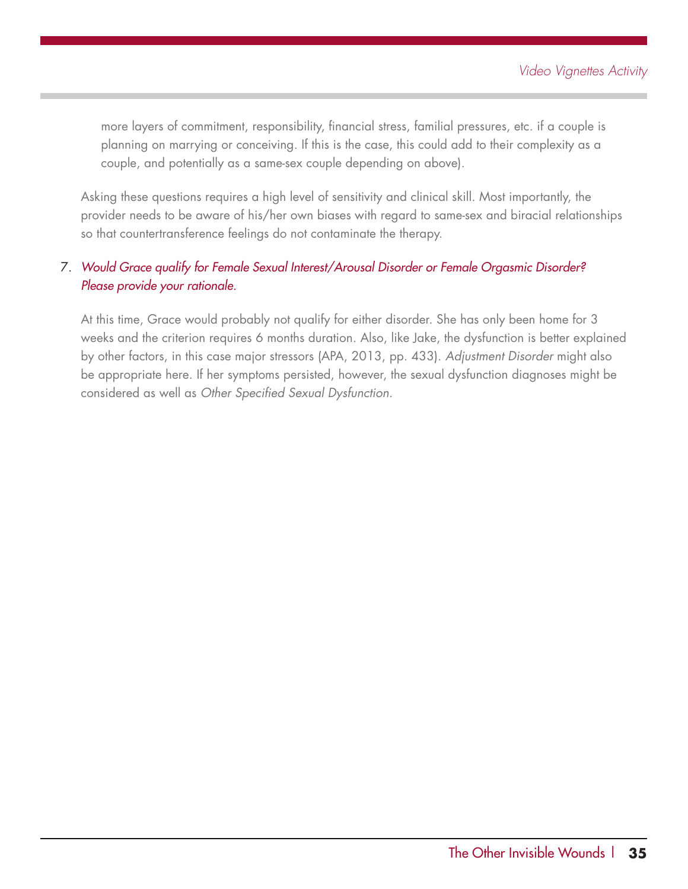more layers of commitment, responsibility, financial stress, familial pressures, etc. if a couple is planning on marrying or conceiving. If this is the case, this could add to their complexity as a couple, and potentially as a same-sex couple depending on above).

Asking these questions requires a high level of sensitivity and clinical skill. Most importantly, the provider needs to be aware of his/her own biases with regard to same-sex and biracial relationships so that countertransference feelings do not contaminate the therapy.

7. *Would Grace qualify for Female Sexual Interest/Arousal Disorder or Female Orgasmic Disorder? Please provide your rationale.*

At this time, Grace would probably not qualify for either disorder. She has only been home for 3 weeks and the criterion requires 6 months duration. Also, like Jake, the dysfunction is better explained by other factors, in this case major stressors (APA, 2013, pp. 433). *Adjustment Disorder* might also be appropriate here. If her symptoms persisted, however, the sexual dysfunction diagnoses might be considered as well as *Other Specified Sexual Dysfunction*.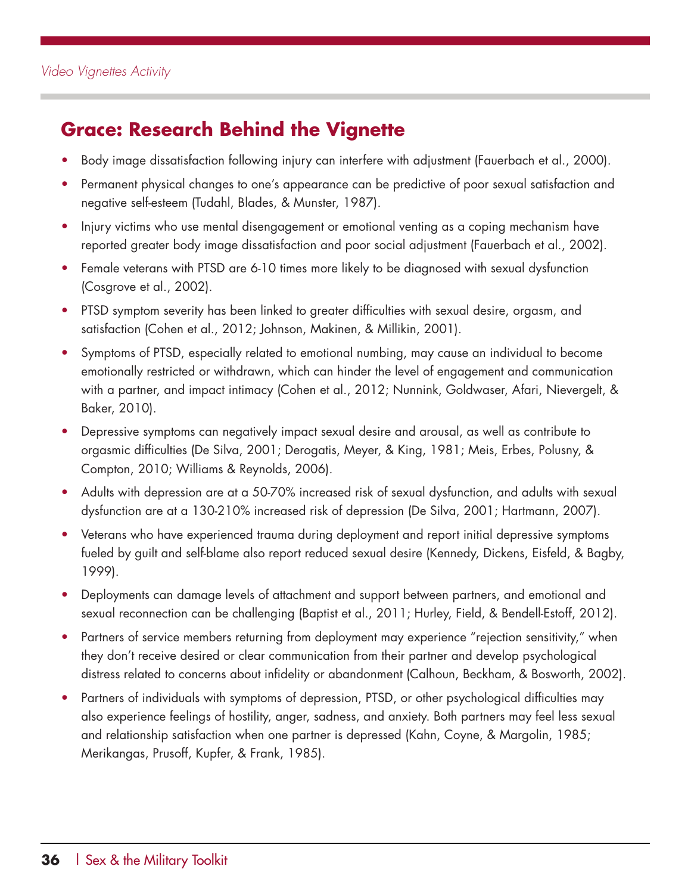*Video Vignettes Activity*

## Grace: Research Behind the Vignette

- Body image dissatisfaction following injury can interfere with adjustment (Fauerbach et al., 2000).
- Permanent physical changes to one's appearance can be predictive of poor sexual satisfaction and negative self-esteem (Tudahl, Blades, & Munster, 1987).
- Injury victims who use mental disengagement or emotional venting as a coping mechanism have reported greater body image dissatisfaction and poor social adjustment (Fauerbach et al., 2002).
- Female veterans with PTSD are 6-10 times more likely to be diagnosed with sexual dysfunction (Cosgrove et al., 2002).
- PTSD symptom severity has been linked to greater difficulties with sexual desire, orgasm, and satisfaction (Cohen et al., 2012; Johnson, Makinen, & Millikin, 2001).
- Symptoms of PTSD, especially related to emotional numbing, may cause an individual to become emotionally restricted or withdrawn, which can hinder the level of engagement and communication with a partner, and impact intimacy (Cohen et al., 2012; Nunnink, Goldwaser, Afari, Nievergelt, & Baker, 2010).
- Depressive symptoms can negatively impact sexual desire and arousal, as well as contribute to orgasmic difficulties (De Silva, 2001; Derogatis, Meyer, & King, 1981; Meis, Erbes, Polusny, & Compton, 2010; Williams & Reynolds, 2006).
- Adults with depression are at a 50-70% increased risk of sexual dysfunction, and adults with sexual dysfunction are at a 130-210% increased risk of depression (De Silva, 2001; Hartmann, 2007).
- Veterans who have experienced trauma during deployment and report initial depressive symptoms fueled by guilt and self-blame also report reduced sexual desire (Kennedy, Dickens, Eisfeld, & Bagby, 1999).
- Deployments can damage levels of attachment and support between partners, and emotional and sexual reconnection can be challenging (Baptist et al., 2011; Hurley, Field, & Bendell-Estoff, 2012).
- Partners of service members returning from deployment may experience "rejection sensitivity," when they don't receive desired or clear communication from their partner and develop psychological distress related to concerns about infidelity or abandonment (Calhoun, Beckham, & Bosworth, 2002).
- Partners of individuals with symptoms of depression, PTSD, or other psychological difficulties may also experience feelings of hostility, anger, sadness, and anxiety. Both partners may feel less sexual and relationship satisfaction when one partner is depressed (Kahn, Coyne, & Margolin, 1985; Merikangas, Prusoff, Kupfer, & Frank, 1985).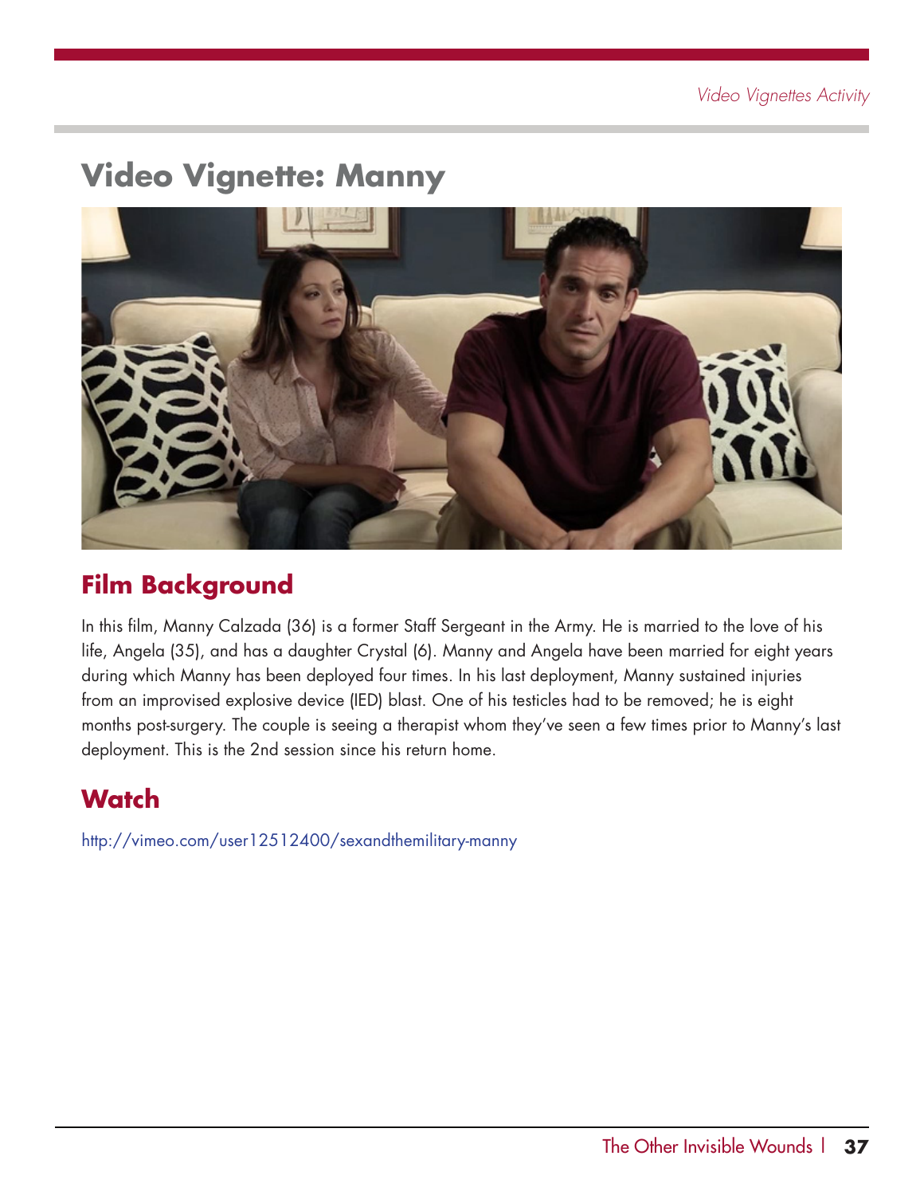# Video Vignette: Manny

## Film Background

In this film, Manny Calzada (36) is a former Staff Sergeant in the Army. He is married to the love of his life, Angela (35), and has a daughter Crystal (6). Manny and Angela have been married for eight years during which Manny has been deployed four times. In his last deployment, Manny sustained injuries from an improvised explosive device (IED) blast. One of his testicles had to be removed; he is eight months post-surgery. The couple is seeing a therapist whom they've seen a few times prior to Manny's last deployment. This is the 2nd session since his return home.

## Watch

http://vimeo.com/user12512400/sexandthemilitary-manny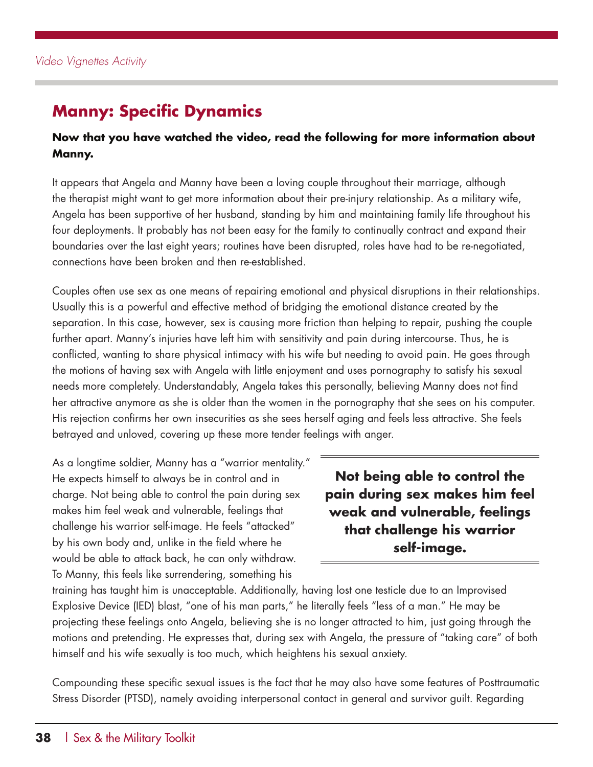## Manny: Specific Dynamics

**Now that you have watched the video, read the following for more information about Manny.**

It appears that Angela and Manny have been a loving couple throughout their marriage, although the therapist might want to get more information about their pre-injury relationship. As a military wife, Angela has been supportive of her husband, standing by him and maintaining family life throughout his four deployments. It probably has not been easy for the family to continually contract and expand their boundaries over the last eight years; routines have been disrupted, roles have had to be re-negotiated, connections have been broken and then re-established.

Couples often use sex as one means of repairing emotional and physical disruptions in their relationships. Usually this is a powerful and effective method of bridging the emotional distance created by the separation. In this case, however, sex is causing more friction than helping to repair, pushing the couple further apart. Manny's injuries have left him with sensitivity and pain during intercourse. Thus, he is conflicted, wanting to share physical intimacy with his wife but needing to avoid pain. He goes through the motions of having sex with Angela with little enjoyment and uses pornography to satisfy his sexual needs more completely. Understandably, Angela takes this personally, believing Manny does not find her attractive anymore as she is older than the women in the pornography that she sees on his computer. His rejection confirms her own insecurities as she sees herself aging and feels less attractive. She feels betrayed and unloved, covering up these more tender feelings with anger.

**Not being able to control the pain during sex makes him feel weak and vulnerable, feelings that challenge his warrior self-image.**

As a longtime soldier, Manny has a "warrior mentality." He expects himself to always be in control and in charge. Not being able to control the pain during sex makes him feel weak and vulnerable, feelings that challenge his warrior self-image. He feels "attacked" by his own body and, unlike in the field where he would be able to attack back, he can only withdraw. To Manny, this feels like surrendering, something his training has taught him is unacceptable. Additionally, having lost one testicle due to an Improvised Explosive Device (IED) blast, "one of his man parts," he literally feels "less of a man." He may be projecting these feelings onto Angela, believing she is no longer attracted to him, just going through the motions and pretending. He expresses that, during sex with Angela, the pressure of "taking care" of both himself and his wife sexually is too much, which heightens his sexual anxiety.

Compounding these specific sexual issues is the fact that he may also have some features of Posttraumatic Stress Disorder (PTSD), namely avoiding interpersonal contact in general and survivor guilt. Regarding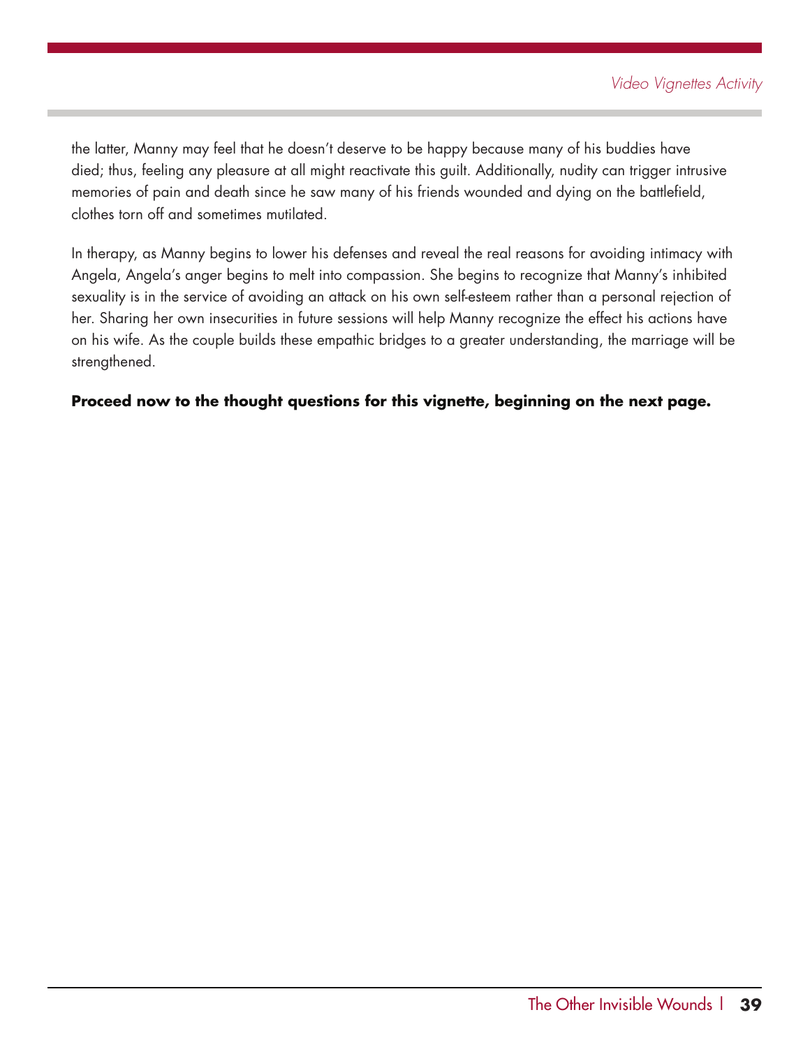the latter, Manny may feel that he doesn't deserve to be happy because many of his buddies have died; thus, feeling any pleasure at all might reactivate this guilt. Additionally, nudity can trigger intrusive memories of pain and death since he saw many of his friends wounded and dying on the battlefield, clothes torn off and sometimes mutilated.

In therapy, as Manny begins to lower his defenses and reveal the real reasons for avoiding intimacy with Angela, Angela's anger begins to melt into compassion. She begins to recognize that Manny's inhibited sexuality is in the service of avoiding an attack on his own self-esteem rather than a personal rejection of her. Sharing her own insecurities in future sessions will help Manny recognize the effect his actions have on his wife. As the couple builds these empathic bridges to a greater understanding, the marriage will be strengthened.

**Proceed now to the thought questions for this vignette, beginning on the next page.**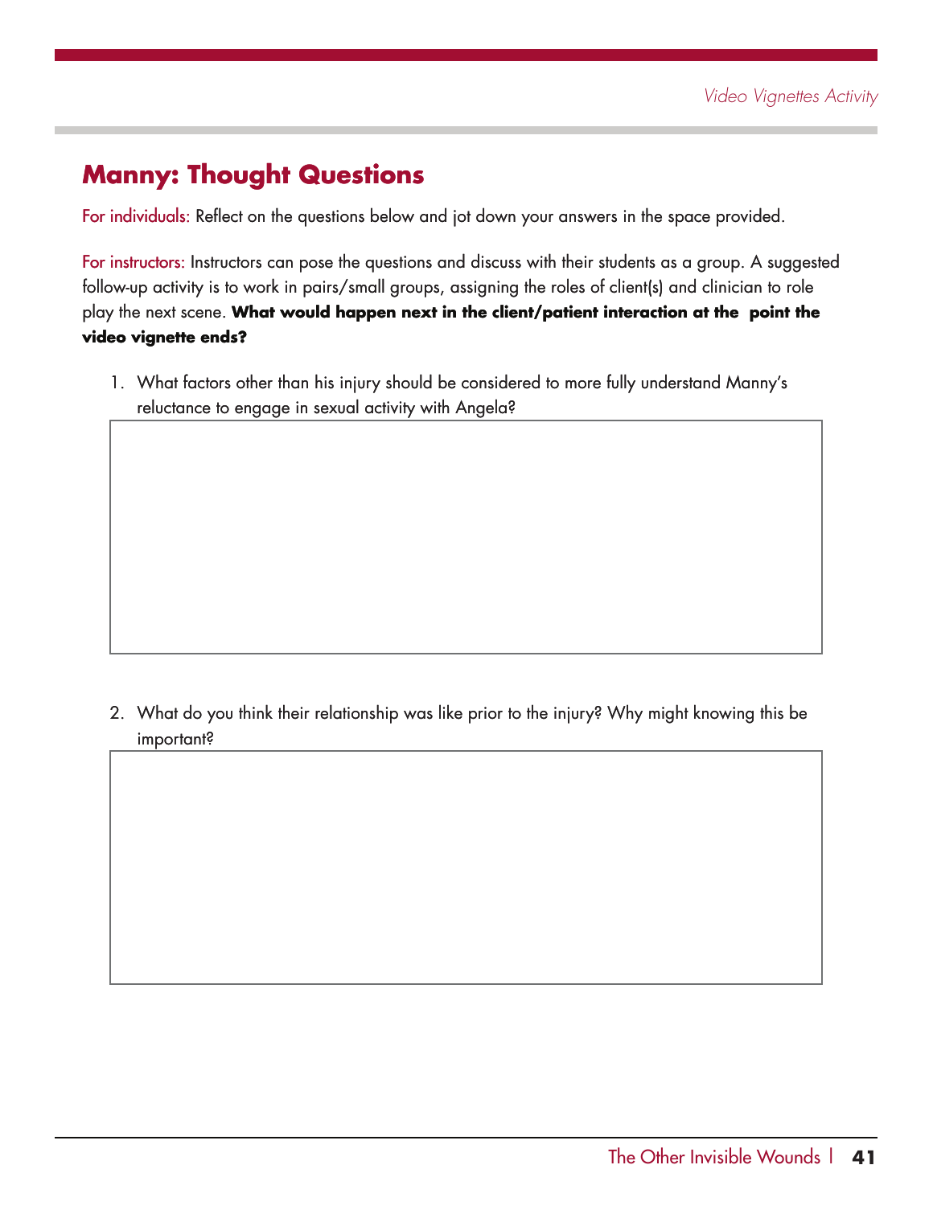## Manny: Thought Questions

For individuals: Reflect on the questions below and jot down your answers in the space provided.

For instructors: Instructors can pose the questions and discuss with their students as a group. A suggested follow-up activity is to work in pairs/small groups, assigning the roles of client(s) and clinician to role play the next scene. **What would happen next in the client/patient interaction at the point the video vignette ends?**

1. What factors other than his injury should be considered to more fully understand Manny's reluctance to engage in sexual activity with Angela?

2. What do you think their relationship was like prior to the injury? Why might knowing this be important?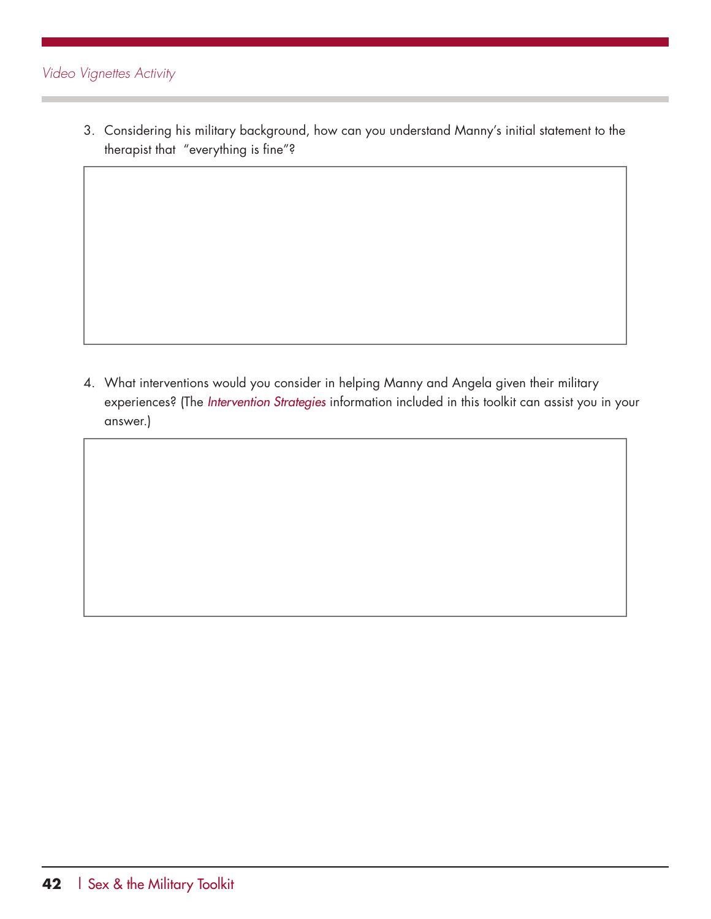3. Considering his military background, how can you understand Manny's initial statement to the therapist that "everything is fine"?

4. What interventions would you consider in helping Manny and Angela given their military experiences? (The *Intervention Strategies* information included in this toolkit can assist you in your answer.)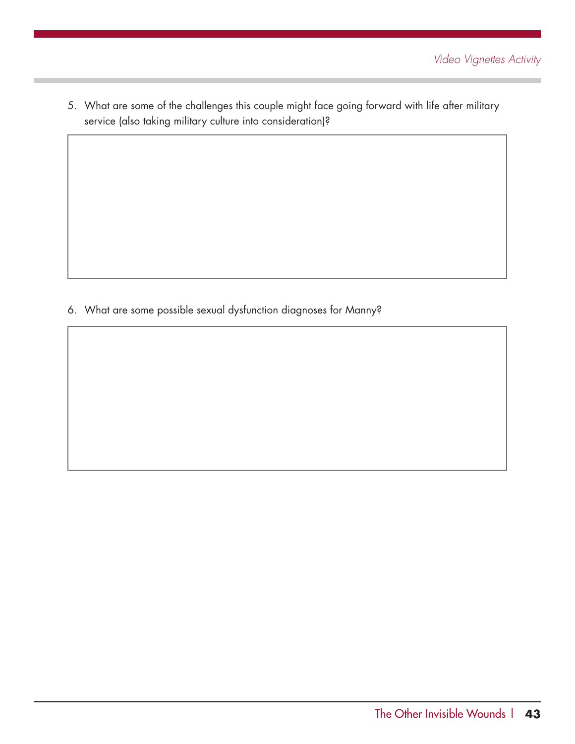5. What are some of the challenges this couple might face going forward with life after military service (also taking military culture into consideration)?

6. What are some possible sexual dysfunction diagnoses for Manny?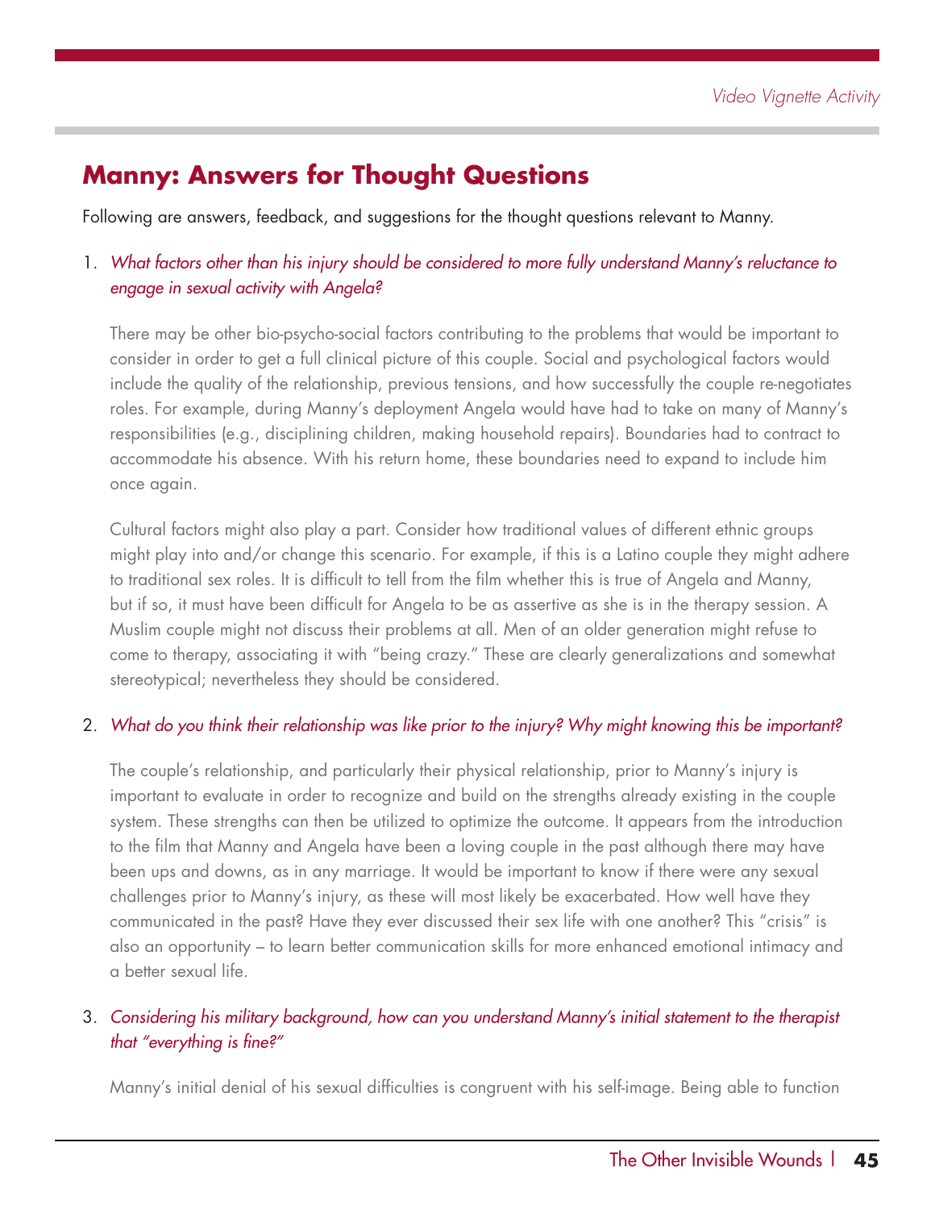## Manny: Answers for Thought Questions

Following are answers, feedback, and suggestions for the thought questions relevant to Manny.

1. *What factors other than his injury should be considered to more fully understand Manny's reluctance to engage in sexual activity with Angela?*

   There may be other bio-psycho-social factors contributing to the problems that would be important to consider in order to get a full clinical picture of this couple. Social and psychological factors would include the quality of the relationship, previous tensions, and how successfully the couple re-negotiates roles. For example, during Manny's deployment Angela would have had to take on many of Manny's responsibilities (e.g., disciplining children, making household repairs). Boundaries had to contract to accommodate his absence. With his return home, these boundaries need to expand to include him once again.

   Cultural factors might also play a part. Consider how traditional values of different ethnic groups might play into and/or change this scenario. For example, if this is a Latino couple they might adhere to traditional sex roles. It is difficult to tell from the film whether this is true of Angela and Manny, but if so, it must have been difficult for Angela to be as assertive as she is in the therapy session. A Muslim couple might not discuss their problems at all. Men of an older generation might refuse to come to therapy, associating it with "being crazy." These are clearly generalizations and somewhat stereotypical; nevertheless they should be considered.

2. *What do you think their relationship was like prior to the injury? Why might knowing this be important?*

   The couple's relationship, and particularly their physical relationship, prior to Manny's injury is important to evaluate in order to recognize and build on the strengths already existing in the couple system. These strengths can then be utilized to optimize the outcome. It appears from the introduction to the film that Manny and Angela have been a loving couple in the past although there may have been ups and downs, as in any marriage. It would be important to know if there were any sexual challenges prior to Manny's injury, as these will most likely be exacerbated. How well have they communicated in the past? Have they ever discussed their sex life with one another? This "crisis" is also an opportunity – to learn better communication skills for more enhanced emotional intimacy and a better sexual life.

3. *Considering his military background, how can you understand Manny's initial statement to the therapist that "everything is fine?"*

   Manny's initial denial of his sexual difficulties is congruent with his self-image. Being able to function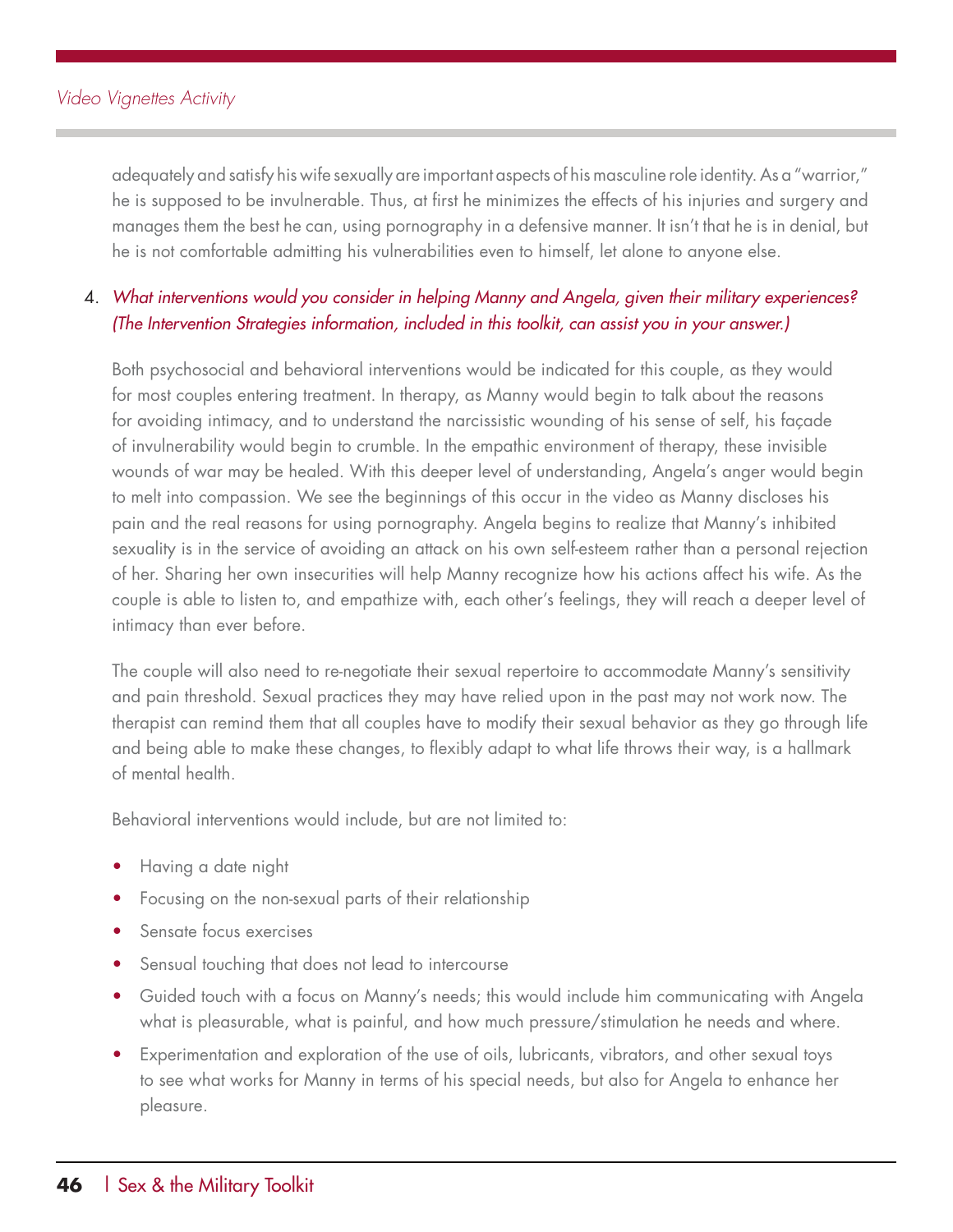adequately and satisfy his wife sexually are important aspects of his masculine role identity. As a "warrior," he is supposed to be invulnerable. Thus, at first he minimizes the effects of his injuries and surgery and manages them the best he can, using pornography in a defensive manner. It isn't that he is in denial, but he is not comfortable admitting his vulnerabilities even to himself, let alone to anyone else.

4. *What interventions would you consider in helping Manny and Angela, given their military experiences? (The Intervention Strategies information, included in this toolkit, can assist you in your answer.)*

Both psychosocial and behavioral interventions would be indicated for this couple, as they would for most couples entering treatment. In therapy, as Manny would begin to talk about the reasons for avoiding intimacy, and to understand the narcissistic wounding of his sense of self, his façade of invulnerability would begin to crumble. In the empathic environment of therapy, these invisible wounds of war may be healed. With this deeper level of understanding, Angela's anger would begin to melt into compassion. We see the beginnings of this occur in the video as Manny discloses his pain and the real reasons for using pornography. Angela begins to realize that Manny's inhibited sexuality is in the service of avoiding an attack on his own self-esteem rather than a personal rejection of her. Sharing her own insecurities will help Manny recognize how his actions affect his wife. As the couple is able to listen to, and empathize with, each other's feelings, they will reach a deeper level of intimacy than ever before.

The couple will also need to re-negotiate their sexual repertoire to accommodate Manny's sensitivity and pain threshold. Sexual practices they may have relied upon in the past may not work now. The therapist can remind them that all couples have to modify their sexual behavior as they go through life and being able to make these changes, to flexibly adapt to what life throws their way, is a hallmark of mental health.

Behavioral interventions would include, but are not limited to:

- Having a date night
- Focusing on the non-sexual parts of their relationship
- Sensate focus exercises
- Sensual touching that does not lead to intercourse
- Guided touch with a focus on Manny's needs; this would include him communicating with Angela what is pleasurable, what is painful, and how much pressure/stimulation he needs and where.
- Experimentation and exploration of the use of oils, lubricants, vibrators, and other sexual toys to see what works for Manny in terms of his special needs, but also for Angela to enhance her pleasure.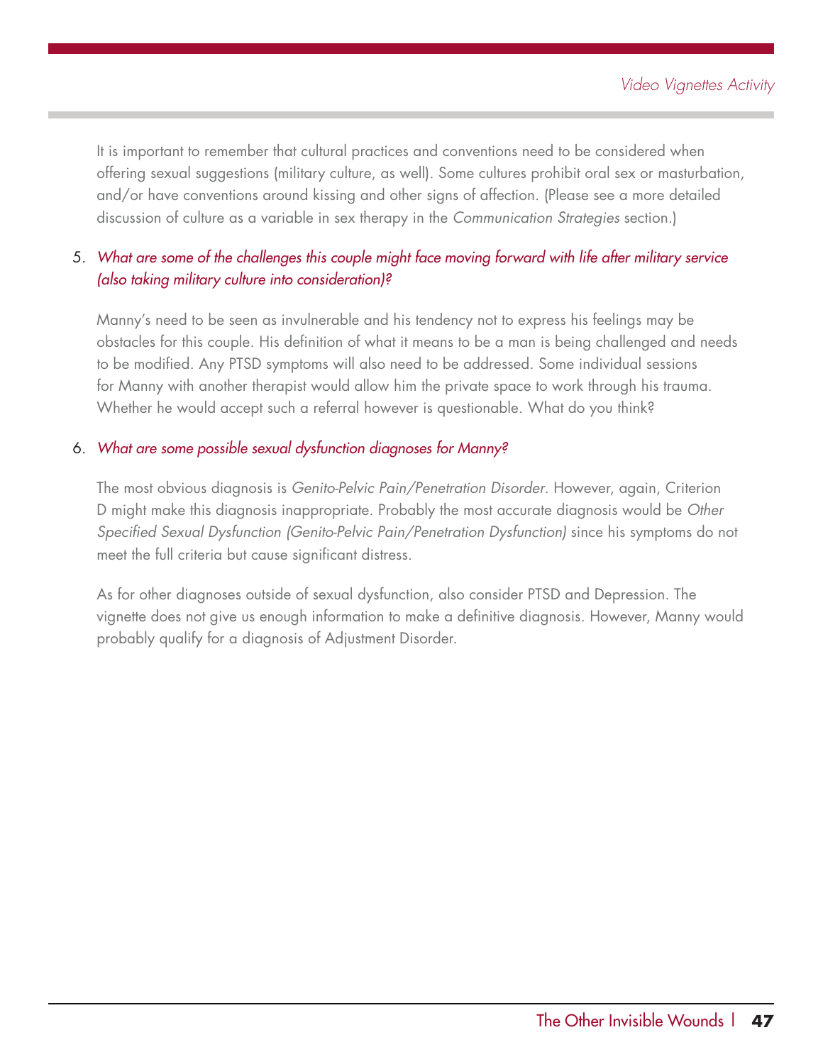It is important to remember that cultural practices and conventions need to be considered when offering sexual suggestions (military culture, as well). Some cultures prohibit oral sex or masturbation, and/or have conventions around kissing and other signs of affection. (Please see a more detailed discussion of culture as a variable in sex therapy in the *Communication Strategies* section.)

5. *What are some of the challenges this couple might face moving forward with life after military service (also taking military culture into consideration)?*

   Manny's need to be seen as invulnerable and his tendency not to express his feelings may be obstacles for this couple. His definition of what it means to be a man is being challenged and needs to be modified. Any PTSD symptoms will also need to be addressed. Some individual sessions for Manny with another therapist would allow him the private space to work through his trauma. Whether he would accept such a referral however is questionable. What do you think?

6. *What are some possible sexual dysfunction diagnoses for Manny?*

   The most obvious diagnosis is *Genito-Pelvic Pain/Penetration Disorder*. However, again, Criterion D might make this diagnosis inappropriate. Probably the most accurate diagnosis would be *Other Specified Sexual Dysfunction (Genito-Pelvic Pain/Penetration Dysfunction)* since his symptoms do not meet the full criteria but cause significant distress.

   As for other diagnoses outside of sexual dysfunction, also consider PTSD and Depression. The vignette does not give us enough information to make a definitive diagnosis. However, Manny would probably qualify for a diagnosis of Adjustment Disorder.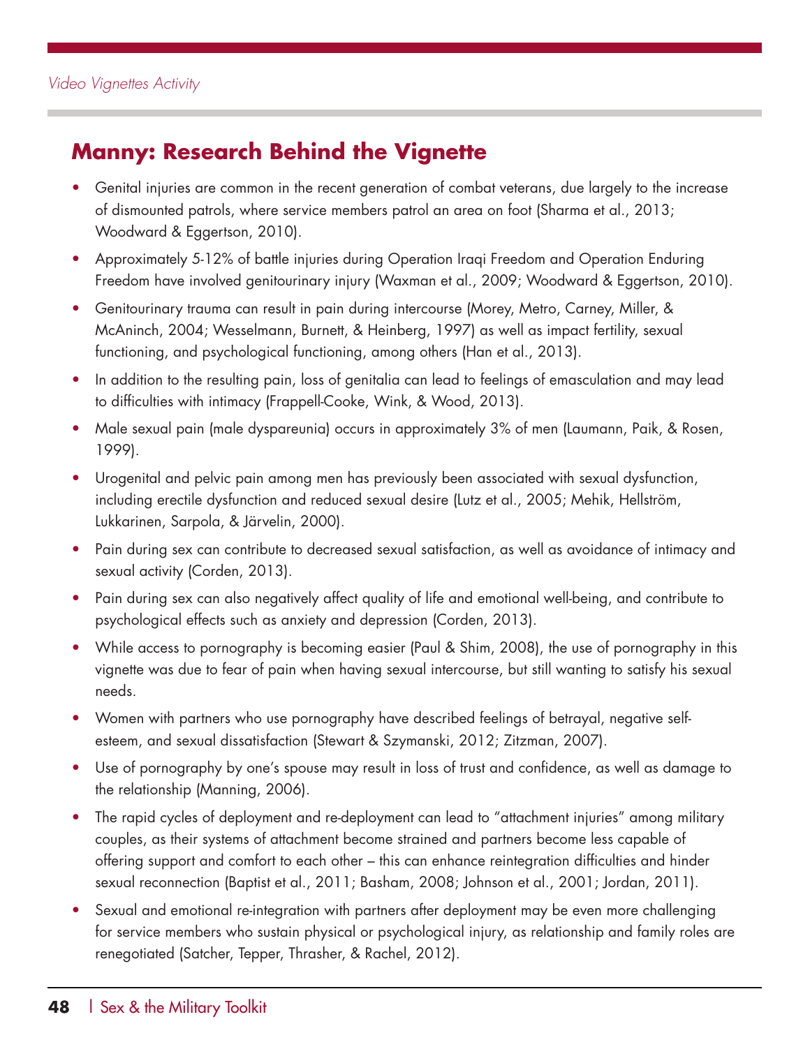## Manny: Research Behind the Vignette

- Genital injuries are common in the recent generation of combat veterans, due largely to the increase of dismounted patrols, where service members patrol an area on foot (Sharma et al., 2013; Woodward & Eggertson, 2010).
- Approximately 5-12% of battle injuries during Operation Iraqi Freedom and Operation Enduring Freedom have involved genitourinary injury (Waxman et al., 2009; Woodward & Eggertson, 2010).
- Genitourinary trauma can result in pain during intercourse (Morey, Metro, Carney, Miller, & McAninch, 2004; Wesselmann, Burnett, & Heinberg, 1997) as well as impact fertility, sexual functioning, and psychological functioning, among others (Han et al., 2013).
- In addition to the resulting pain, loss of genitalia can lead to feelings of emasculation and may lead to difficulties with intimacy (Frappell-Cooke, Wink, & Wood, 2013).
- Male sexual pain (male dyspareunia) occurs in approximately 3% of men (Laumann, Paik, & Rosen, 1999).
- Urogenital and pelvic pain among men has previously been associated with sexual dysfunction, including erectile dysfunction and reduced sexual desire (Lutz et al., 2005; Mehik, Hellström, Lukkarinen, Sarpola, & Järvelin, 2000).
- Pain during sex can contribute to decreased sexual satisfaction, as well as avoidance of intimacy and sexual activity (Corden, 2013).
- Pain during sex can also negatively affect quality of life and emotional well-being, and contribute to psychological effects such as anxiety and depression (Corden, 2013).
- While access to pornography is becoming easier (Paul & Shim, 2008), the use of pornography in this vignette was due to fear of pain when having sexual intercourse, but still wanting to satisfy his sexual needs.
- Women with partners who use pornography have described feelings of betrayal, negative self-esteem, and sexual dissatisfaction (Stewart & Szymanski, 2012; Zitzman, 2007).
- Use of pornography by one's spouse may result in loss of trust and confidence, as well as damage to the relationship (Manning, 2006).
- The rapid cycles of deployment and re-deployment can lead to "attachment injuries" among military couples, as their systems of attachment become strained and partners become less capable of offering support and comfort to each other – this can enhance reintegration difficulties and hinder sexual reconnection (Baptist et al., 2011; Basham, 2008; Johnson et al., 2001; Jordan, 2011).
- Sexual and emotional re-integration with partners after deployment may be even more challenging for service members who sustain physical or psychological injury, as relationship and family roles are renegotiated (Satcher, Tepper, Thrasher, & Rachel, 2012).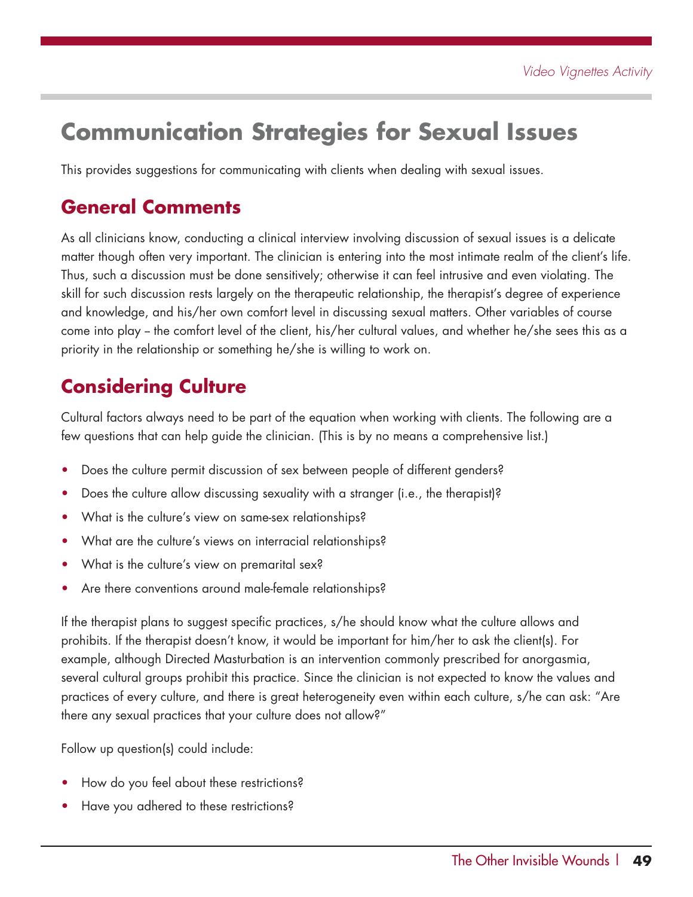# Communication Strategies for Sexual Issues

This provides suggestions for communicating with clients when dealing with sexual issues.

## General Comments

As all clinicians know, conducting a clinical interview involving discussion of sexual issues is a delicate matter though often very important. The clinician is entering into the most intimate realm of the client's life. Thus, such a discussion must be done sensitively; otherwise it can feel intrusive and even violating. The skill for such discussion rests largely on the therapeutic relationship, the therapist's degree of experience and knowledge, and his/her own comfort level in discussing sexual matters. Other variables of course come into play – the comfort level of the client, his/her cultural values, and whether he/she sees this as a priority in the relationship or something he/she is willing to work on.

## Considering Culture

Cultural factors always need to be part of the equation when working with clients. The following are a few questions that can help guide the clinician. (This is by no means a comprehensive list.)

- Does the culture permit discussion of sex between people of different genders?
- Does the culture allow discussing sexuality with a stranger (i.e., the therapist)?
- What is the culture's view on same-sex relationships?
- What are the culture's views on interracial relationships?
- What is the culture's view on premarital sex?
- Are there conventions around male-female relationships?

If the therapist plans to suggest specific practices, s/he should know what the culture allows and prohibits. If the therapist doesn't know, it would be important for him/her to ask the client(s). For example, although Directed Masturbation is an intervention commonly prescribed for anorgasmia, several cultural groups prohibit this practice. Since the clinician is not expected to know the values and practices of every culture, and there is great heterogeneity even within each culture, s/he can ask: "Are there any sexual practices that your culture does not allow?"

Follow up question(s) could include:

- How do you feel about these restrictions?
- Have you adhered to these restrictions?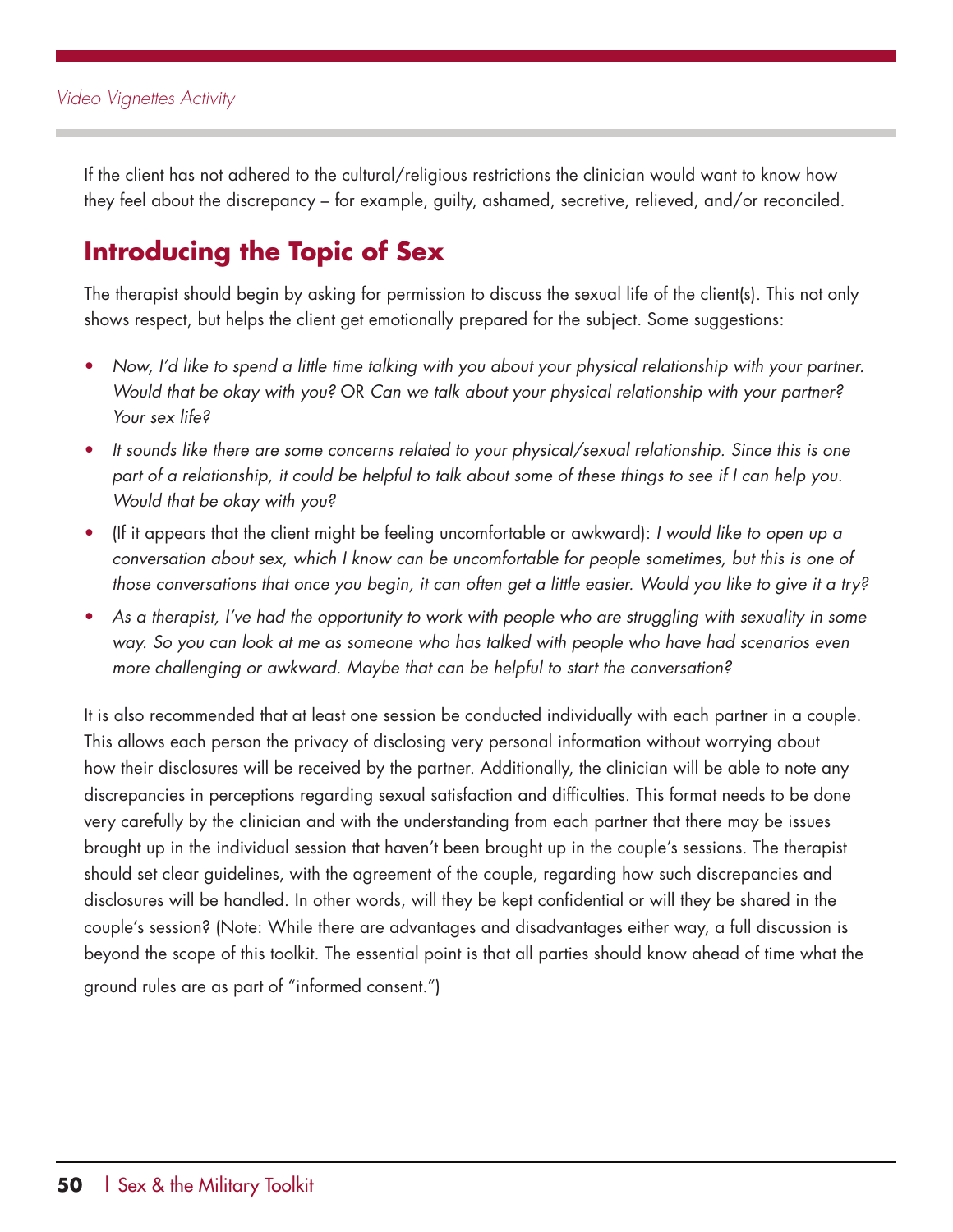If the client has not adhered to the cultural/religious restrictions the clinician would want to know how they feel about the discrepancy – for example, guilty, ashamed, secretive, relieved, and/or reconciled.

## Introducing the Topic of Sex

The therapist should begin by asking for permission to discuss the sexual life of the client(s). This not only shows respect, but helps the client get emotionally prepared for the subject. Some suggestions:

- *Now, I'd like to spend a little time talking with you about your physical relationship with your partner. Would that be okay with you?* OR *Can we talk about your physical relationship with your partner? Your sex life?*
- *It sounds like there are some concerns related to your physical/sexual relationship. Since this is one part of a relationship, it could be helpful to talk about some of these things to see if I can help you. Would that be okay with you?*
- (If it appears that the client might be feeling uncomfortable or awkward): *I would like to open up a conversation about sex, which I know can be uncomfortable for people sometimes, but this is one of those conversations that once you begin, it can often get a little easier. Would you like to give it a try?*
- *As a therapist, I've had the opportunity to work with people who are struggling with sexuality in some way. So you can look at me as someone who has talked with people who have had scenarios even more challenging or awkward. Maybe that can be helpful to start the conversation?*

It is also recommended that at least one session be conducted individually with each partner in a couple. This allows each person the privacy of disclosing very personal information without worrying about how their disclosures will be received by the partner. Additionally, the clinician will be able to note any discrepancies in perceptions regarding sexual satisfaction and difficulties. This format needs to be done very carefully by the clinician and with the understanding from each partner that there may be issues brought up in the individual session that haven't been brought up in the couple's sessions. The therapist should set clear guidelines, with the agreement of the couple, regarding how such discrepancies and disclosures will be handled. In other words, will they be kept confidential or will they be shared in the couple's session? (Note: While there are advantages and disadvantages either way, a full discussion is beyond the scope of this toolkit. The essential point is that all parties should know ahead of time what the ground rules are as part of "informed consent.")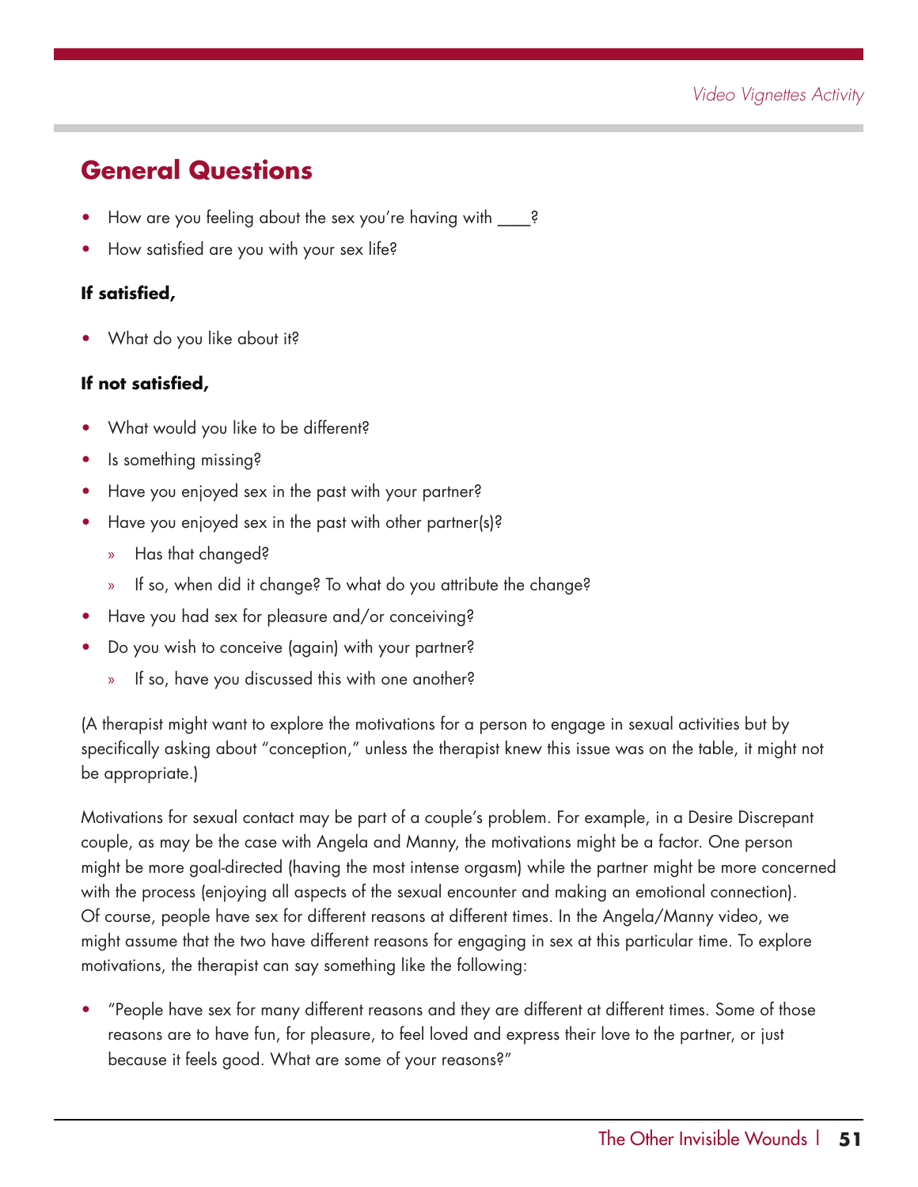## General Questions

- How are you feeling about the sex you're having with ____?
- How satisfied are you with your sex life?

**If satisfied,**

- What do you like about it?

**If not satisfied,**

- What would you like to be different?
- Is something missing?
- Have you enjoyed sex in the past with your partner?
- Have you enjoyed sex in the past with other partner(s)?
  - Has that changed?
  - If so, when did it change? To what do you attribute the change?
- Have you had sex for pleasure and/or conceiving?
- Do you wish to conceive (again) with your partner?
  - If so, have you discussed this with one another?

(A therapist might want to explore the motivations for a person to engage in sexual activities but by specifically asking about "conception," unless the therapist knew this issue was on the table, it might not be appropriate.)

Motivations for sexual contact may be part of a couple's problem. For example, in a Desire Discrepant couple, as may be the case with Angela and Manny, the motivations might be a factor. One person might be more goal-directed (having the most intense orgasm) while the partner might be more concerned with the process (enjoying all aspects of the sexual encounter and making an emotional connection). Of course, people have sex for different reasons at different times. In the Angela/Manny video, we might assume that the two have different reasons for engaging in sex at this particular time. To explore motivations, the therapist can say something like the following:

- "People have sex for many different reasons and they are different at different times. Some of those reasons are to have fun, for pleasure, to feel loved and express their love to the partner, or just because it feels good. What are some of your reasons?"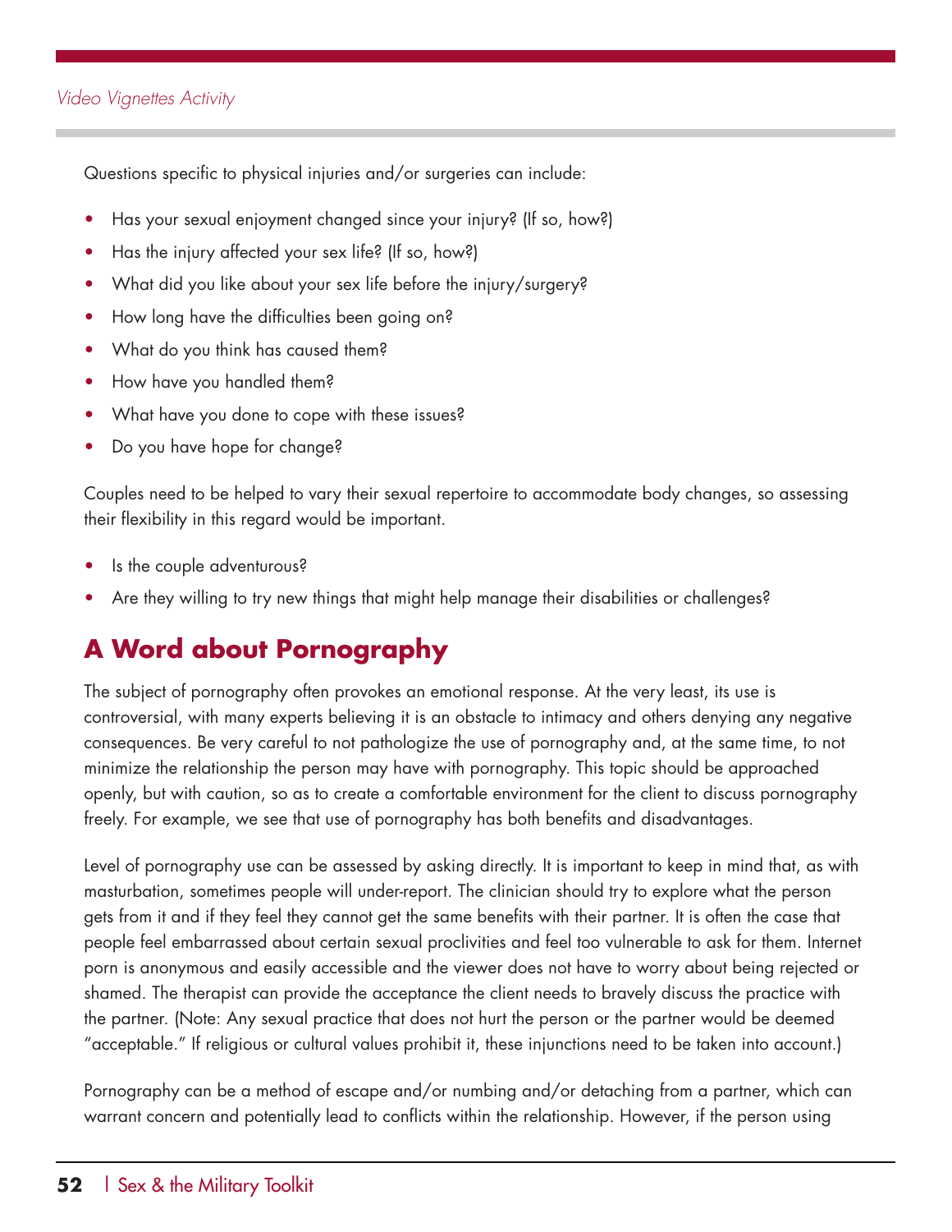Questions specific to physical injuries and/or surgeries can include:

- Has your sexual enjoyment changed since your injury? (If so, how?)
- Has the injury affected your sex life? (If so, how?)
- What did you like about your sex life before the injury/surgery?
- How long have the difficulties been going on?
- What do you think has caused them?
- How have you handled them?
- What have you done to cope with these issues?
- Do you have hope for change?

Couples need to be helped to vary their sexual repertoire to accommodate body changes, so assessing their flexibility in this regard would be important.

- Is the couple adventurous?
- Are they willing to try new things that might help manage their disabilities or challenges?

## A Word about Pornography

The subject of pornography often provokes an emotional response. At the very least, its use is controversial, with many experts believing it is an obstacle to intimacy and others denying any negative consequences. Be very careful to not pathologize the use of pornography and, at the same time, to not minimize the relationship the person may have with pornography. This topic should be approached openly, but with caution, so as to create a comfortable environment for the client to discuss pornography freely. For example, we see that use of pornography has both benefits and disadvantages.

Level of pornography use can be assessed by asking directly. It is important to keep in mind that, as with masturbation, sometimes people will under-report. The clinician should try to explore what the person gets from it and if they feel they cannot get the same benefits with their partner. It is often the case that people feel embarrassed about certain sexual proclivities and feel too vulnerable to ask for them. Internet porn is anonymous and easily accessible and the viewer does not have to worry about being rejected or shamed. The therapist can provide the acceptance the client needs to bravely discuss the practice with the partner. (Note: Any sexual practice that does not hurt the person or the partner would be deemed "acceptable." If religious or cultural values prohibit it, these injunctions need to be taken into account.)

Pornography can be a method of escape and/or numbing and/or detaching from a partner, which can warrant concern and potentially lead to conflicts within the relationship. However, if the person using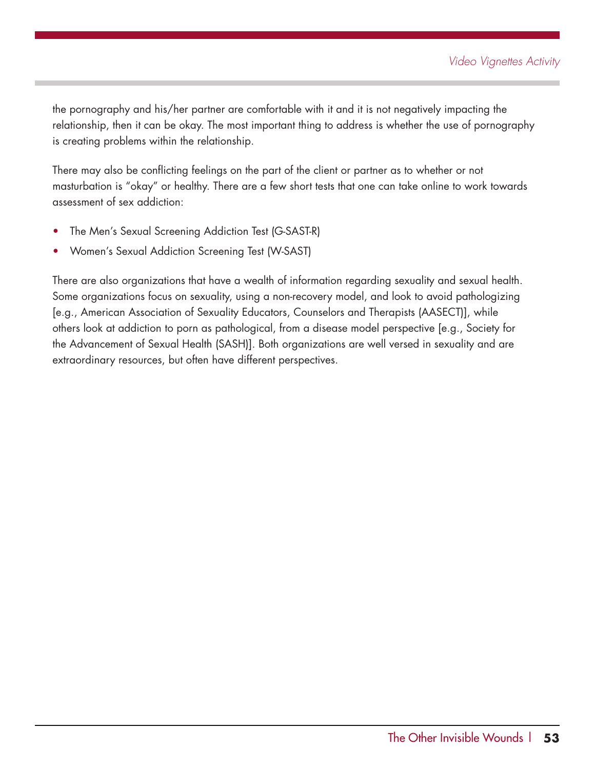the pornography and his/her partner are comfortable with it and it is not negatively impacting the relationship, then it can be okay. The most important thing to address is whether the use of pornography is creating problems within the relationship.

There may also be conflicting feelings on the part of the client or partner as to whether or not masturbation is "okay" or healthy. There are a few short tests that one can take online to work towards assessment of sex addiction:

- The Men's Sexual Screening Addiction Test (G-SAST-R)
- Women's Sexual Addiction Screening Test (W-SAST)

There are also organizations that have a wealth of information regarding sexuality and sexual health. Some organizations focus on sexuality, using a non-recovery model, and look to avoid pathologizing [e.g., American Association of Sexuality Educators, Counselors and Therapists (AASECT)], while others look at addiction to porn as pathological, from a disease model perspective [e.g., Society for the Advancement of Sexual Health (SASH)]. Both organizations are well versed in sexuality and are extraordinary resources, but often have different perspectives.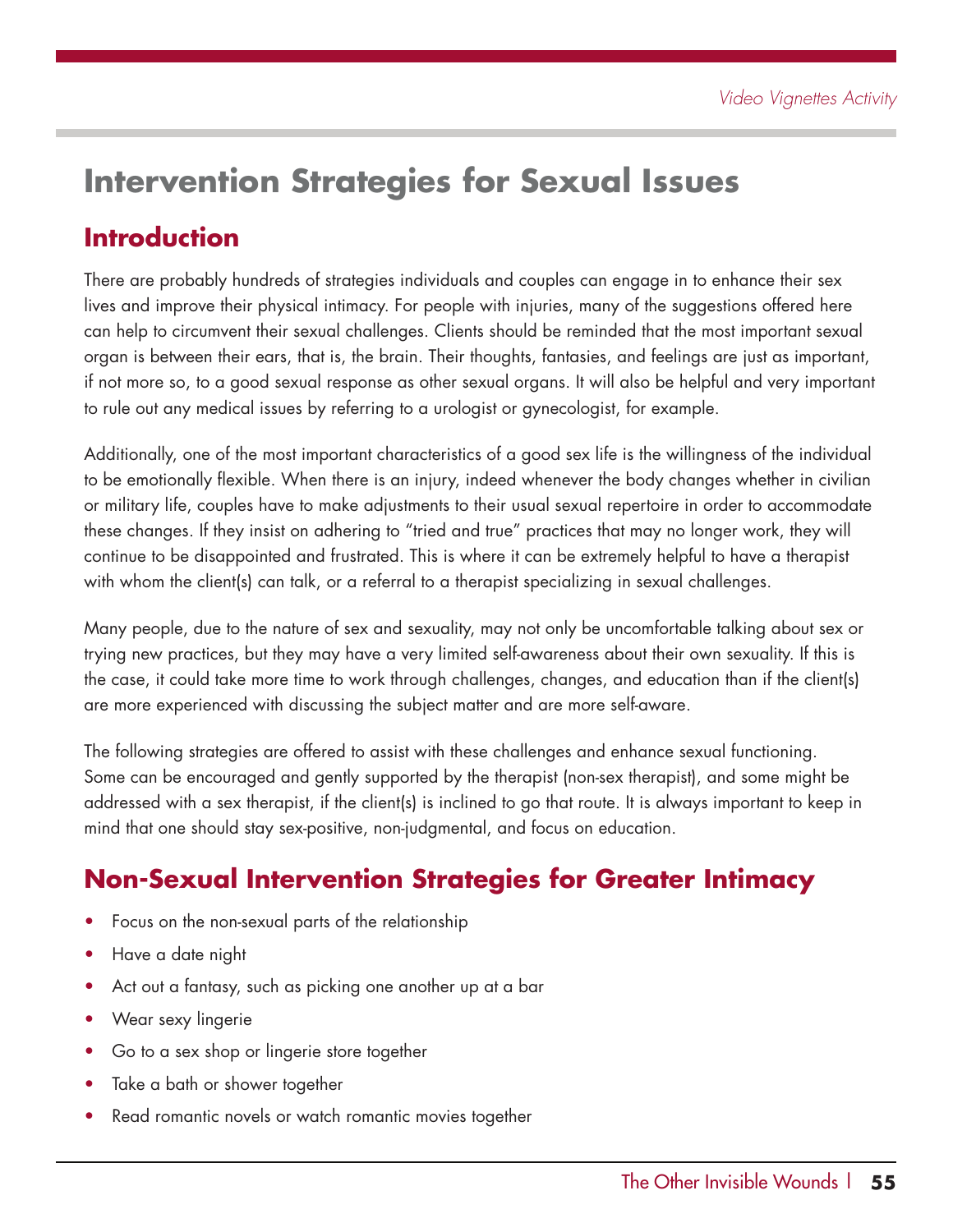# Intervention Strategies for Sexual Issues

## Introduction

There are probably hundreds of strategies individuals and couples can engage in to enhance their sex lives and improve their physical intimacy. For people with injuries, many of the suggestions offered here can help to circumvent their sexual challenges. Clients should be reminded that the most important sexual organ is between their ears, that is, the brain. Their thoughts, fantasies, and feelings are just as important, if not more so, to a good sexual response as other sexual organs. It will also be helpful and very important to rule out any medical issues by referring to a urologist or gynecologist, for example.

Additionally, one of the most important characteristics of a good sex life is the willingness of the individual to be emotionally flexible. When there is an injury, indeed whenever the body changes whether in civilian or military life, couples have to make adjustments to their usual sexual repertoire in order to accommodate these changes. If they insist on adhering to "tried and true" practices that may no longer work, they will continue to be disappointed and frustrated. This is where it can be extremely helpful to have a therapist with whom the client(s) can talk, or a referral to a therapist specializing in sexual challenges.

Many people, due to the nature of sex and sexuality, may not only be uncomfortable talking about sex or trying new practices, but they may have a very limited self-awareness about their own sexuality. If this is the case, it could take more time to work through challenges, changes, and education than if the client(s) are more experienced with discussing the subject matter and are more self-aware.

The following strategies are offered to assist with these challenges and enhance sexual functioning. Some can be encouraged and gently supported by the therapist (non-sex therapist), and some might be addressed with a sex therapist, if the client(s) is inclined to go that route. It is always important to keep in mind that one should stay sex-positive, non-judgmental, and focus on education.

## Non-Sexual Intervention Strategies for Greater Intimacy

- Focus on the non-sexual parts of the relationship
- Have a date night
- Act out a fantasy, such as picking one another up at a bar
- Wear sexy lingerie
- Go to a sex shop or lingerie store together
- Take a bath or shower together
- Read romantic novels or watch romantic movies together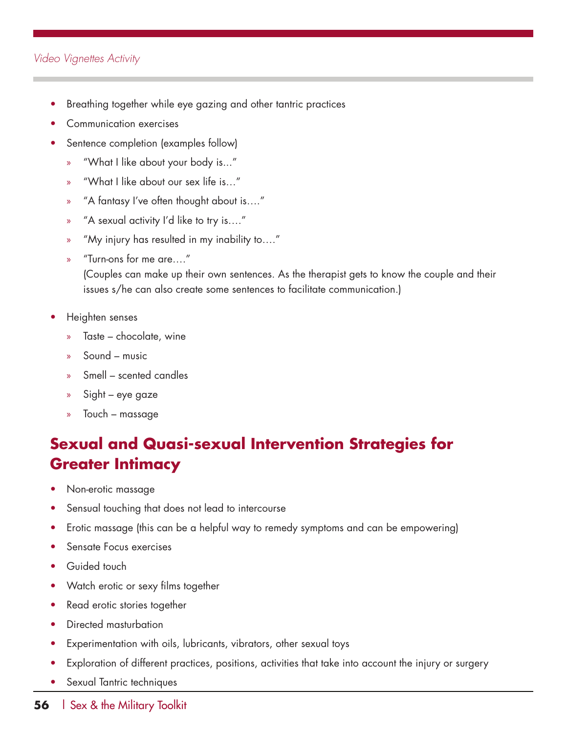- Breathing together while eye gazing and other tantric practices
- Communication exercises
- Sentence completion (examples follow)
  - "What I like about your body is..."
  - "What I like about our sex life is…"
  - "A fantasy I've often thought about is…."
  - "A sexual activity I'd like to try is…."
  - "My injury has resulted in my inability to…."
  - "Turn-ons for me are…."

    (Couples can make up their own sentences. As the therapist gets to know the couple and their issues s/he can also create some sentences to facilitate communication.)
- Heighten senses
  - Taste – chocolate, wine
  - Sound – music
  - Smell – scented candles
  - Sight – eye gaze
  - Touch – massage

## Sexual and Quasi-sexual Intervention Strategies for Greater Intimacy

- Non-erotic massage
- Sensual touching that does not lead to intercourse
- Erotic massage (this can be a helpful way to remedy symptoms and can be empowering)
- Sensate Focus exercises
- Guided touch
- Watch erotic or sexy films together
- Read erotic stories together
- Directed masturbation
- Experimentation with oils, lubricants, vibrators, other sexual toys
- Exploration of different practices, positions, activities that take into account the injury or surgery
- Sexual Tantric techniques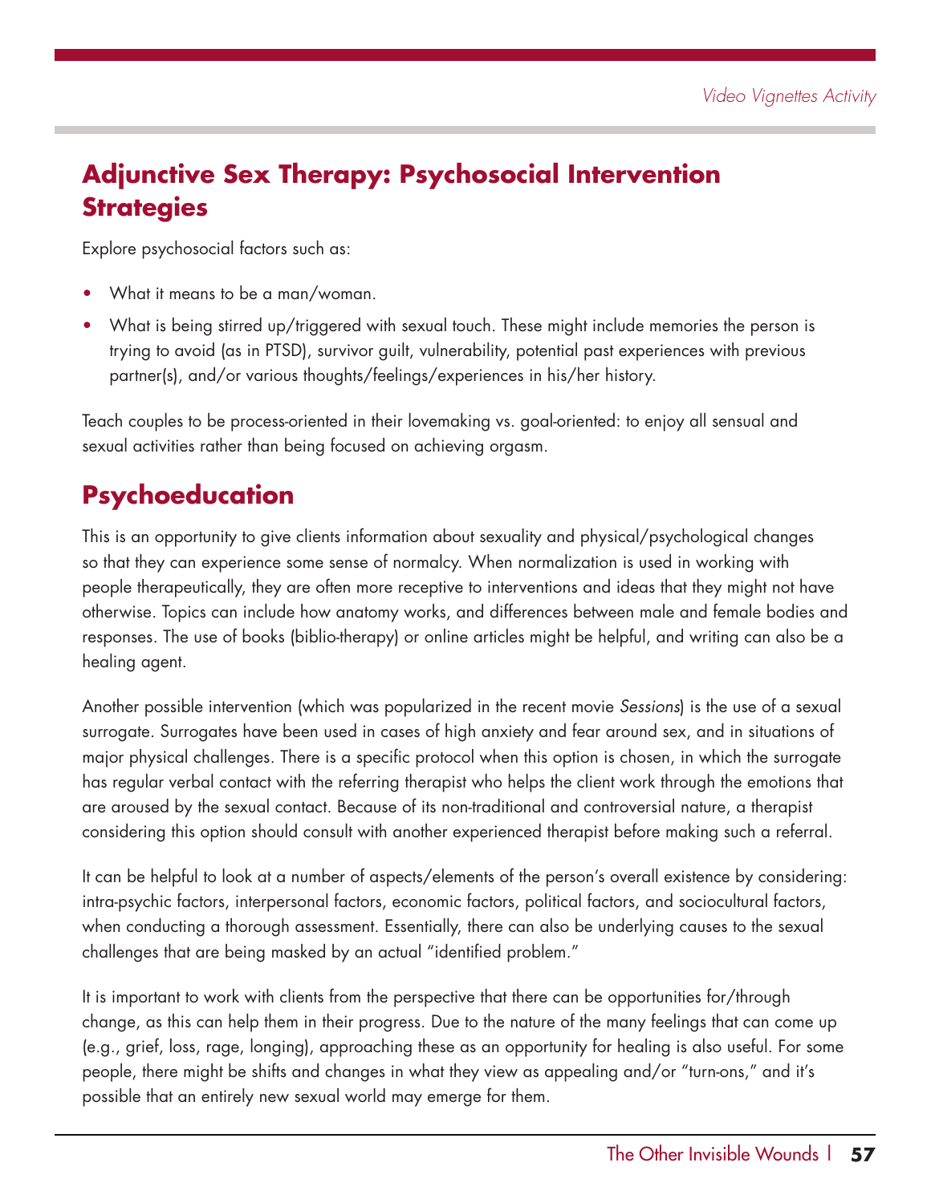## Adjunctive Sex Therapy: Psychosocial Intervention Strategies

Explore psychosocial factors such as:

- What it means to be a man/woman.
- What is being stirred up/triggered with sexual touch. These might include memories the person is trying to avoid (as in PTSD), survivor guilt, vulnerability, potential past experiences with previous partner(s), and/or various thoughts/feelings/experiences in his/her history.

Teach couples to be process-oriented in their lovemaking vs. goal-oriented: to enjoy all sensual and sexual activities rather than being focused on achieving orgasm.

## Psychoeducation

This is an opportunity to give clients information about sexuality and physical/psychological changes so that they can experience some sense of normalcy. When normalization is used in working with people therapeutically, they are often more receptive to interventions and ideas that they might not have otherwise. Topics can include how anatomy works, and differences between male and female bodies and responses. The use of books (biblio-therapy) or online articles might be helpful, and writing can also be a healing agent.

Another possible intervention (which was popularized in the recent movie *Sessions*) is the use of a sexual surrogate. Surrogates have been used in cases of high anxiety and fear around sex, and in situations of major physical challenges. There is a specific protocol when this option is chosen, in which the surrogate has regular verbal contact with the referring therapist who helps the client work through the emotions that are aroused by the sexual contact. Because of its non-traditional and controversial nature, a therapist considering this option should consult with another experienced therapist before making such a referral.

It can be helpful to look at a number of aspects/elements of the person's overall existence by considering: intra-psychic factors, interpersonal factors, economic factors, political factors, and sociocultural factors, when conducting a thorough assessment. Essentially, there can also be underlying causes to the sexual challenges that are being masked by an actual "identified problem."

It is important to work with clients from the perspective that there can be opportunities for/through change, as this can help them in their progress. Due to the nature of the many feelings that can come up (e.g., grief, loss, rage, longing), approaching these as an opportunity for healing is also useful. For some people, there might be shifts and changes in what they view as appealing and/or "turn-ons," and it's possible that an entirely new sexual world may emerge for them.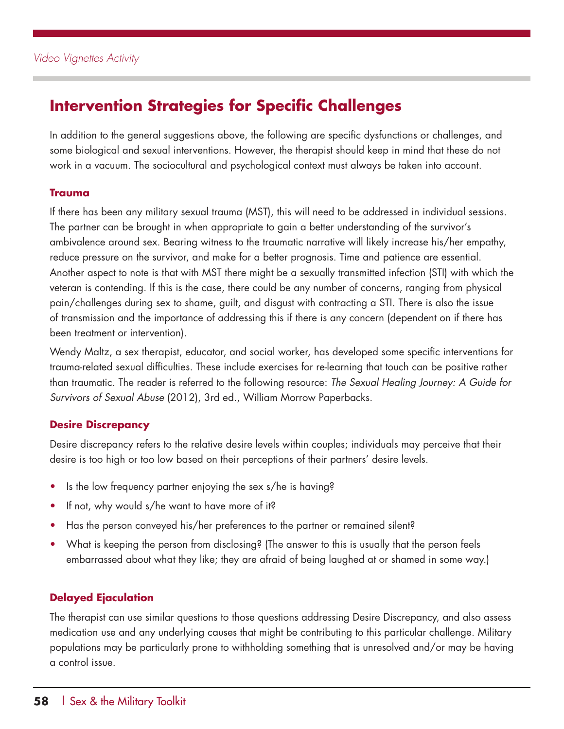## Intervention Strategies for Specific Challenges

In addition to the general suggestions above, the following are specific dysfunctions or challenges, and some biological and sexual interventions. However, the therapist should keep in mind that these do not work in a vacuum. The sociocultural and psychological context must always be taken into account.

### Trauma

If there has been any military sexual trauma (MST), this will need to be addressed in individual sessions. The partner can be brought in when appropriate to gain a better understanding of the survivor's ambivalence around sex. Bearing witness to the traumatic narrative will likely increase his/her empathy, reduce pressure on the survivor, and make for a better prognosis. Time and patience are essential. Another aspect to note is that with MST there might be a sexually transmitted infection (STI) with which the veteran is contending. If this is the case, there could be any number of concerns, ranging from physical pain/challenges during sex to shame, guilt, and disgust with contracting a STI. There is also the issue of transmission and the importance of addressing this if there is any concern (dependent on if there has been treatment or intervention).

Wendy Maltz, a sex therapist, educator, and social worker, has developed some specific interventions for trauma-related sexual difficulties. These include exercises for re-learning that touch can be positive rather than traumatic. The reader is referred to the following resource: *The Sexual Healing Journey: A Guide for Survivors of Sexual Abuse* (2012), 3rd ed., William Morrow Paperbacks.

### Desire Discrepancy

Desire discrepancy refers to the relative desire levels within couples; individuals may perceive that their desire is too high or too low based on their perceptions of their partners' desire levels.

- Is the low frequency partner enjoying the sex s/he is having?
- If not, why would s/he want to have more of it?
- Has the person conveyed his/her preferences to the partner or remained silent?
- What is keeping the person from disclosing? (The answer to this is usually that the person feels embarrassed about what they like; they are afraid of being laughed at or shamed in some way.)

### Delayed Ejaculation

The therapist can use similar questions to those questions addressing Desire Discrepancy, and also assess medication use and any underlying causes that might be contributing to this particular challenge. Military populations may be particularly prone to withholding something that is unresolved and/or may be having a control issue.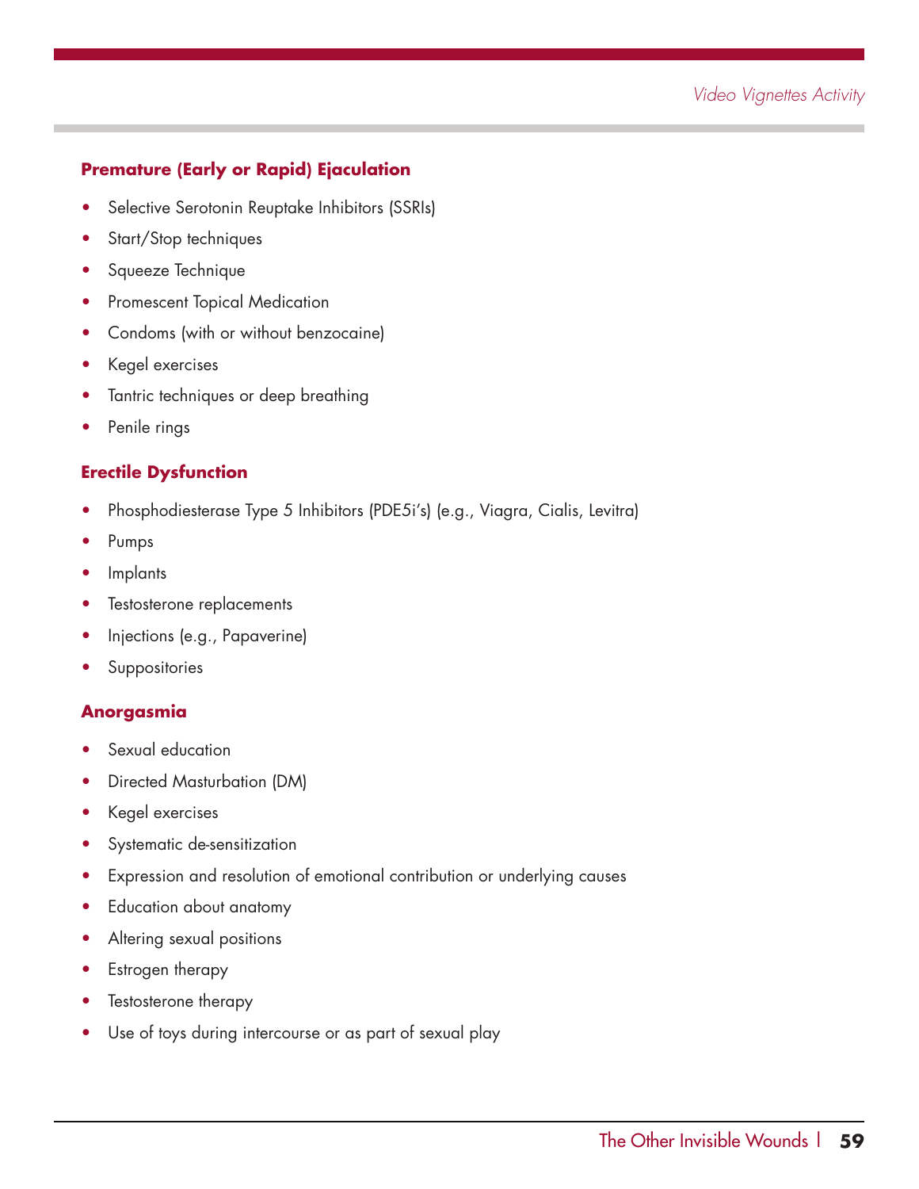### Premature (Early or Rapid) Ejaculation

- Selective Serotonin Reuptake Inhibitors (SSRIs)
- Start/Stop techniques
- Squeeze Technique
- Promescent Topical Medication
- Condoms (with or without benzocaine)
- Kegel exercises
- Tantric techniques or deep breathing
- Penile rings

### Erectile Dysfunction

- Phosphodiesterase Type 5 Inhibitors (PDE5i's) (e.g., Viagra, Cialis, Levitra)
- Pumps
- Implants
- Testosterone replacements
- Injections (e.g., Papaverine)
- Suppositories

### Anorgasmia

- Sexual education
- Directed Masturbation (DM)
- Kegel exercises
- Systematic de-sensitization
- Expression and resolution of emotional contribution or underlying causes
- Education about anatomy
- Altering sexual positions
- Estrogen therapy
- Testosterone therapy
- Use of toys during intercourse or as part of sexual play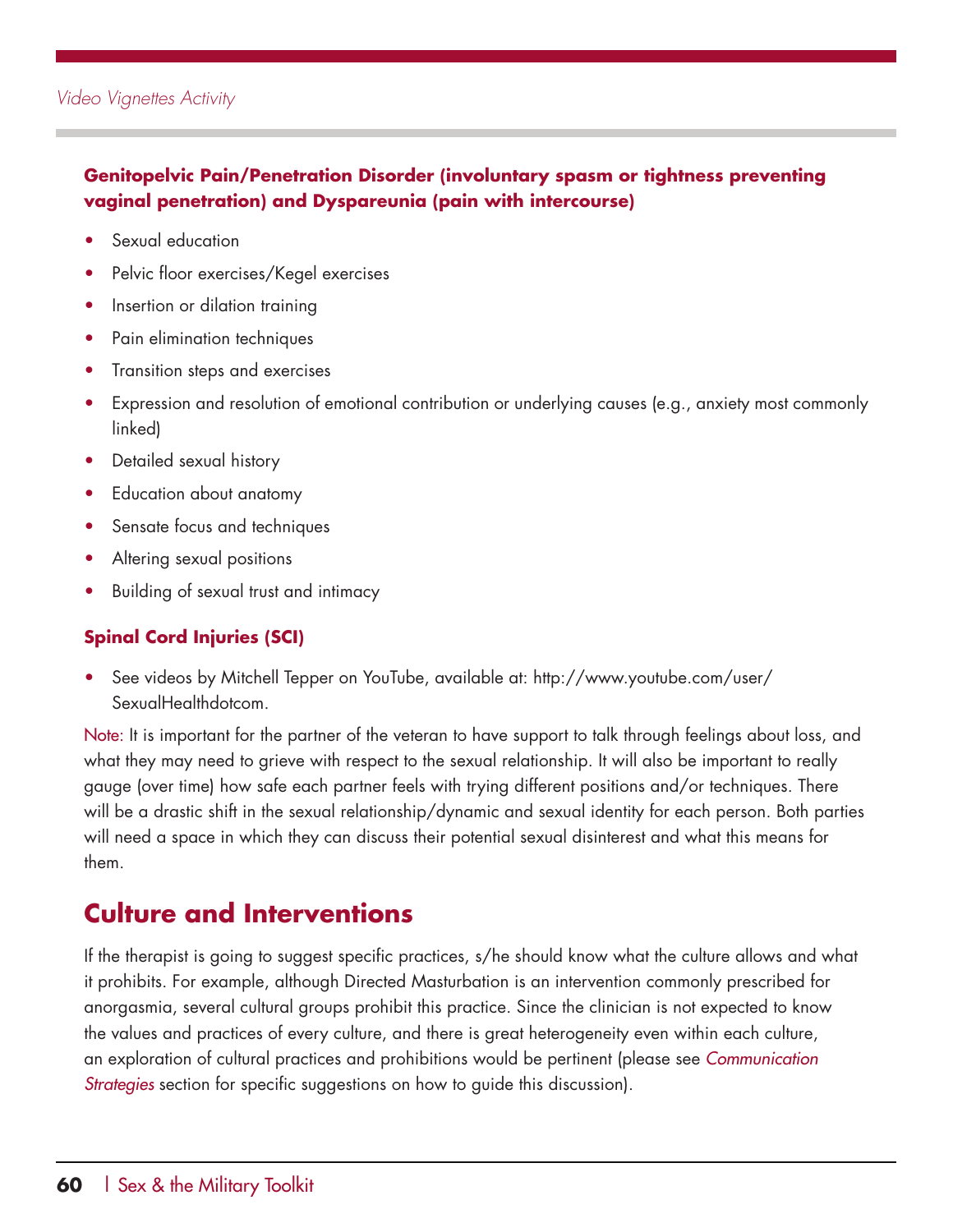**Genitopelvic Pain/Penetration Disorder (involuntary spasm or tightness preventing vaginal penetration) and Dyspareunia (pain with intercourse)**

- Sexual education
- Pelvic floor exercises/Kegel exercises
- Insertion or dilation training
- Pain elimination techniques
- Transition steps and exercises
- Expression and resolution of emotional contribution or underlying causes (e.g., anxiety most commonly linked)
- Detailed sexual history
- Education about anatomy
- Sensate focus and techniques
- Altering sexual positions
- Building of sexual trust and intimacy

**Spinal Cord Injuries (SCI)**

- See videos by Mitchell Tepper on YouTube, available at: http://www.youtube.com/user/SexualHealthdotcom.

Note: It is important for the partner of the veteran to have support to talk through feelings about loss, and what they may need to grieve with respect to the sexual relationship. It will also be important to really gauge (over time) how safe each partner feels with trying different positions and/or techniques. There will be a drastic shift in the sexual relationship/dynamic and sexual identity for each person. Both parties will need a space in which they can discuss their potential sexual disinterest and what this means for them.

## Culture and Interventions

If the therapist is going to suggest specific practices, s/he should know what the culture allows and what it prohibits. For example, although Directed Masturbation is an intervention commonly prescribed for anorgasmia, several cultural groups prohibit this practice. Since the clinician is not expected to know the values and practices of every culture, and there is great heterogeneity even within each culture, an exploration of cultural practices and prohibitions would be pertinent (please see *Communication Strategies* section for specific suggestions on how to guide this discussion).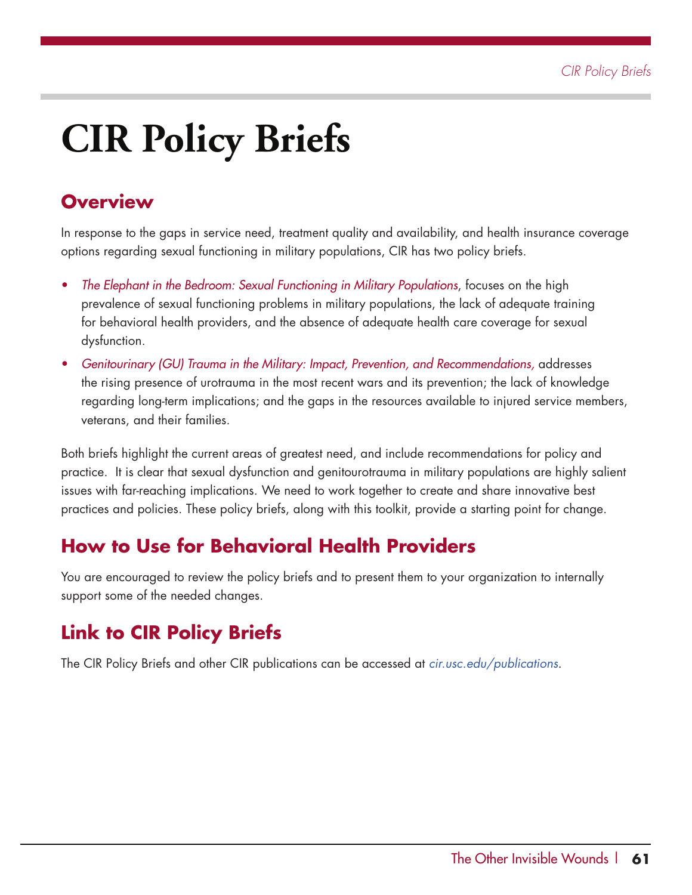# CIR Policy Briefs

## Overview

In response to the gaps in service need, treatment quality and availability, and health insurance coverage options regarding sexual functioning in military populations, CIR has two policy briefs.

- *The Elephant in the Bedroom: Sexual Functioning in Military Populations*, focuses on the high prevalence of sexual functioning problems in military populations, the lack of adequate training for behavioral health providers, and the absence of adequate health care coverage for sexual dysfunction.
- *Genitourinary (GU) Trauma in the Military: Impact, Prevention, and Recommendations,* addresses the rising presence of urotrauma in the most recent wars and its prevention; the lack of knowledge regarding long-term implications; and the gaps in the resources available to injured service members, veterans, and their families.

Both briefs highlight the current areas of greatest need, and include recommendations for policy and practice. It is clear that sexual dysfunction and genitourotrauma in military populations are highly salient issues with far-reaching implications. We need to work together to create and share innovative best practices and policies. These policy briefs, along with this toolkit, provide a starting point for change.

## How to Use for Behavioral Health Providers

You are encouraged to review the policy briefs and to present them to your organization to internally support some of the needed changes.

## Link to CIR Policy Briefs

The CIR Policy Briefs and other CIR publications can be accessed at *cir.usc.edu/publications*.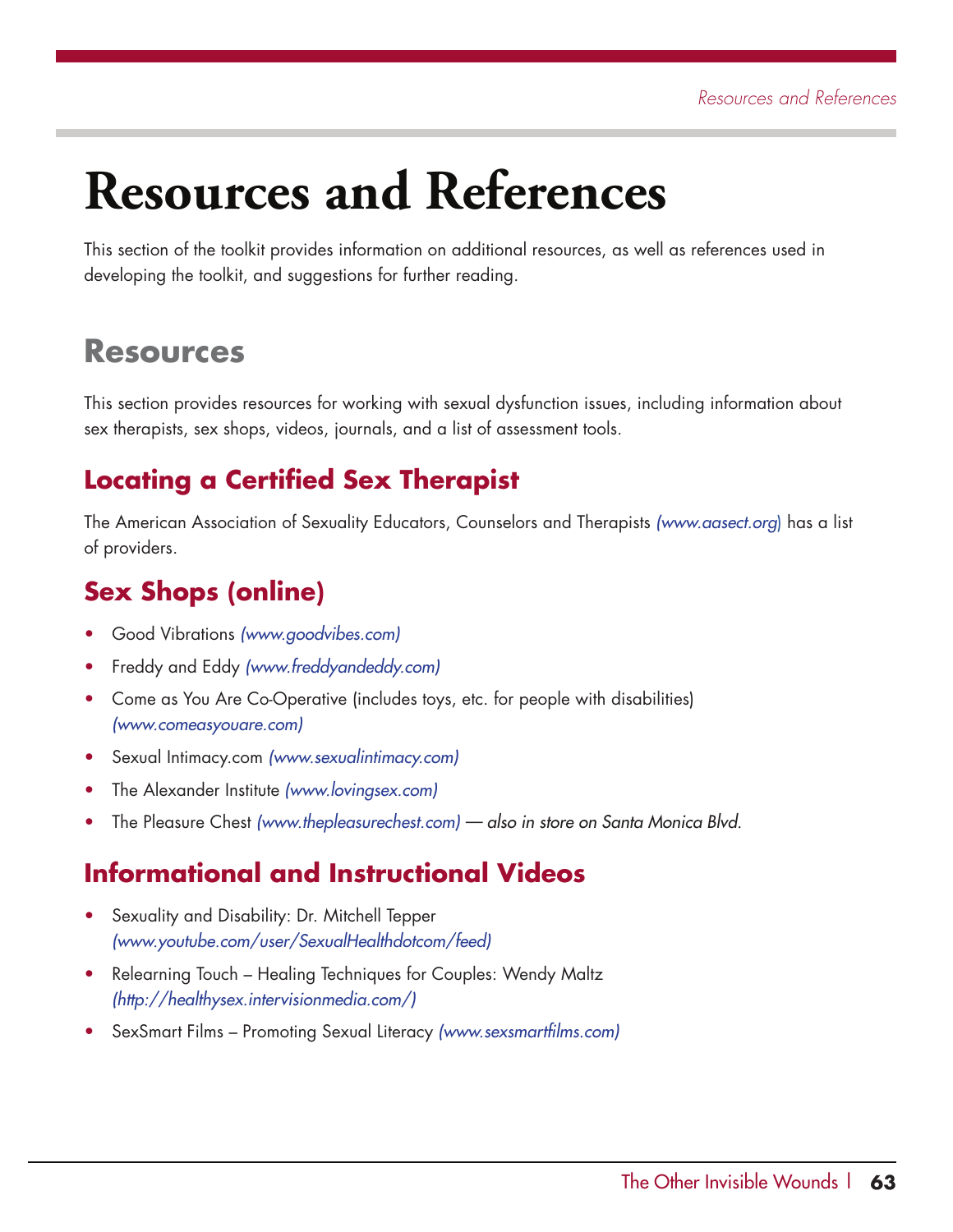# Resources and References

This section of the toolkit provides information on additional resources, as well as references used in developing the toolkit, and suggestions for further reading.

## Resources

This section provides resources for working with sexual dysfunction issues, including information about sex therapists, sex shops, videos, journals, and a list of assessment tools.

### Locating a Certified Sex Therapist

The American Association of Sexuality Educators, Counselors and Therapists *(www.aasect.org)* has a list of providers.

### Sex Shops (online)

- Good Vibrations *(www.goodvibes.com)*
- Freddy and Eddy *(www.freddyandeddy.com)*
- Come as You Are Co-Operative (includes toys, etc. for people with disabilities) *(www.comeasyouare.com)*
- Sexual Intimacy.com *(www.sexualintimacy.com)*
- The Alexander Institute *(www.lovingsex.com)*
- The Pleasure Chest *(www.thepleasurechest.com) — also in store on Santa Monica Blvd.*

### Informational and Instructional Videos

- Sexuality and Disability: Dr. Mitchell Tepper *(www.youtube.com/user/SexualHealthdotcom/feed)*
- Relearning Touch – Healing Techniques for Couples: Wendy Maltz *(http://healthysex.intervisionmedia.com/)*
- SexSmart Films – Promoting Sexual Literacy *(www.sexsmartfilms.com)*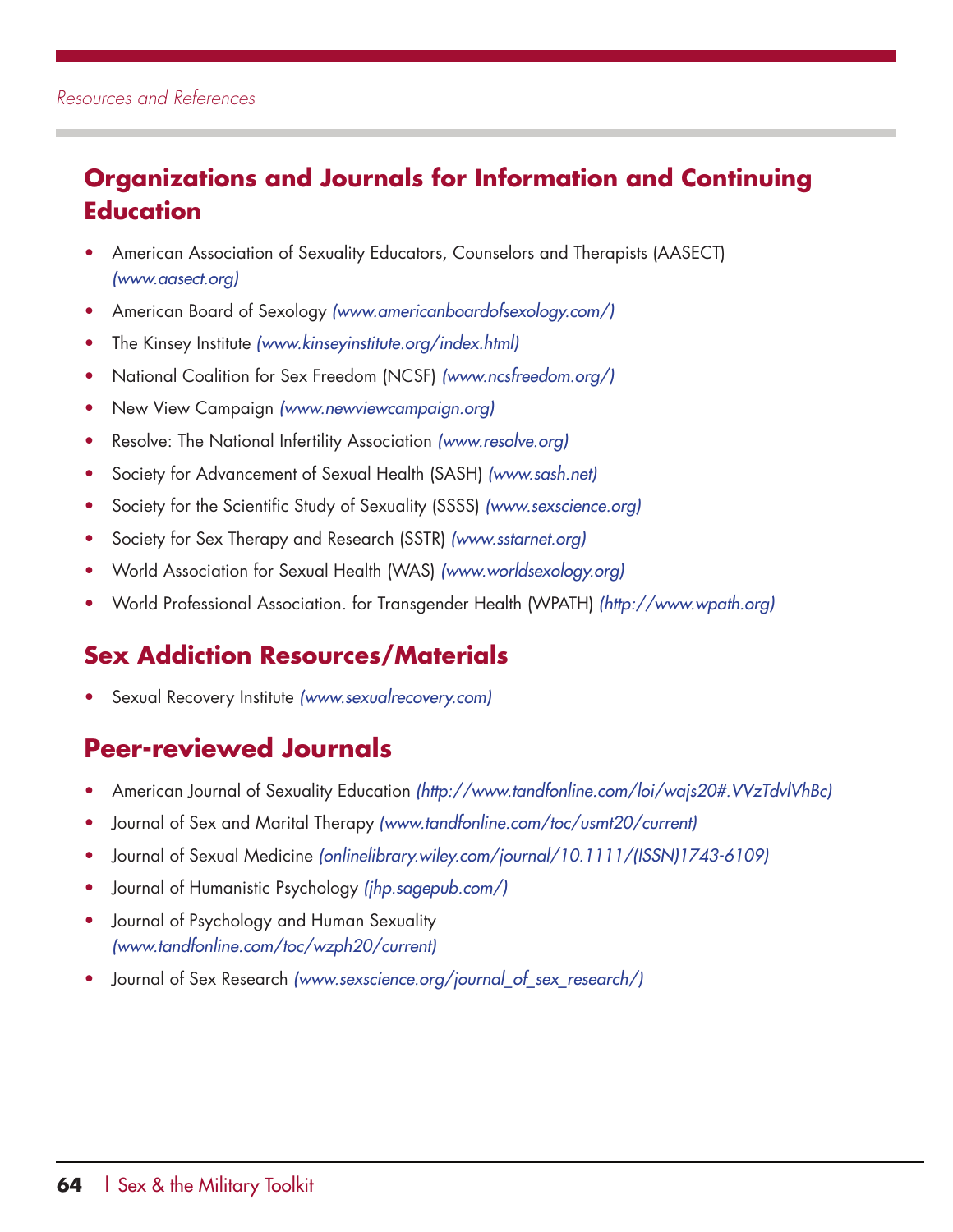## Organizations and Journals for Information and Continuing Education

- American Association of Sexuality Educators, Counselors and Therapists (AASECT) *(www.aasect.org)*
- American Board of Sexology *(www.americanboardofsexology.com/)*
- The Kinsey Institute *(www.kinseyinstitute.org/index.html)*
- National Coalition for Sex Freedom (NCSF) *(www.ncsfreedom.org/)*
- New View Campaign *(www.newviewcampaign.org)*
- Resolve: The National Infertility Association *(www.resolve.org)*
- Society for Advancement of Sexual Health (SASH) *(www.sash.net)*
- Society for the Scientific Study of Sexuality (SSSS) *(www.sexscience.org)*
- Society for Sex Therapy and Research (SSTR) *(www.sstarnet.org)*
- World Association for Sexual Health (WAS) *(www.worldsexology.org)*
- World Professional Association. for Transgender Health (WPATH) *(http://www.wpath.org)*

## Sex Addiction Resources/Materials

- Sexual Recovery Institute *(www.sexualrecovery.com)*

## Peer-reviewed Journals

- American Journal of Sexuality Education *(http://www.tandfonline.com/loi/wajs20#.VVzTdvlVhBc)*
- Journal of Sex and Marital Therapy *(www.tandfonline.com/toc/usmt20/current)*
- Journal of Sexual Medicine *(onlinelibrary.wiley.com/journal/10.1111/(ISSN)1743-6109)*
- Journal of Humanistic Psychology *(jhp.sagepub.com/)*
- Journal of Psychology and Human Sexuality *(www.tandfonline.com/toc/wzph20/current)*
- Journal of Sex Research *(www.sexscience.org/journal_of_sex_research/)*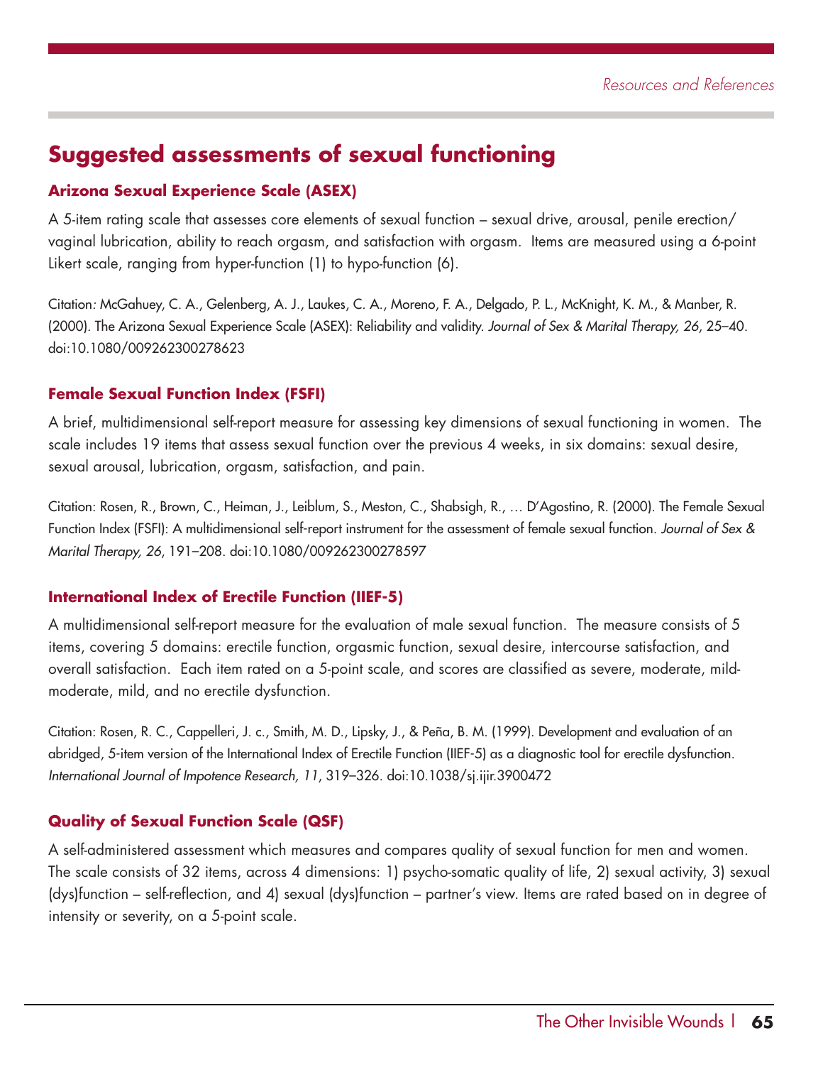## Suggested assessments of sexual functioning

### Arizona Sexual Experience Scale (ASEX)

A 5-item rating scale that assesses core elements of sexual function – sexual drive, arousal, penile erection/vaginal lubrication, ability to reach orgasm, and satisfaction with orgasm. Items are measured using a 6-point Likert scale, ranging from hyper-function (1) to hypo-function (6).

Citation: McGahuey, C. A., Gelenberg, A. J., Laukes, C. A., Moreno, F. A., Delgado, P. L., McKnight, K. M., & Manber, R. (2000). The Arizona Sexual Experience Scale (ASEX): Reliability and validity. *Journal of Sex & Marital Therapy, 26*, 25–40. doi:10.1080/009262300278623

### Female Sexual Function Index (FSFI)

A brief, multidimensional self-report measure for assessing key dimensions of sexual functioning in women. The scale includes 19 items that assess sexual function over the previous 4 weeks, in six domains: sexual desire, sexual arousal, lubrication, orgasm, satisfaction, and pain.

Citation: Rosen, R., Brown, C., Heiman, J., Leiblum, S., Meston, C., Shabsigh, R., … D'Agostino, R. (2000). The Female Sexual Function Index (FSFI): A multidimensional self-report instrument for the assessment of female sexual function. *Journal of Sex & Marital Therapy, 26*, 191–208. doi:10.1080/009262300278597

### International Index of Erectile Function (IIEF-5)

A multidimensional self-report measure for the evaluation of male sexual function. The measure consists of 5 items, covering 5 domains: erectile function, orgasmic function, sexual desire, intercourse satisfaction, and overall satisfaction. Each item rated on a 5-point scale, and scores are classified as severe, moderate, mild-moderate, mild, and no erectile dysfunction.

Citation: Rosen, R. C., Cappelleri, J. c., Smith, M. D., Lipsky, J., & Peña, B. M. (1999). Development and evaluation of an abridged, 5-item version of the International Index of Erectile Function (IIEF-5) as a diagnostic tool for erectile dysfunction. *International Journal of Impotence Research, 11*, 319–326. doi:10.1038/sj.ijir.3900472

### Quality of Sexual Function Scale (QSF)

A self-administered assessment which measures and compares quality of sexual function for men and women. The scale consists of 32 items, across 4 dimensions: 1) psycho-somatic quality of life, 2) sexual activity, 3) sexual (dys)function – self-reflection, and 4) sexual (dys)function – partner's view. Items are rated based on in degree of intensity or severity, on a 5-point scale.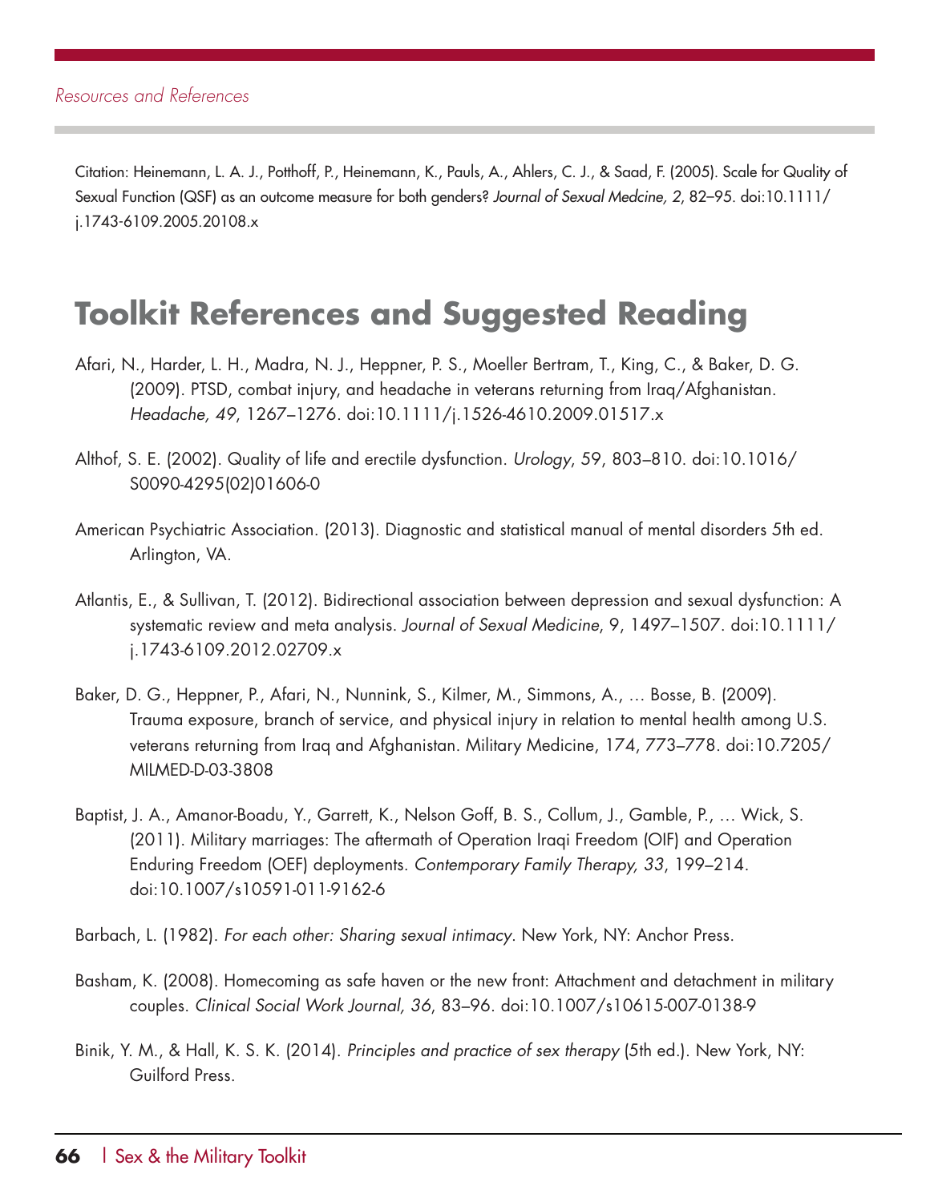Citation: Heinemann, L. A. J., Potthoff, P., Heinemann, K., Pauls, A., Ahlers, C. J., & Saad, F. (2005). Scale for Quality of Sexual Function (QSF) as an outcome measure for both genders? *Journal of Sexual Medcine, 2*, 82–95. doi:10.1111/j.1743-6109.2005.20108.x

## Toolkit References and Suggested Reading

Afari, N., Harder, L. H., Madra, N. J., Heppner, P. S., Moeller Bertram, T., King, C., & Baker, D. G. (2009). PTSD, combat injury, and headache in veterans returning from Iraq/Afghanistan. *Headache, 49*, 1267–1276. doi:10.1111/j.1526-4610.2009.01517.x

Althof, S. E. (2002). Quality of life and erectile dysfunction. *Urology*, *59*, 803–810. doi:10.1016/S0090-4295(02)01606-0

American Psychiatric Association. (2013). Diagnostic and statistical manual of mental disorders 5th ed. Arlington, VA.

Atlantis, E., & Sullivan, T. (2012). Bidirectional association between depression and sexual dysfunction: A systematic review and meta analysis. *Journal of Sexual Medicine*, 9, 1497–1507. doi:10.1111/j.1743-6109.2012.02709.x

Baker, D. G., Heppner, P., Afari, N., Nunnink, S., Kilmer, M., Simmons, A., … Bosse, B. (2009). Trauma exposure, branch of service, and physical injury in relation to mental health among U.S. veterans returning from Iraq and Afghanistan. Military Medicine, 174, 773–778. doi:10.7205/MILMED-D-03-3808

Baptist, J. A., Amanor-Boadu, Y., Garrett, K., Nelson Goff, B. S., Collum, J., Gamble, P., … Wick, S. (2011). Military marriages: The aftermath of Operation Iraqi Freedom (OIF) and Operation Enduring Freedom (OEF) deployments. *Contemporary Family Therapy, 33*, 199–214. doi:10.1007/s10591-011-9162-6

Barbach, L. (1982). *For each other: Sharing sexual intimacy*. New York, NY: Anchor Press.

Basham, K. (2008). Homecoming as safe haven or the new front: Attachment and detachment in military couples. *Clinical Social Work Journal, 36*, 83–96. doi:10.1007/s10615-007-0138-9

Binik, Y. M., & Hall, K. S. K. (2014). *Principles and practice of sex therapy* (5th ed.). New York, NY: Guilford Press.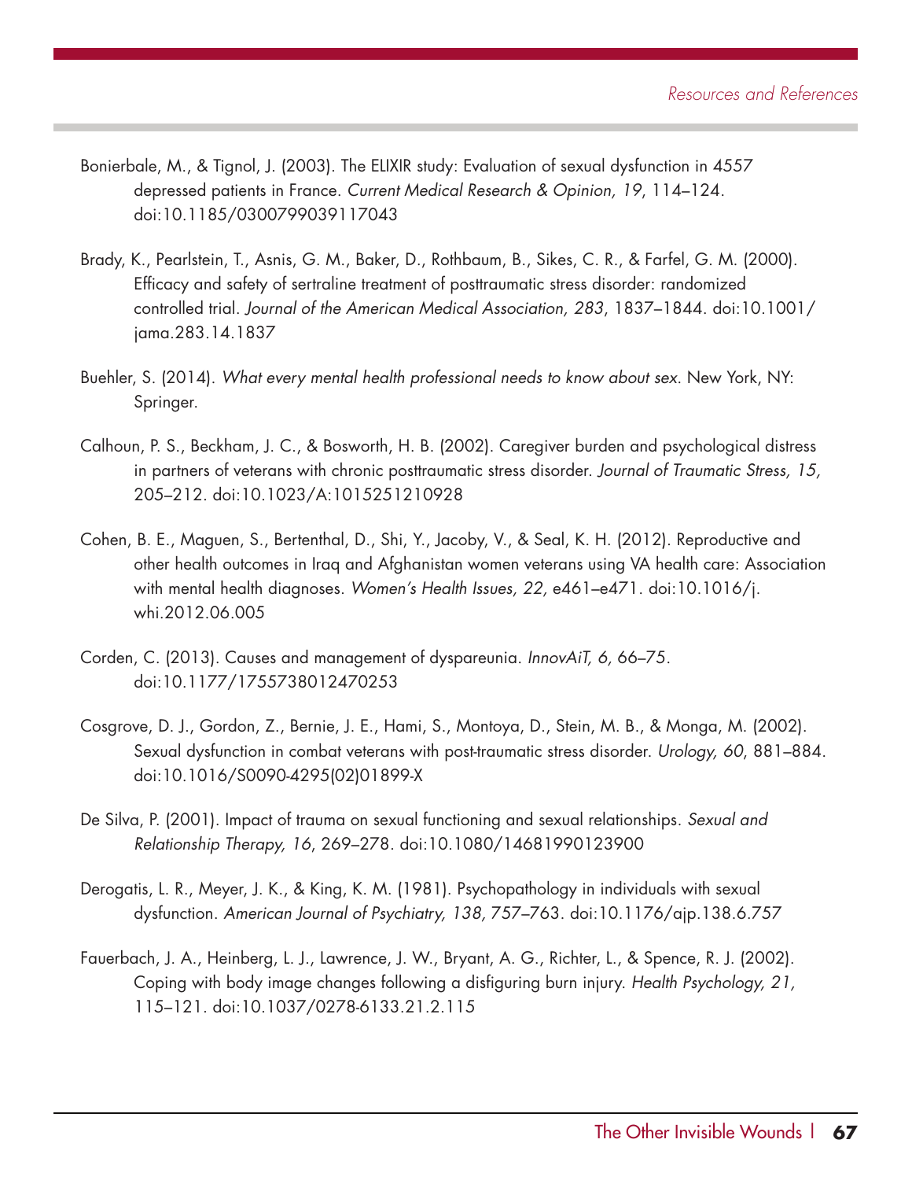Bonierbale, M., & Tignol, J. (2003). The ELIXIR study: Evaluation of sexual dysfunction in 4557 depressed patients in France. *Current Medical Research & Opinion, 19*, 114–124. doi:10.1185/0300799039117043

Brady, K., Pearlstein, T., Asnis, G. M., Baker, D., Rothbaum, B., Sikes, C. R., & Farfel, G. M. (2000). Efficacy and safety of sertraline treatment of posttraumatic stress disorder: randomized controlled trial. *Journal of the American Medical Association, 283*, 1837–1844. doi:10.1001/jama.283.14.1837

Buehler, S. (2014). *What every mental health professional needs to know about sex*. New York, NY: Springer.

Calhoun, P. S., Beckham, J. C., & Bosworth, H. B. (2002). Caregiver burden and psychological distress in partners of veterans with chronic posttraumatic stress disorder. *Journal of Traumatic Stress, 15,* 205–212. doi:10.1023/A:1015251210928

Cohen, B. E., Maguen, S., Bertenthal, D., Shi, Y., Jacoby, V., & Seal, K. H. (2012). Reproductive and other health outcomes in Iraq and Afghanistan women veterans using VA health care: Association with mental health diagnoses. *Women's Health Issues, 22,* e461–e471. doi:10.1016/j.whi.2012.06.005

Corden, C. (2013). Causes and management of dyspareunia. *InnovAiT, 6,* 66–75. doi:10.1177/1755738012470253

Cosgrove, D. J., Gordon, Z., Bernie, J. E., Hami, S., Montoya, D., Stein, M. B., & Monga, M. (2002). Sexual dysfunction in combat veterans with post-traumatic stress disorder. *Urology, 60*, 881–884. doi:10.1016/S0090-4295(02)01899-X

De Silva, P. (2001). Impact of trauma on sexual functioning and sexual relationships. *Sexual and Relationship Therapy, 16*, 269–278. doi:10.1080/14681990123900

Derogatis, L. R., Meyer, J. K., & King, K. M. (1981). Psychopathology in individuals with sexual dysfunction. *American Journal of Psychiatry, 138*, 757–763. doi:10.1176/ajp.138.6.757

Fauerbach, J. A., Heinberg, L. J., Lawrence, J. W., Bryant, A. G., Richter, L., & Spence, R. J. (2002). Coping with body image changes following a disfiguring burn injury. *Health Psychology, 21,* 115–121. doi:10.1037/0278-6133.21.2.115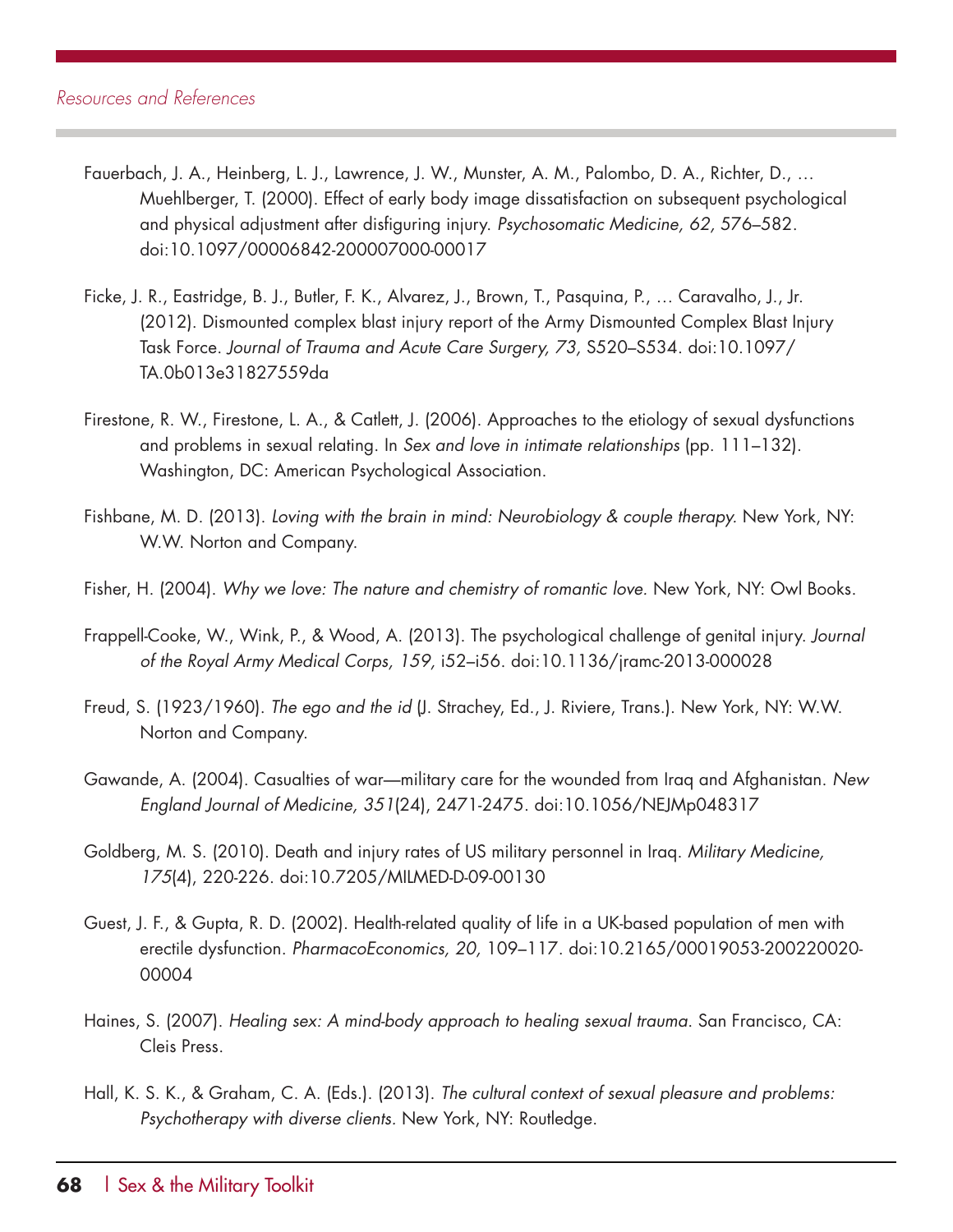Fauerbach, J. A., Heinberg, L. J., Lawrence, J. W., Munster, A. M., Palombo, D. A., Richter, D., … Muehlberger, T. (2000). Effect of early body image dissatisfaction on subsequent psychological and physical adjustment after disfiguring injury. *Psychosomatic Medicine, 62,* 576–582. doi:10.1097/00006842-200007000-00017

Ficke, J. R., Eastridge, B. J., Butler, F. K., Alvarez, J., Brown, T., Pasquina, P., … Caravalho, J., Jr. (2012). Dismounted complex blast injury report of the Army Dismounted Complex Blast Injury Task Force. *Journal of Trauma and Acute Care Surgery, 73,* S520–S534. doi:10.1097/TA.0b013e31827559da

Firestone, R. W., Firestone, L. A., & Catlett, J. (2006). Approaches to the etiology of sexual dysfunctions and problems in sexual relating. In *Sex and love in intimate relationships* (pp. 111–132). Washington, DC: American Psychological Association.

Fishbane, M. D. (2013). *Loving with the brain in mind: Neurobiology & couple therapy.* New York, NY: W.W. Norton and Company.

Fisher, H. (2004). *Why we love: The nature and chemistry of romantic love.* New York, NY: Owl Books.

Frappell-Cooke, W., Wink, P., & Wood, A. (2013). The psychological challenge of genital injury. *Journal of the Royal Army Medical Corps, 159,* i52–i56. doi:10.1136/jramc-2013-000028

Freud, S. (1923/1960). *The ego and the id* (J. Strachey, Ed., J. Riviere, Trans.). New York, NY: W.W. Norton and Company.

Gawande, A. (2004). Casualties of war—military care for the wounded from Iraq and Afghanistan. *New England Journal of Medicine, 351*(24), 2471-2475. doi:10.1056/NEJMp048317

Goldberg, M. S. (2010). Death and injury rates of US military personnel in Iraq. *Military Medicine, 175*(4), 220-226. doi:10.7205/MILMED-D-09-00130

Guest, J. F., & Gupta, R. D. (2002). Health-related quality of life in a UK-based population of men with erectile dysfunction. *PharmacoEconomics, 20,* 109–117. doi:10.2165/00019053-200220020-00004

Haines, S. (2007). *Healing sex: A mind-body approach to healing sexual trauma.* San Francisco, CA: Cleis Press.

Hall, K. S. K., & Graham, C. A. (Eds.). (2013). *The cultural context of sexual pleasure and problems: Psychotherapy with diverse clients.* New York, NY: Routledge.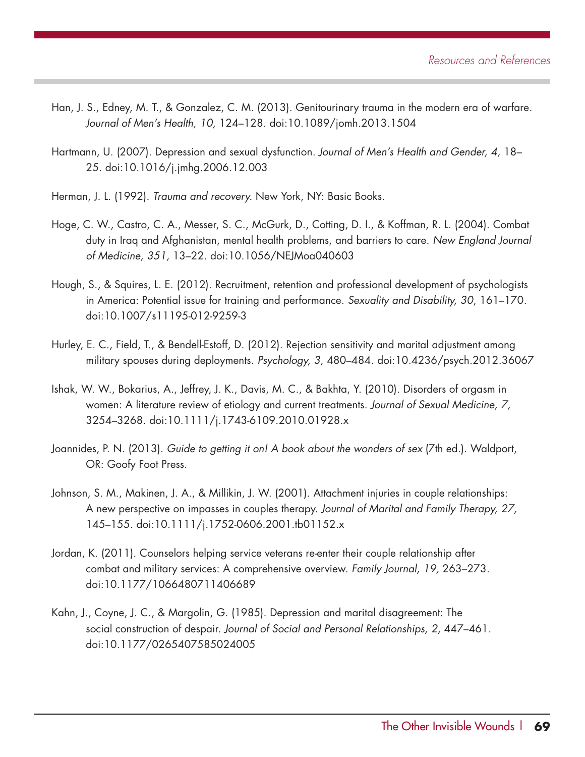Han, J. S., Edney, M. T., & Gonzalez, C. M. (2013). Genitourinary trauma in the modern era of warfare. *Journal of Men's Health, 10,* 124–128. doi:10.1089/jomh.2013.1504

Hartmann, U. (2007). Depression and sexual dysfunction. *Journal of Men's Health and Gender, 4,* 18–25. doi:10.1016/j.jmhg.2006.12.003

Herman, J. L. (1992). *Trauma and recovery.* New York, NY: Basic Books.

Hoge, C. W., Castro, C. A., Messer, S. C., McGurk, D., Cotting, D. I., & Koffman, R. L. (2004). Combat duty in Iraq and Afghanistan, mental health problems, and barriers to care. *New England Journal of Medicine, 351,* 13–22. doi:10.1056/NEJMoa040603

Hough, S., & Squires, L. E. (2012). Recruitment, retention and professional development of psychologists in America: Potential issue for training and performance. *Sexuality and Disability, 30*, 161–170. doi:10.1007/s11195-012-9259-3

Hurley, E. C., Field, T., & Bendell-Estoff, D. (2012). Rejection sensitivity and marital adjustment among military spouses during deployments. *Psychology, 3,* 480–484. doi:10.4236/psych.2012.36067

Ishak, W. W., Bokarius, A., Jeffrey, J. K., Davis, M. C., & Bakhta, Y. (2010). Disorders of orgasm in women: A literature review of etiology and current treatments. *Journal of Sexual Medicine, 7,* 3254–3268. doi:10.1111/j.1743-6109.2010.01928.x

Joannides, P. N. (2013). *Guide to getting it on! A book about the wonders of sex* (7th ed.). Waldport, OR: Goofy Foot Press.

Johnson, S. M., Makinen, J. A., & Millikin, J. W. (2001). Attachment injuries in couple relationships: A new perspective on impasses in couples therapy. *Journal of Marital and Family Therapy, 27,* 145–155. doi:10.1111/j.1752-0606.2001.tb01152.x

Jordan, K. (2011). Counselors helping service veterans re-enter their couple relationship after combat and military services: A comprehensive overview. *Family Journal, 19,* 263–273. doi:10.1177/1066480711406689

Kahn, J., Coyne, J. C., & Margolin, G. (1985). Depression and marital disagreement: The social construction of despair. *Journal of Social and Personal Relationships, 2,* 447–461. doi:10.1177/0265407585024005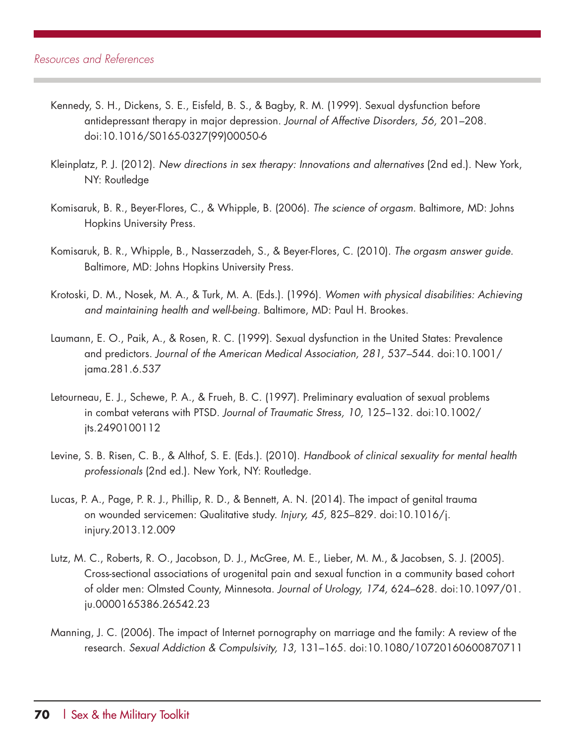Kennedy, S. H., Dickens, S. E., Eisfeld, B. S., & Bagby, R. M. (1999). Sexual dysfunction before antidepressant therapy in major depression. *Journal of Affective Disorders, 56,* 201–208. doi:10.1016/S0165-0327(99)00050-6

Kleinplatz, P. J. (2012). *New directions in sex therapy: Innovations and alternatives* (2nd ed.). New York, NY: Routledge

Komisaruk, B. R., Beyer-Flores, C., & Whipple, B. (2006). *The science of orgasm.* Baltimore, MD: Johns Hopkins University Press.

Komisaruk, B. R., Whipple, B., Nasserzadeh, S., & Beyer-Flores, C. (2010). *The orgasm answer guide.* Baltimore, MD: Johns Hopkins University Press.

Krotoski, D. M., Nosek, M. A., & Turk, M. A. (Eds.). (1996). *Women with physical disabilities: Achieving and maintaining health and well-being.* Baltimore, MD: Paul H. Brookes.

Laumann, E. O., Paik, A., & Rosen, R. C. (1999). Sexual dysfunction in the United States: Prevalence and predictors. *Journal of the American Medical Association, 281,* 537–544. doi:10.1001/jama.281.6.537

Letourneau, E. J., Schewe, P. A., & Frueh, B. C. (1997). Preliminary evaluation of sexual problems in combat veterans with PTSD. *Journal of Traumatic Stress, 10,* 125–132. doi:10.1002/jts.2490100112

Levine, S. B. Risen, C. B., & Althof, S. E. (Eds.). (2010). *Handbook of clinical sexuality for mental health professionals* (2nd ed.). New York, NY: Routledge.

Lucas, P. A., Page, P. R. J., Phillip, R. D., & Bennett, A. N. (2014). The impact of genital trauma on wounded servicemen: Qualitative study. *Injury, 45,* 825–829. doi:10.1016/j.injury.2013.12.009

Lutz, M. C., Roberts, R. O., Jacobson, D. J., McGree, M. E., Lieber, M. M., & Jacobsen, S. J. (2005). Cross-sectional associations of urogenital pain and sexual function in a community based cohort of older men: Olmsted County, Minnesota. *Journal of Urology, 174,* 624–628. doi:10.1097/01.ju.0000165386.26542.23

Manning, J. C. (2006). The impact of Internet pornography on marriage and the family: A review of the research. *Sexual Addiction & Compulsivity, 13,* 131–165. doi:10.1080/10720160600870711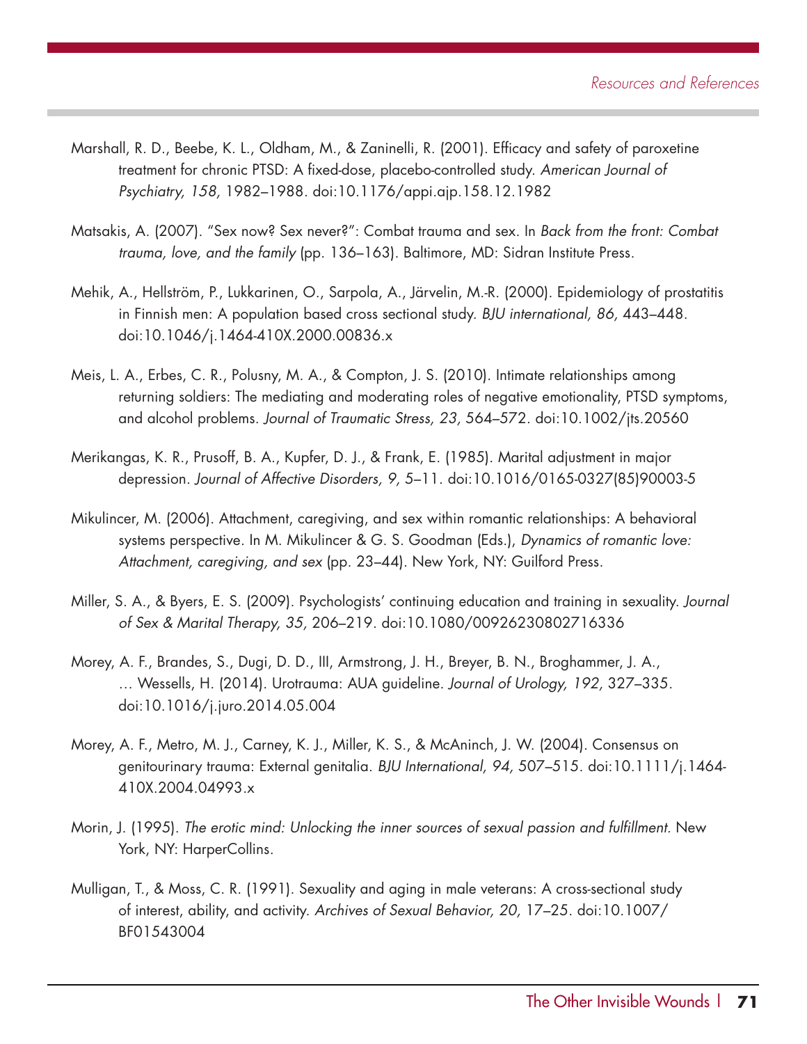Marshall, R. D., Beebe, K. L., Oldham, M., & Zaninelli, R. (2001). Efficacy and safety of paroxetine treatment for chronic PTSD: A fixed-dose, placebo-controlled study. *American Journal of Psychiatry, 158,* 1982–1988. doi:10.1176/appi.ajp.158.12.1982

Matsakis, A. (2007). "Sex now? Sex never?": Combat trauma and sex. In *Back from the front: Combat trauma, love, and the family* (pp. 136–163). Baltimore, MD: Sidran Institute Press.

Mehik, A., Hellström, P., Lukkarinen, O., Sarpola, A., Järvelin, M.-R. (2000). Epidemiology of prostatitis in Finnish men: A population based cross sectional study. *BJU international, 86,* 443–448. doi:10.1046/j.1464-410X.2000.00836.x

Meis, L. A., Erbes, C. R., Polusny, M. A., & Compton, J. S. (2010). Intimate relationships among returning soldiers: The mediating and moderating roles of negative emotionality, PTSD symptoms, and alcohol problems. *Journal of Traumatic Stress, 23,* 564–572. doi:10.1002/jts.20560

Merikangas, K. R., Prusoff, B. A., Kupfer, D. J., & Frank, E. (1985). Marital adjustment in major depression. *Journal of Affective Disorders, 9,* 5–11. doi:10.1016/0165-0327(85)90003-5

Mikulincer, M. (2006). Attachment, caregiving, and sex within romantic relationships: A behavioral systems perspective. In M. Mikulincer & G. S. Goodman (Eds.), *Dynamics of romantic love: Attachment, caregiving, and sex* (pp. 23–44). New York, NY: Guilford Press.

Miller, S. A., & Byers, E. S. (2009). Psychologists' continuing education and training in sexuality. *Journal of Sex & Marital Therapy, 35,* 206–219. doi:10.1080/00926230802716336

Morey, A. F., Brandes, S., Dugi, D. D., III, Armstrong, J. H., Breyer, B. N., Broghammer, J. A., … Wessells, H. (2014). Urotrauma: AUA guideline. *Journal of Urology, 192,* 327–335. doi:10.1016/j.juro.2014.05.004

Morey, A. F., Metro, M. J., Carney, K. J., Miller, K. S., & McAninch, J. W. (2004). Consensus on genitourinary trauma: External genitalia. *BJU International, 94,* 507–515. doi:10.1111/j.1464-410X.2004.04993.x

Morin, J. (1995). *The erotic mind: Unlocking the inner sources of sexual passion and fulfillment.* New York, NY: HarperCollins.

Mulligan, T., & Moss, C. R. (1991). Sexuality and aging in male veterans: A cross-sectional study of interest, ability, and activity. *Archives of Sexual Behavior, 20,* 17–25. doi:10.1007/BF01543004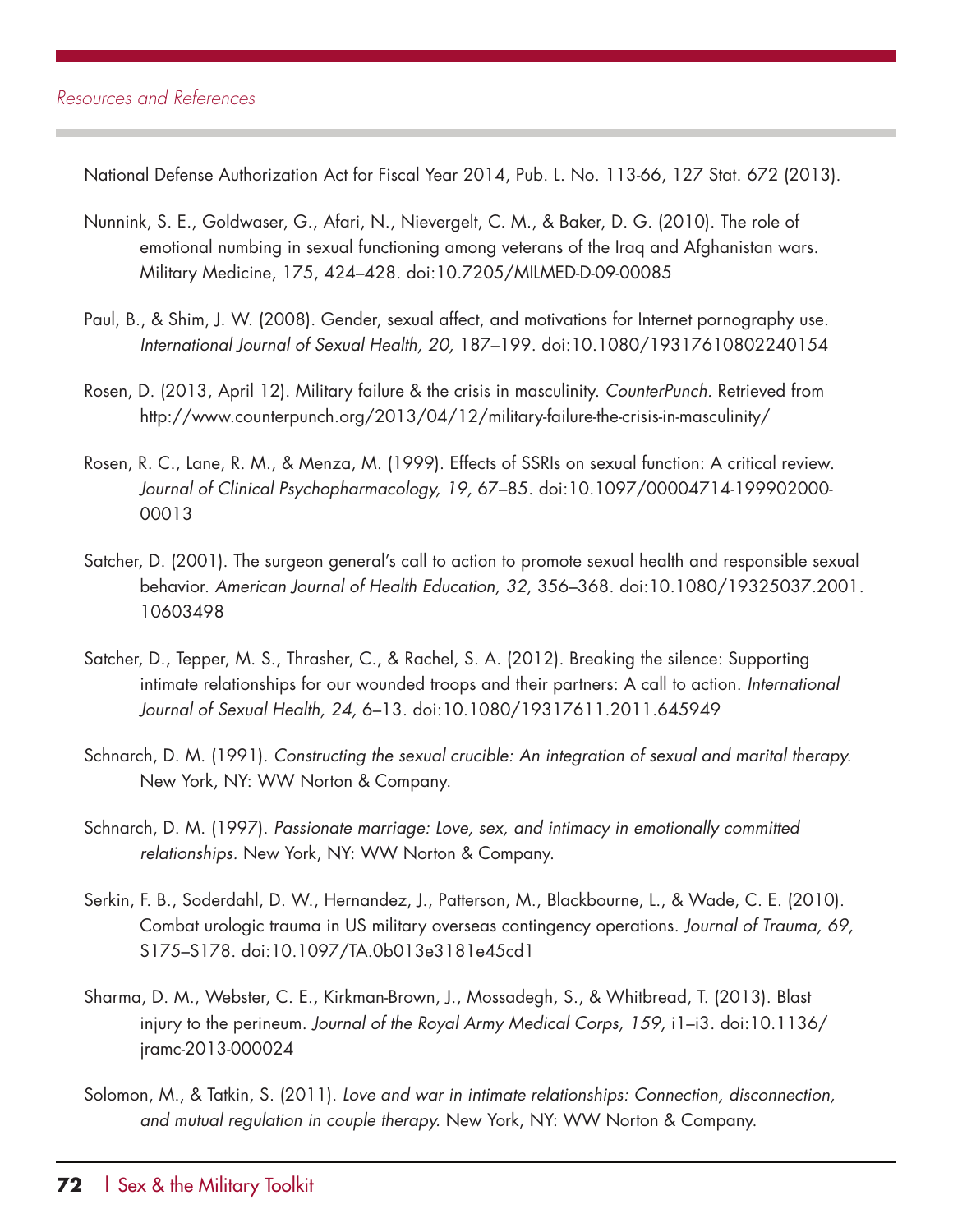National Defense Authorization Act for Fiscal Year 2014, Pub. L. No. 113-66, 127 Stat. 672 (2013).

Nunnink, S. E., Goldwaser, G., Afari, N., Nievergelt, C. M., & Baker, D. G. (2010). The role of emotional numbing in sexual functioning among veterans of the Iraq and Afghanistan wars. Military Medicine, 175, 424–428. doi:10.7205/MILMED-D-09-00085

Paul, B., & Shim, J. W. (2008). Gender, sexual affect, and motivations for Internet pornography use. *International Journal of Sexual Health, 20,* 187–199. doi:10.1080/19317610802240154

Rosen, D. (2013, April 12). Military failure & the crisis in masculinity. *CounterPunch.* Retrieved from http://www.counterpunch.org/2013/04/12/military-failure-the-crisis-in-masculinity/

Rosen, R. C., Lane, R. M., & Menza, M. (1999). Effects of SSRIs on sexual function: A critical review. *Journal of Clinical Psychopharmacology, 19,* 67–85. doi:10.1097/00004714-199902000-00013

Satcher, D. (2001). The surgeon general's call to action to promote sexual health and responsible sexual behavior. *American Journal of Health Education, 32,* 356–368. doi:10.1080/19325037.2001.10603498

Satcher, D., Tepper, M. S., Thrasher, C., & Rachel, S. A. (2012). Breaking the silence: Supporting intimate relationships for our wounded troops and their partners: A call to action. *International Journal of Sexual Health, 24,* 6–13. doi:10.1080/19317611.2011.645949

Schnarch, D. M. (1991). *Constructing the sexual crucible: An integration of sexual and marital therapy.* New York, NY: WW Norton & Company.

Schnarch, D. M. (1997). *Passionate marriage: Love, sex, and intimacy in emotionally committed relationships.* New York, NY: WW Norton & Company.

Serkin, F. B., Soderdahl, D. W., Hernandez, J., Patterson, M., Blackbourne, L., & Wade, C. E. (2010). Combat urologic trauma in US military overseas contingency operations. *Journal of Trauma, 69,* S175–S178. doi:10.1097/TA.0b013e3181e45cd1

Sharma, D. M., Webster, C. E., Kirkman-Brown, J., Mossadegh, S., & Whitbread, T. (2013). Blast injury to the perineum. *Journal of the Royal Army Medical Corps, 159,* i1–i3. doi:10.1136/jramc-2013-000024

Solomon, M., & Tatkin, S. (2011). *Love and war in intimate relationships: Connection, disconnection, and mutual regulation in couple therapy.* New York, NY: WW Norton & Company.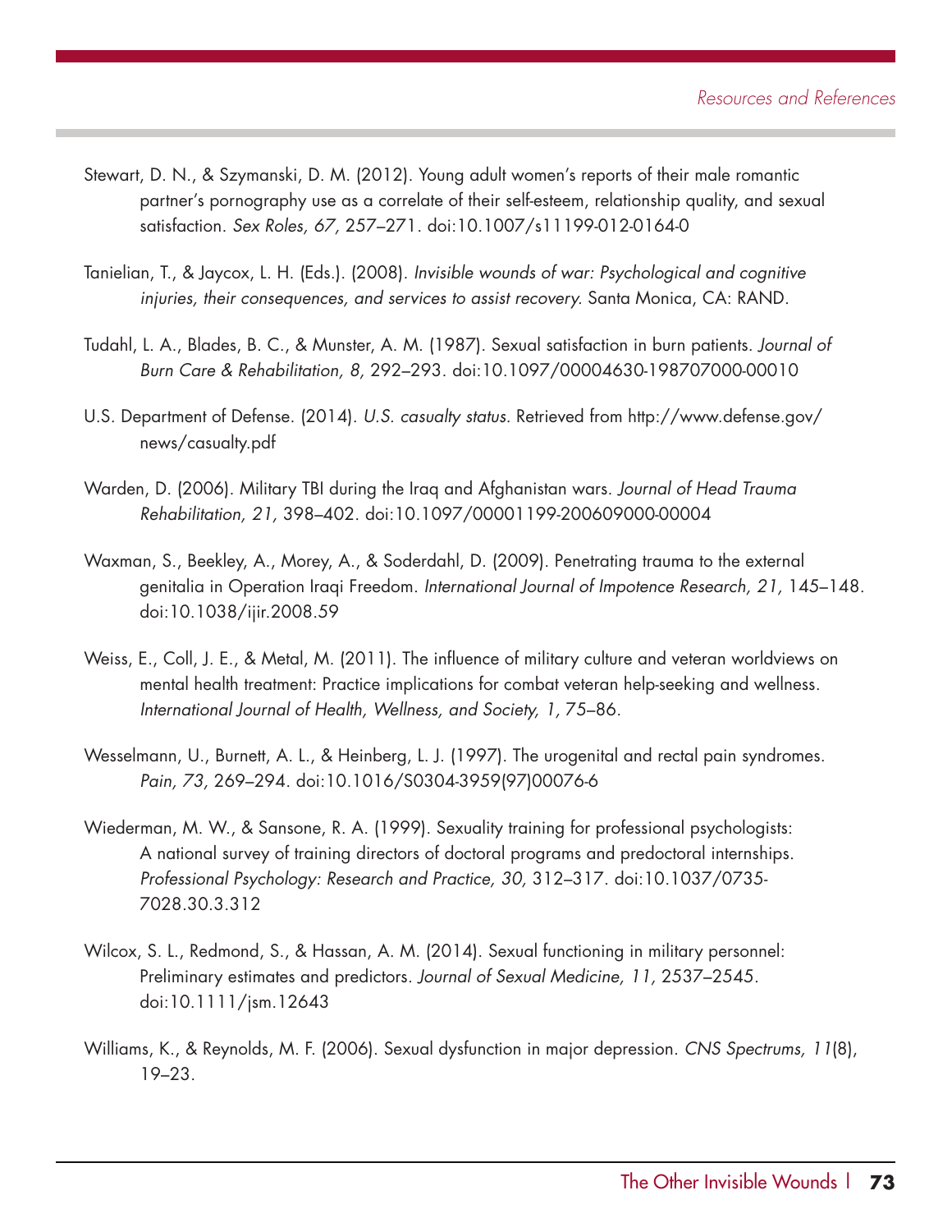Stewart, D. N., & Szymanski, D. M. (2012). Young adult women's reports of their male romantic partner's pornography use as a correlate of their self-esteem, relationship quality, and sexual satisfaction. *Sex Roles, 67,* 257–271. doi:10.1007/s11199-012-0164-0

Tanielian, T., & Jaycox, L. H. (Eds.). (2008). *Invisible wounds of war: Psychological and cognitive injuries, their consequences, and services to assist recovery.* Santa Monica, CA: RAND.

Tudahl, L. A., Blades, B. C., & Munster, A. M. (1987). Sexual satisfaction in burn patients. *Journal of Burn Care & Rehabilitation, 8,* 292–293. doi:10.1097/00004630-198707000-00010

U.S. Department of Defense. (2014). *U.S. casualty status.* Retrieved from http://www.defense.gov/news/casualty.pdf

Warden, D. (2006). Military TBI during the Iraq and Afghanistan wars. *Journal of Head Trauma Rehabilitation, 21,* 398–402. doi:10.1097/00001199-200609000-00004

Waxman, S., Beekley, A., Morey, A., & Soderdahl, D. (2009). Penetrating trauma to the external genitalia in Operation Iraqi Freedom. *International Journal of Impotence Research, 21,* 145–148. doi:10.1038/ijir.2008.59

Weiss, E., Coll, J. E., & Metal, M. (2011). The influence of military culture and veteran worldviews on mental health treatment: Practice implications for combat veteran help-seeking and wellness. *International Journal of Health, Wellness, and Society, 1,* 75–86.

Wesselmann, U., Burnett, A. L., & Heinberg, L. J. (1997). The urogenital and rectal pain syndromes. *Pain, 73,* 269–294. doi:10.1016/S0304-3959(97)00076-6

Wiederman, M. W., & Sansone, R. A. (1999). Sexuality training for professional psychologists: A national survey of training directors of doctoral programs and predoctoral internships. *Professional Psychology: Research and Practice, 30,* 312–317. doi:10.1037/0735-7028.30.3.312

Wilcox, S. L., Redmond, S., & Hassan, A. M. (2014). Sexual functioning in military personnel: Preliminary estimates and predictors. *Journal of Sexual Medicine, 11,* 2537–2545. doi:10.1111/jsm.12643

Williams, K., & Reynolds, M. F. (2006). Sexual dysfunction in major depression. *CNS Spectrums, 11*(8), 19–23.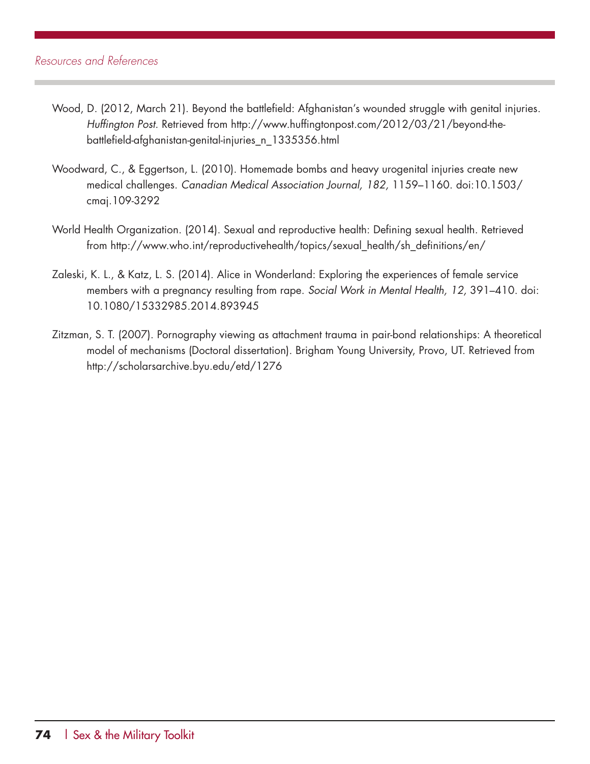Wood, D. (2012, March 21). Beyond the battlefield: Afghanistan's wounded struggle with genital injuries. *Huffington Post.* Retrieved from http://www.huffingtonpost.com/2012/03/21/beyond-the-battlefield-afghanistan-genital-injuries_n_1335356.html

Woodward, C., & Eggertson, L. (2010). Homemade bombs and heavy urogenital injuries create new medical challenges. *Canadian Medical Association Journal, 182,* 1159–1160. doi:10.1503/cmaj.109-3292

World Health Organization. (2014). Sexual and reproductive health: Defining sexual health. Retrieved from http://www.who.int/reproductivehealth/topics/sexual_health/sh_definitions/en/

Zaleski, K. L., & Katz, L. S. (2014). Alice in Wonderland: Exploring the experiences of female service members with a pregnancy resulting from rape. *Social Work in Mental Health, 12,* 391–410. doi: 10.1080/15332985.2014.893945

Zitzman, S. T. (2007). Pornography viewing as attachment trauma in pair-bond relationships: A theoretical model of mechanisms (Doctoral dissertation). Brigham Young University, Provo, UT. Retrieved from http://scholarsarchive.byu.edu/etd/1276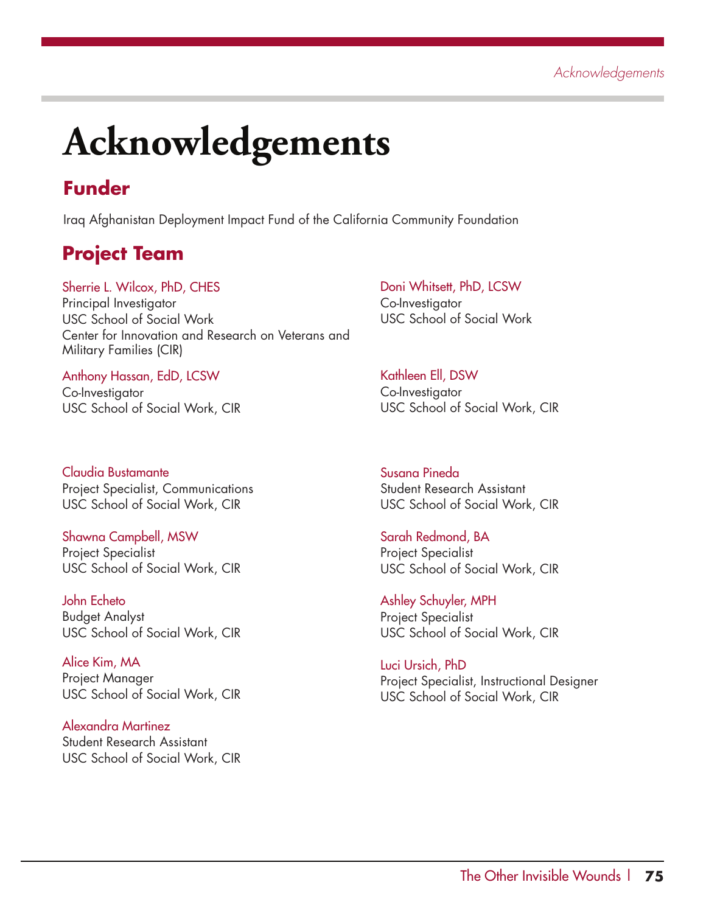# Acknowledgements

## Funder

Iraq Afghanistan Deployment Impact Fund of the California Community Foundation

## Project Team

Sherrie L. Wilcox, PhD, CHES
Principal Investigator
USC School of Social Work
Center for Innovation and Research on Veterans and Military Families (CIR)

Anthony Hassan, EdD, LCSW
Co-Investigator
USC School of Social Work, CIR

Doni Whitsett, PhD, LCSW
Co-Investigator
USC School of Social Work

Kathleen Ell, DSW
Co-Investigator
USC School of Social Work, CIR

Claudia Bustamante
Project Specialist, Communications
USC School of Social Work, CIR

Shawna Campbell, MSW
Project Specialist
USC School of Social Work, CIR

John Echeto
Budget Analyst
USC School of Social Work, CIR

Alice Kim, MA
Project Manager
USC School of Social Work, CIR

Alexandra Martinez
Student Research Assistant
USC School of Social Work, CIR

Susana Pineda
Student Research Assistant
USC School of Social Work, CIR

Sarah Redmond, BA
Project Specialist
USC School of Social Work, CIR

Ashley Schuyler, MPH
Project Specialist
USC School of Social Work, CIR

Luci Ursich, PhD
Project Specialist, Instructional Designer
USC School of Social Work, CIR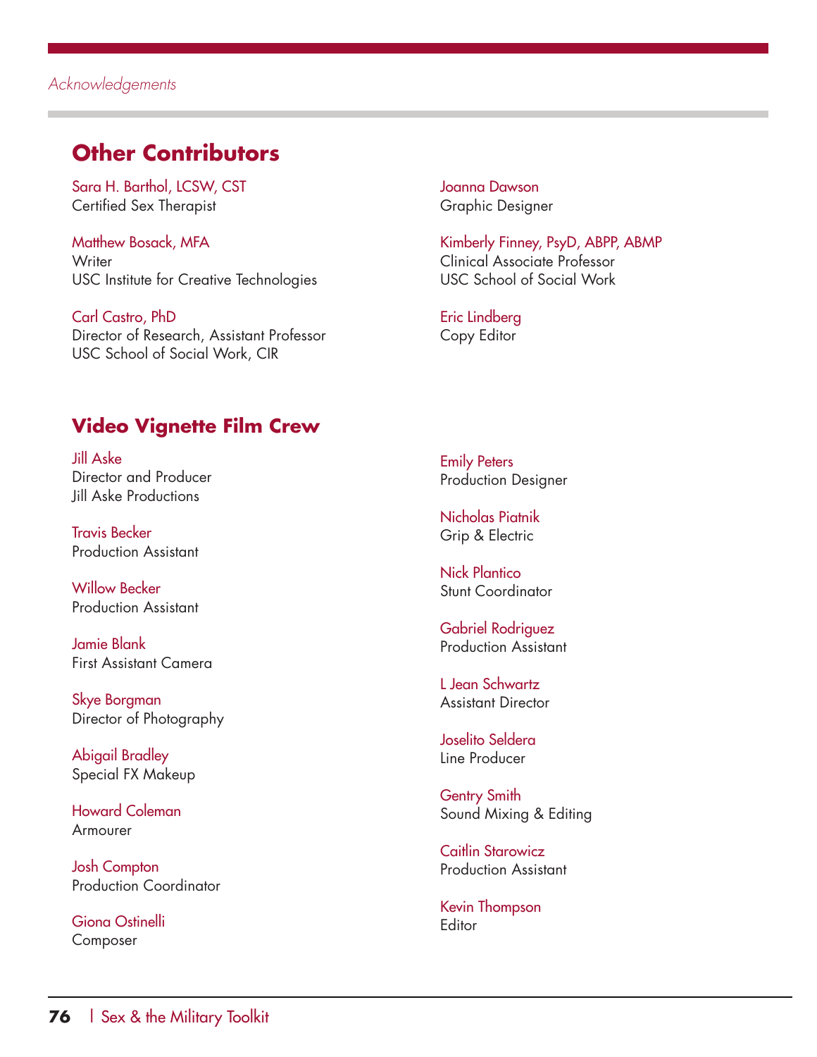## Other Contributors

Sara H. Barthol, LCSW, CST
Certified Sex Therapist

Matthew Bosack, MFA
Writer
USC Institute for Creative Technologies

Carl Castro, PhD
Director of Research, Assistant Professor
USC School of Social Work, CIR

Joanna Dawson
Graphic Designer

Kimberly Finney, PsyD, ABPP, ABMP
Clinical Associate Professor
USC School of Social Work

Eric Lindberg
Copy Editor

## Video Vignette Film Crew

Jill Aske
Director and Producer
Jill Aske Productions

Travis Becker
Production Assistant

Willow Becker
Production Assistant

Jamie Blank
First Assistant Camera

Skye Borgman
Director of Photography

Abigail Bradley
Special FX Makeup

Howard Coleman
Armourer

Josh Compton
Production Coordinator

Giona Ostinelli
Composer

Emily Peters
Production Designer

Nicholas Piatnik
Grip & Electric

Nick Plantico
Stunt Coordinator

Gabriel Rodriguez
Production Assistant

L Jean Schwartz
Assistant Director

Joselito Seldera
Line Producer

Gentry Smith
Sound Mixing & Editing

Caitlin Starowicz
Production Assistant

Kevin Thompson
Editor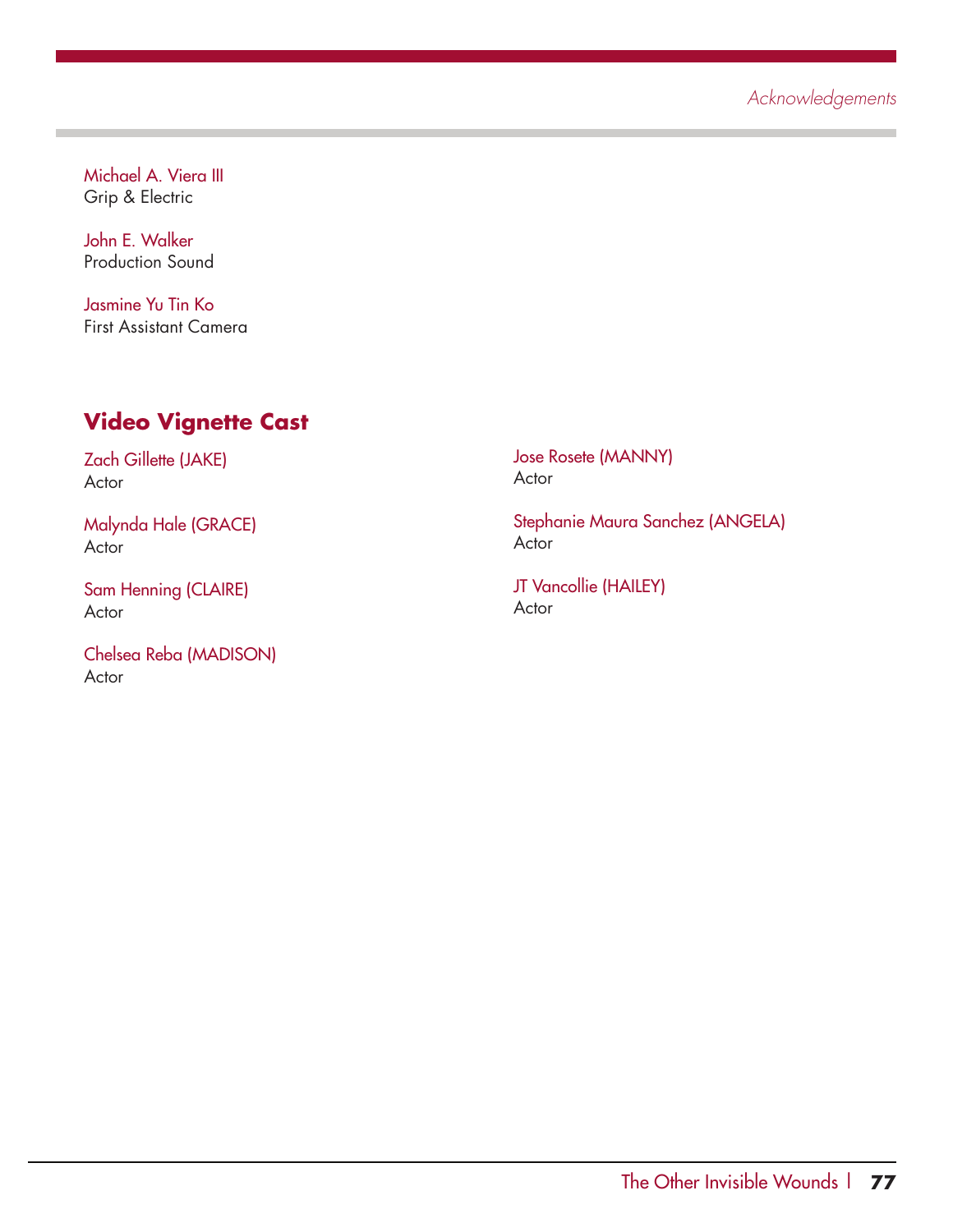Michael A. Viera III
Grip & Electric

John E. Walker
Production Sound

Jasmine Yu Tin Ko
First Assistant Camera

## Video Vignette Cast

Zach Gillette (JAKE)
Actor

Malynda Hale (GRACE)
Actor

Sam Henning (CLAIRE)
Actor

Chelsea Reba (MADISON)
Actor

Jose Rosete (MANNY)
Actor

Stephanie Maura Sanchez (ANGELA)
Actor

JT Vancollie (HAILEY)
Actor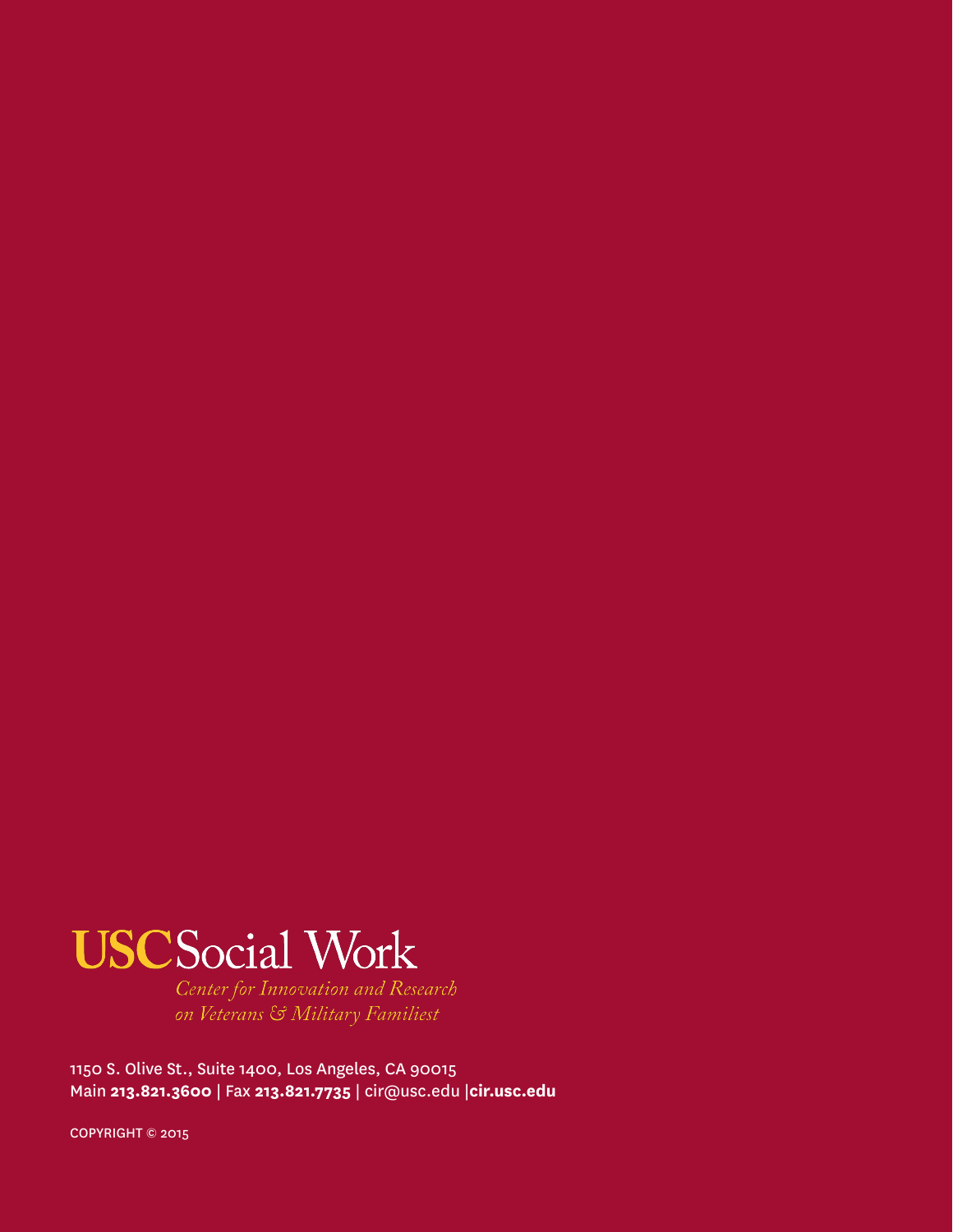USC Social Work

*Center for Innovation and Research on Veterans & Military Familiest*

1150 S. Olive St., Suite 1400, Los Angeles, CA 90015
Main **213.821.3600** | Fax **213.821.7735** | cir@usc.edu |**cir.usc.edu**

COPYRIGHT © 2015